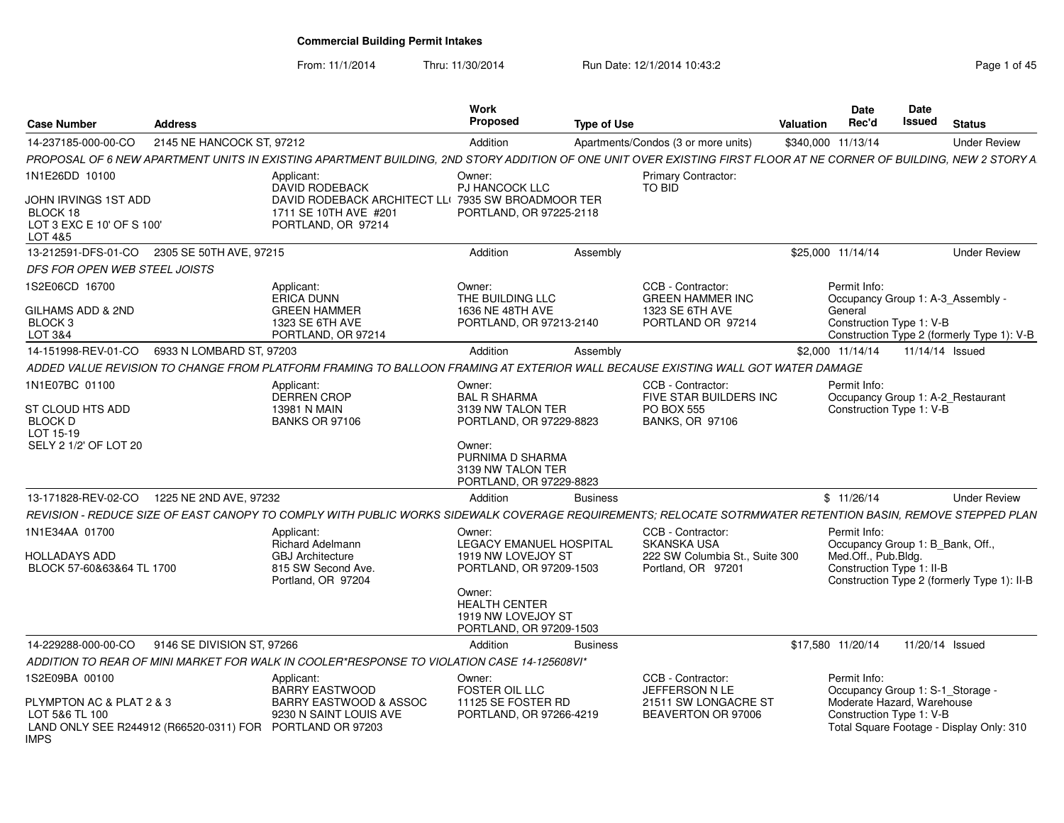# Commercial Building Permit Intakes

From: 11/1/2014 Thru: 11/30/2014 Run Date: 12/1/2014 10:43:2

| Case Number | Address | Work Proposed | Type of Use | Valuation | Date Rec'd | Date Issued | Status |
|---|---|---|---|---|---|---|---|
| 14-237185-000-00-CO | 2145 NE HANCOCK ST, 97212 | Addition | Apartments/Condos (3 or more units) | $340,000 | 11/13/14 | | Under Review |
| 13-212591-DFS-01-CO | 2305 SE 50TH AVE, 97215 | Addition | Assembly | $25,000 | 11/14/14 | | Under Review |
| 14-151998-REV-01-CO | 6933 N LOMBARD ST, 97203 | Addition | Assembly | $2,000 | 11/14/14 | 11/14/14 | Issued |
| 13-171828-REV-02-CO | 1225 NE 2ND AVE, 97232 | Addition | Business | $ | 11/26/14 | | Under Review |
| 14-229288-000-00-CO | 9146 SE DIVISION ST, 97266 | Addition | Business | $17,580 | 11/20/14 | 11/20/14 | Issued |

**14-237185-000-00-CO** — 2145 NE HANCOCK ST, 97212 — Addition — Apartments/Condos (3 or more units) — $340,000 — Rec'd 11/13/14 — Under Review

*PROPOSAL OF 6 NEW APARTMENT UNITS IN EXISTING APARTMENT BUILDING, 2ND STORY ADDITION OF ONE UNIT OVER EXISTING FIRST FLOOR AT NE CORNER OF BUILDING, NEW 2 STORY A*

- 1N1E26DD 10100
  JOHN IRVINGS 1ST ADD
  BLOCK 18
  LOT 3 EXC E 10' OF S 100'
  LOT 4&5
- Applicant: DAVID RODEBACK, DAVID RODEBACK ARCHITECT LL(, 1711 SE 10TH AVE #201, PORTLAND, OR 97214
- Owner: PJ HANCOCK LLC, 7935 SW BROADMOOR TER, PORTLAND, OR 97225-2118
- Primary Contractor: TO BID

**13-212591-DFS-01-CO** — 2305 SE 50TH AVE, 97215 — Addition — Assembly — $25,000 — Rec'd 11/14/14 — Under Review

*DFS FOR OPEN WEB STEEL JOISTS*

- 1S2E06CD 16700
  GILHAMS ADD & 2ND
  BLOCK 3
  LOT 3&4
- Applicant: ERICA DUNN, GREEN HAMMER, 1323 SE 6TH AVE, PORTLAND, OR 97214
- Owner: THE BUILDING LLC, 1636 NE 48TH AVE, PORTLAND, OR 97213-2140
- CCB - Contractor: GREEN HAMMER INC, 1323 SE 6TH AVE, PORTLAND OR 97214
- Permit Info: Occupancy Group 1: A-3_Assembly - General; Construction Type 1: V-B; Construction Type 2 (formerly Type 1): V-B

**14-151998-REV-01-CO** — 6933 N LOMBARD ST, 97203 — Addition — Assembly — $2,000 — Rec'd 11/14/14 — Issued 11/14/14 — Issued

*ADDED VALUE REVISION TO CHANGE FROM PLATFORM FRAMING TO BALLOON FRAMING AT EXTERIOR WALL BECAUSE EXISTING WALL GOT WATER DAMAGE*

- 1N1E07BC 01100
  ST CLOUD HTS ADD
  BLOCK D
  LOT 15-19
  SELY 2 1/2' OF LOT 20
- Applicant: DERREN CROP, 13981 N MAIN, BANKS OR 97106
- Owner: BAL R SHARMA, 3139 NW TALON TER, PORTLAND, OR 97229-8823
- Owner: PURNIMA D SHARMA, 3139 NW TALON TER, PORTLAND, OR 97229-8823
- CCB - Contractor: FIVE STAR BUILDERS INC, PO BOX 555, BANKS, OR 97106
- Permit Info: Occupancy Group 1: A-2_Restaurant; Construction Type 1: V-B

**13-171828-REV-02-CO** — 1225 NE 2ND AVE, 97232 — Addition — Business — $ — Rec'd 11/26/14 — Under Review

*REVISION - REDUCE SIZE OF EAST CANOPY TO COMPLY WITH PUBLIC WORKS SIDEWALK COVERAGE REQUIREMENTS; RELOCATE SOTRMWATER RETENTION BASIN, REMOVE STEPPED PLAN*

- 1N1E34AA 01700
  HOLLADAYS ADD
  BLOCK 57-60&63&64 TL 1700
- Applicant: Richard Adelmann, GBJ Architecture, 815 SW Second Ave., Portland, OR 97204
- Owner: LEGACY EMANUEL HOSPITAL, 1919 NW LOVEJOY ST, PORTLAND, OR 97209-1503
- Owner: HEALTH CENTER, 1919 NW LOVEJOY ST, PORTLAND, OR 97209-1503
- CCB - Contractor: SKANSKA USA, 222 SW Columbia St., Suite 300, Portland, OR 97201
- Permit Info: Occupancy Group 1: B_Bank, Off., Med.Off., Pub.Bldg.; Construction Type 1: II-B; Construction Type 2 (formerly Type 1): II-B

**14-229288-000-00-CO** — 9146 SE DIVISION ST, 97266 — Addition — Business — $17,580 — Rec'd 11/20/14 — Issued 11/20/14 — Issued

*ADDITION TO REAR OF MINI MARKET FOR WALK IN COOLER*RESPONSE TO VIOLATION CASE 14-125608VI**

- 1S2E09BA 00100
  PLYMPTON AC & PLAT 2 & 3
  LOT 5&6 TL 100
  LAND ONLY SEE R244912 (R66520-0311) FOR IMPS
- Applicant: BARRY EASTWOOD, BARRY EASTWOOD & ASSOC, 9230 N SAINT LOUIS AVE, PORTLAND OR 97203
- Owner: FOSTER OIL LLC, 11125 SE FOSTER RD, PORTLAND, OR 97266-4219
- CCB - Contractor: JEFFERSON N LE, 21511 SW LONGACRE ST, BEAVERTON OR 97006
- Permit Info: Occupancy Group 1: S-1_Storage - Moderate Hazard, Warehouse; Construction Type 1: V-B; Total Square Footage - Display Only: 310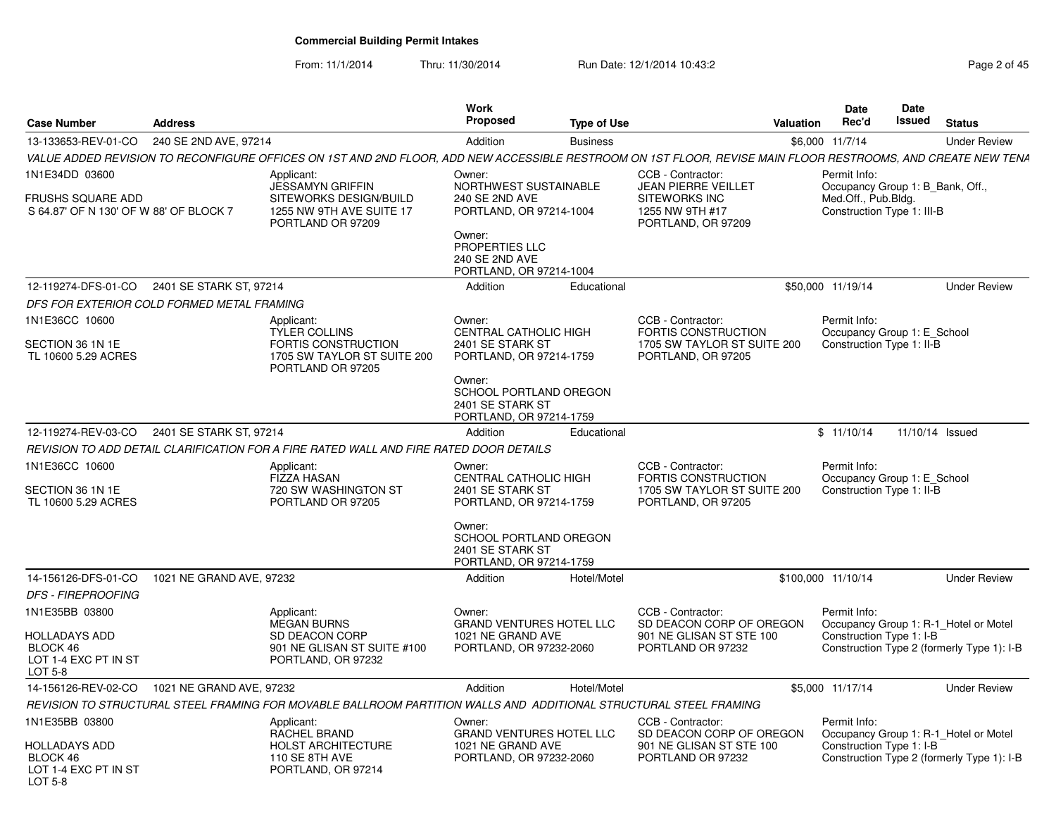## Commercial Building Permit Intakes

From: 11/1/2014 Thru: 11/30/2014 Run Date: 12/1/2014 10:43:2

| Case Number | Address | Work Proposed | Type of Use | Valuation | Date Rec'd | Date Issued | Status |
|---|---|---|---|---|---|---|---|
| 13-133653-REV-01-CO | 240 SE 2ND AVE, 97214 | Addition | Business | $6,000 | 11/7/14 | | Under Review |

*VALUE ADDED REVISION TO RECONFIGURE OFFICES ON 1ST AND 2ND FLOOR, ADD NEW ACCESSIBLE RESTROOM ON 1ST FLOOR, REVISE MAIN FLOOR RESTROOMS, AND CREATE NEW TENA*

1N1E34DD 03600
FRUSHS SQUARE ADD
S 64.87' OF N 130' OF W 88' OF BLOCK 7

Applicant: JESSAMYN GRIFFIN, SITEWORKS DESIGN/BUILD, 1255 NW 9TH AVE SUITE 17, PORTLAND OR 97209

Owner: NORTHWEST SUSTAINABLE, 240 SE 2ND AVE, PORTLAND, OR 97214-1004

Owner: PROPERTIES LLC, 240 SE 2ND AVE, PORTLAND, OR 97214-1004

CCB - Contractor: JEAN PIERRE VEILLET, SITEWORKS INC, 1255 NW 9TH #17, PORTLAND, OR 97209

Permit Info: Occupancy Group 1: B_Bank, Off., Med.Off., Pub.Bldg. Construction Type 1: III-B

| Case Number | Address | Work Proposed | Type of Use | Valuation | Date Rec'd | Date Issued | Status |
|---|---|---|---|---|---|---|---|
| 12-119274-DFS-01-CO | 2401 SE STARK ST, 97214 | Addition | Educational | $50,000 | 11/19/14 | | Under Review |

*DFS FOR EXTERIOR COLD FORMED METAL FRAMING*

1N1E36CC 10600
SECTION 36 1N 1E
TL 10600 5.29 ACRES

Applicant: TYLER COLLINS, FORTIS CONSTRUCTION, 1705 SW TAYLOR ST SUITE 200, PORTLAND OR 97205

Owner: CENTRAL CATHOLIC HIGH, 2401 SE STARK ST, PORTLAND, OR 97214-1759

Owner: SCHOOL PORTLAND OREGON, 2401 SE STARK ST, PORTLAND, OR 97214-1759

CCB - Contractor: FORTIS CONSTRUCTION, 1705 SW TAYLOR ST SUITE 200, PORTLAND, OR 97205

Permit Info: Occupancy Group 1: E_School Construction Type 1: II-B

| Case Number | Address | Work Proposed | Type of Use | Valuation | Date Rec'd | Date Issued | Status |
|---|---|---|---|---|---|---|---|
| 12-119274-REV-03-CO | 2401 SE STARK ST, 97214 | Addition | Educational | $ | 11/10/14 | 11/10/14 | Issued |

*REVISION TO ADD DETAIL CLARIFICATION FOR A FIRE RATED WALL AND FIRE RATED DOOR DETAILS*

1N1E36CC 10600
SECTION 36 1N 1E
TL 10600 5.29 ACRES

Applicant: FIZZA HASAN, 720 SW WASHINGTON ST, PORTLAND OR 97205

Owner: CENTRAL CATHOLIC HIGH, 2401 SE STARK ST, PORTLAND, OR 97214-1759

Owner: SCHOOL PORTLAND OREGON, 2401 SE STARK ST, PORTLAND, OR 97214-1759

CCB - Contractor: FORTIS CONSTRUCTION, 1705 SW TAYLOR ST SUITE 200, PORTLAND, OR 97205

Permit Info: Occupancy Group 1: E_School Construction Type 1: II-B

| Case Number | Address | Work Proposed | Type of Use | Valuation | Date Rec'd | Date Issued | Status |
|---|---|---|---|---|---|---|---|
| 14-156126-DFS-01-CO | 1021 NE GRAND AVE, 97232 | Addition | Hotel/Motel | $100,000 | 11/10/14 | | Under Review |

*DFS - FIREPROOFING*

1N1E35BB 03800
HOLLADAYS ADD
BLOCK 46
LOT 1-4 EXC PT IN ST
LOT 5-8

Applicant: MEGAN BURNS, SD DEACON CORP, 901 NE GLISAN ST SUITE #100, PORTLAND, OR 97232

Owner: GRAND VENTURES HOTEL LLC, 1021 NE GRAND AVE, PORTLAND, OR 97232-2060

CCB - Contractor: SD DEACON CORP OF OREGON, 901 NE GLISAN ST STE 100, PORTLAND OR 97232

Permit Info: Occupancy Group 1: R-1_Hotel or Motel Construction Type 1: I-B Construction Type 2 (formerly Type 1): I-B

| Case Number | Address | Work Proposed | Type of Use | Valuation | Date Rec'd | Date Issued | Status |
|---|---|---|---|---|---|---|---|
| 14-156126-REV-02-CO | 1021 NE GRAND AVE, 97232 | Addition | Hotel/Motel | $5,000 | 11/17/14 | | Under Review |

*REVISION TO STRUCTURAL STEEL FRAMING FOR MOVABLE BALLROOM PARTITION WALLS AND ADDITIONAL STRUCTURAL STEEL FRAMING*

1N1E35BB 03800
HOLLADAYS ADD
BLOCK 46
LOT 1-4 EXC PT IN ST
LOT 5-8

Applicant: RACHEL BRAND, HOLST ARCHITECTURE, 110 SE 8TH AVE, PORTLAND, OR 97214

Owner: GRAND VENTURES HOTEL LLC, 1021 NE GRAND AVE, PORTLAND, OR 97232-2060

CCB - Contractor: SD DEACON CORP OF OREGON, 901 NE GLISAN ST STE 100, PORTLAND OR 97232

Permit Info: Occupancy Group 1: R-1_Hotel or Motel Construction Type 1: I-B Construction Type 2 (formerly Type 1): I-B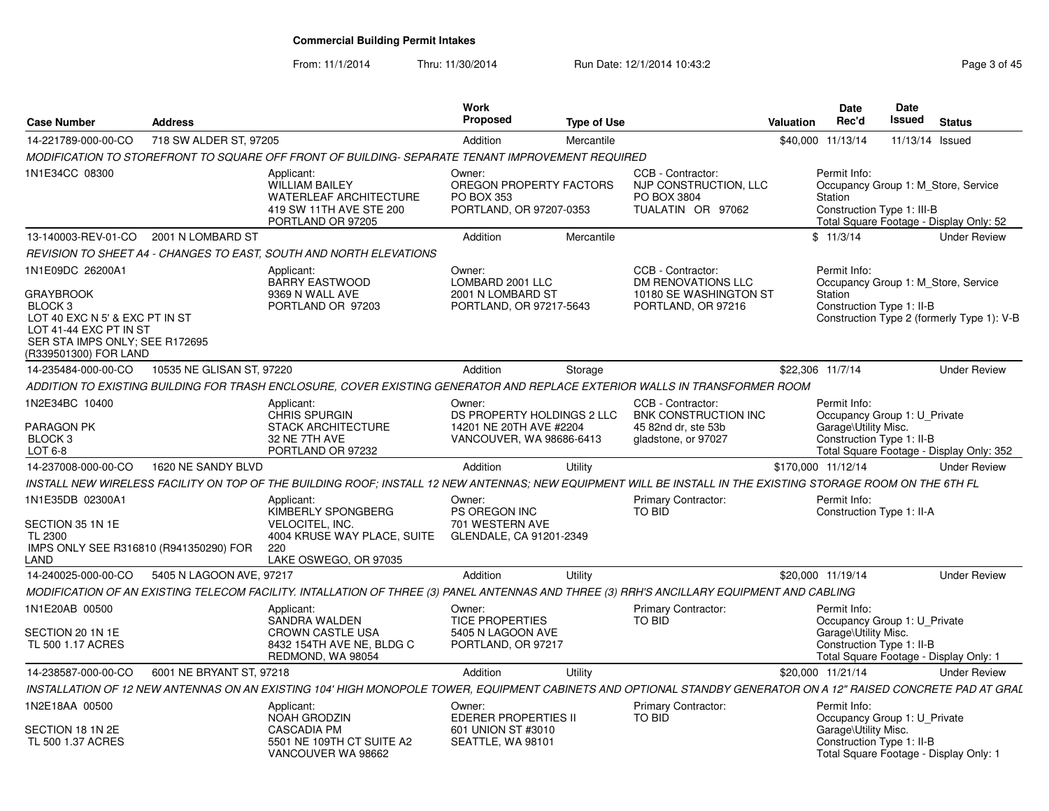# Commercial Building Permit Intakes

From: 11/1/2014 Thru: 11/30/2014 Run Date: 12/1/2014 10:43:2

| Case Number | Address | Work Proposed | Type of Use | Valuation | Date Rec'd | Date Issued | Status |
|---|---|---|---|---|---|---|---|
| 14-221789-000-00-CO | 718 SW ALDER ST, 97205 | Addition | Mercantile | $40,000 | 11/13/14 | 11/13/14 | Issued |

*MODIFICATION TO STOREFRONT TO SQUARE OFF FRONT OF BUILDING- SEPARATE TENANT IMPROVEMENT REQUIRED*

1N1E34CC 08300

Applicant: WILLIAM BAILEY, WATERLEAF ARCHITECTURE, 419 SW 11TH AVE STE 200, PORTLAND OR 97205

Owner: OREGON PROPERTY FACTORS, PO BOX 353, PORTLAND, OR 97207-0353

CCB - Contractor: NJP CONSTRUCTION, LLC, PO BOX 3804, TUALATIN OR 97062

Permit Info: Occupancy Group 1: M_Store, Service Station; Construction Type 1: III-B; Total Square Footage - Display Only: 52

---

| Case Number | Address | Work Proposed | Type of Use | Valuation | Date Rec'd | Date Issued | Status |
|---|---|---|---|---|---|---|---|
| 13-140003-REV-01-CO | 2001 N LOMBARD ST | Addition | Mercantile | $ | 11/3/14 | | Under Review |

*REVISION TO SHEET A4 - CHANGES TO EAST, SOUTH AND NORTH ELEVATIONS*

1N1E09DC 26200A1

GRAYBROOK
BLOCK 3
LOT 40 EXC N 5' & EXC PT IN ST
LOT 41-44 EXC PT IN ST
SER STA IMPS ONLY; SEE R172695 (R339501300) FOR LAND

Applicant: BARRY EASTWOOD, 9369 N WALL AVE, PORTLAND OR 97203

Owner: LOMBARD 2001 LLC, 2001 N LOMBARD ST, PORTLAND, OR 97217-5643

CCB - Contractor: DM RENOVATIONS LLC, 10180 SE WASHINGTON ST, PORTLAND, OR 97216

Permit Info: Occupancy Group 1: M_Store, Service Station; Construction Type 1: II-B; Construction Type 2 (formerly Type 1): V-B

---

| Case Number | Address | Work Proposed | Type of Use | Valuation | Date Rec'd | Date Issued | Status |
|---|---|---|---|---|---|---|---|
| 14-235484-000-00-CO | 10535 NE GLISAN ST, 97220 | Addition | Storage | $22,306 | 11/7/14 | | Under Review |

*ADDITION TO EXISTING BUILDING FOR TRASH ENCLOSURE, COVER EXISTING GENERATOR AND REPLACE EXTERIOR WALLS IN TRANSFORMER ROOM*

1N2E34BC 10400

PARAGON PK
BLOCK 3
LOT 6-8

Applicant: CHRIS SPURGIN, STACK ARCHITECTURE, 32 NE 7TH AVE, PORTLAND OR 97232

Owner: DS PROPERTY HOLDINGS 2 LLC, 14201 NE 20TH AVE #2204, VANCOUVER, WA 98686-6413

CCB - Contractor: BNK CONSTRUCTION INC, 45 82nd dr, ste 53b, gladstone, or 97027

Permit Info: Occupancy Group 1: U_Private Garage\Utility Misc.; Construction Type 1: II-B; Total Square Footage - Display Only: 352

---

| Case Number | Address | Work Proposed | Type of Use | Valuation | Date Rec'd | Date Issued | Status |
|---|---|---|---|---|---|---|---|
| 14-237008-000-00-CO | 1620 NE SANDY BLVD | Addition | Utility | $170,000 | 11/12/14 | | Under Review |

*INSTALL NEW WIRELESS FACILITY ON TOP OF THE BUILDING ROOF; INSTALL 12 NEW ANTENNAS; NEW EQUIPMENT WILL BE INSTALL IN THE EXISTING STORAGE ROOM ON THE 6TH FL*

1N1E35DB 02300A1

SECTION 35 1N 1E
TL 2300
IMPS ONLY SEE R316810 (R941350290) FOR LAND

Applicant: KIMBERLY SPONGBERG, VELOCITEL, INC., 4004 KRUSE WAY PLACE, SUITE 220, LAKE OSWEGO, OR 97035

Owner: PS OREGON INC, 701 WESTERN AVE, GLENDALE, CA 91201-2349

Primary Contractor: TO BID

Permit Info: Construction Type 1: II-A

---

| Case Number | Address | Work Proposed | Type of Use | Valuation | Date Rec'd | Date Issued | Status |
|---|---|---|---|---|---|---|---|
| 14-240025-000-00-CO | 5405 N LAGOON AVE, 97217 | Addition | Utility | $20,000 | 11/19/14 | | Under Review |

*MODIFICATION OF AN EXISTING TELECOM FACILITY. INTALLATION OF THREE (3) PANEL ANTENNAS AND THREE (3) RRH'S ANCILLARY EQUIPMENT AND CABLING*

1N1E20AB 00500

SECTION 20 1N 1E
TL 500 1.17 ACRES

Applicant: SANDRA WALDEN, CROWN CASTLE USA, 8432 154TH AVE NE, BLDG C, REDMOND, WA 98054

Owner: TICE PROPERTIES, 5405 N LAGOON AVE, PORTLAND, OR 97217

Primary Contractor: TO BID

Permit Info: Occupancy Group 1: U_Private Garage\Utility Misc.; Construction Type 1: II-B; Total Square Footage - Display Only: 1

---

| Case Number | Address | Work Proposed | Type of Use | Valuation | Date Rec'd | Date Issued | Status |
|---|---|---|---|---|---|---|---|
| 14-238587-000-00-CO | 6001 NE BRYANT ST, 97218 | Addition | Utility | $20,000 | 11/21/14 | | Under Review |

*INSTALLATION OF 12 NEW ANTENNAS ON AN EXISTING 104' HIGH MONOPOLE TOWER, EQUIPMENT CABINETS AND OPTIONAL STANDBY GENERATOR ON A 12" RAISED CONCRETE PAD AT GRAI*

1N2E18AA 00500

SECTION 18 1N 2E
TL 500 1.37 ACRES

Applicant: NOAH GRODZIN, CASCADIA PM, 5501 NE 109TH CT SUITE A2, VANCOUVER WA 98662

Owner: EDERER PROPERTIES II, 601 UNION ST #3010, SEATTLE, WA 98101

Primary Contractor: TO BID

Permit Info: Occupancy Group 1: U_Private Garage\Utility Misc.; Construction Type 1: II-B; Total Square Footage - Display Only: 1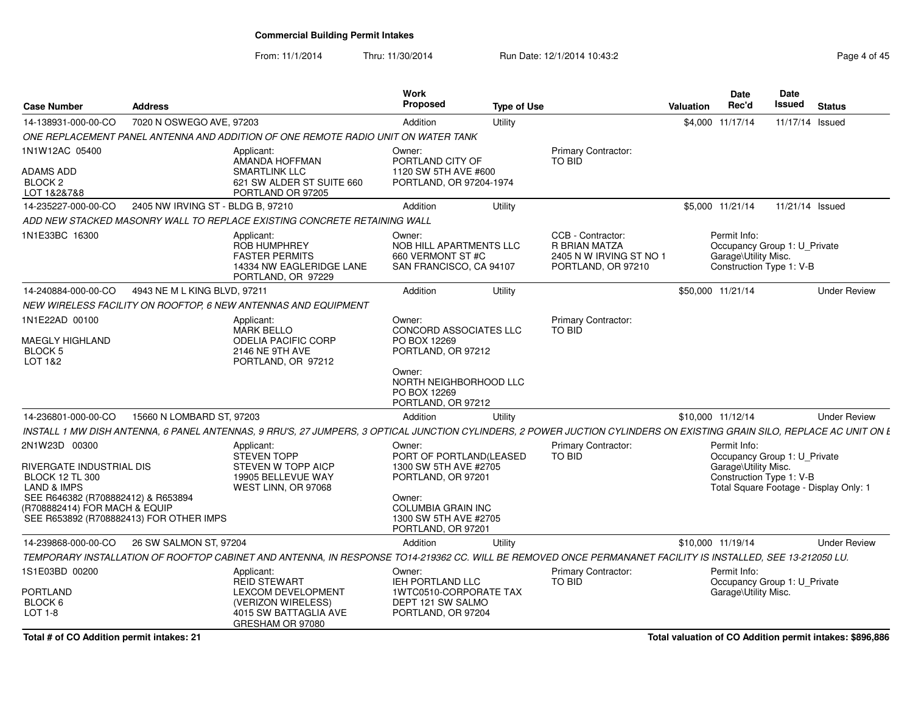# Commercial Building Permit Intakes

From: 11/1/2014 Thru: 11/30/2014 Run Date: 12/1/2014 10:43:2

| Case Number | Address | Work Proposed | Type of Use | Valuation | Date Rec'd | Date Issued | Status |
|---|---|---|---|---|---|---|---|
| 14-138931-000-00-CO | 7020 N OSWEGO AVE, 97203 | Addition | Utility | $4,000 | 11/17/14 | 11/17/14 | Issued |

*ONE REPLACEMENT PANEL ANTENNA AND ADDITION OF ONE REMOTE RADIO UNIT ON WATER TANK*

1N1W12AC 05400
ADAMS ADD
BLOCK 2
LOT 1&2&7&8

Applicant:
AMANDA HOFFMAN
SMARTLINK LLC
621 SW ALDER ST SUITE 660
PORTLAND OR 97205

Owner:
PORTLAND CITY OF
1120 SW 5TH AVE #600
PORTLAND, OR 97204-1974

Primary Contractor:
TO BID

| Case Number | Address | Work Proposed | Type of Use | Valuation | Date Rec'd | Date Issued | Status |
|---|---|---|---|---|---|---|---|
| 14-235227-000-00-CO | 2405 NW IRVING ST - BLDG B, 97210 | Addition | Utility | $5,000 | 11/21/14 | 11/21/14 | Issued |

*ADD NEW STACKED MASONRY WALL TO REPLACE EXISTING CONCRETE RETAINING WALL*

1N1E33BC 16300

Applicant:
ROB HUMPHREY
FASTER PERMITS
14334 NW EAGLERIDGE LANE
PORTLAND, OR 97229

Owner:
NOB HILL APARTMENTS LLC
660 VERMONT ST #C
SAN FRANCISCO, CA 94107

CCB - Contractor:
R BRIAN MATZA
2405 N W IRVING ST NO 1
PORTLAND, OR 97210

Permit Info:
Occupancy Group 1: U_Private Garage\Utility Misc.
Construction Type 1: V-B

| Case Number | Address | Work Proposed | Type of Use | Valuation | Date Rec'd | Date Issued | Status |
|---|---|---|---|---|---|---|---|
| 14-240884-000-00-CO | 4943 NE M L KING BLVD, 97211 | Addition | Utility | $50,000 | 11/21/14 | | Under Review |

*NEW WIRELESS FACILITY ON ROOFTOP, 6 NEW ANTENNAS AND EQUIPMENT*

1N1E22AD 00100
MAEGLY HIGHLAND
BLOCK 5
LOT 1&2

Applicant:
MARK BELLO
ODELIA PACIFIC CORP
2146 NE 9TH AVE
PORTLAND, OR 97212

Owner:
CONCORD ASSOCIATES LLC
PO BOX 12269
PORTLAND, OR 97212

Owner:
NORTH NEIGHBORHOOD LLC
PO BOX 12269
PORTLAND, OR 97212

Primary Contractor:
TO BID

| Case Number | Address | Work Proposed | Type of Use | Valuation | Date Rec'd | Date Issued | Status |
|---|---|---|---|---|---|---|---|
| 14-236801-000-00-CO | 15660 N LOMBARD ST, 97203 | Addition | Utility | $10,000 | 11/12/14 | | Under Review |

*INSTALL 1 MW DISH ANTENNA, 6 PANEL ANTENNAS, 9 RRU'S, 27 JUMPERS, 3 OPTICAL JUNCTION CYLINDERS, 2 POWER JUCTION CYLINDERS ON EXISTING GRAIN SILO, REPLACE AC UNIT ON E*

2N1W23D 00300
RIVERGATE INDUSTRIAL DIS
BLOCK 12 TL 300
LAND & IMPS
SEE R646382 (R708882412) & R653894 (R708882414) FOR MACH & EQUIP
SEE R653892 (R708882413) FOR OTHER IMPS

Applicant:
STEVEN TOPP
STEVEN W TOPP AICP
19905 BELLEVUE WAY
WEST LINN, OR 97068

Owner:
PORT OF PORTLAND(LEASED
1300 SW 5TH AVE #2705
PORTLAND, OR 97201

Owner:
COLUMBIA GRAIN INC
1300 SW 5TH AVE #2705
PORTLAND, OR 97201

Primary Contractor:
TO BID

Permit Info:
Occupancy Group 1: U_Private Garage\Utility Misc.
Construction Type 1: V-B
Total Square Footage - Display Only: 1

| Case Number | Address | Work Proposed | Type of Use | Valuation | Date Rec'd | Date Issued | Status |
|---|---|---|---|---|---|---|---|
| 14-239868-000-00-CO | 26 SW SALMON ST, 97204 | Addition | Utility | $10,000 | 11/19/14 | | Under Review |

*TEMPORARY INSTALLATION OF ROOFTOP CABINET AND ANTENNA, IN RESPONSE TO14-219362 CC. WILL BE REMOVED ONCE PERMANANET FACILITY IS INSTALLED, SEE 13-212050 LU.*

1S1E03BD 00200
PORTLAND
BLOCK 6
LOT 1-8

Applicant:
REID STEWART
LEXCOM DEVELOPMENT (VERIZON WIRELESS)
4015 SW BATTAGLIA AVE
GRESHAM OR 97080

Owner:
IEH PORTLAND LLC
1WTC0510-CORPORATE TAX DEPT 121 SW SALMO
PORTLAND, OR 97204

Primary Contractor:
TO BID

Permit Info:
Occupancy Group 1: U_Private Garage\Utility Misc.

**Total # of CO Addition permit intakes: 21**

**Total valuation of CO Addition permit intakes: $896,886**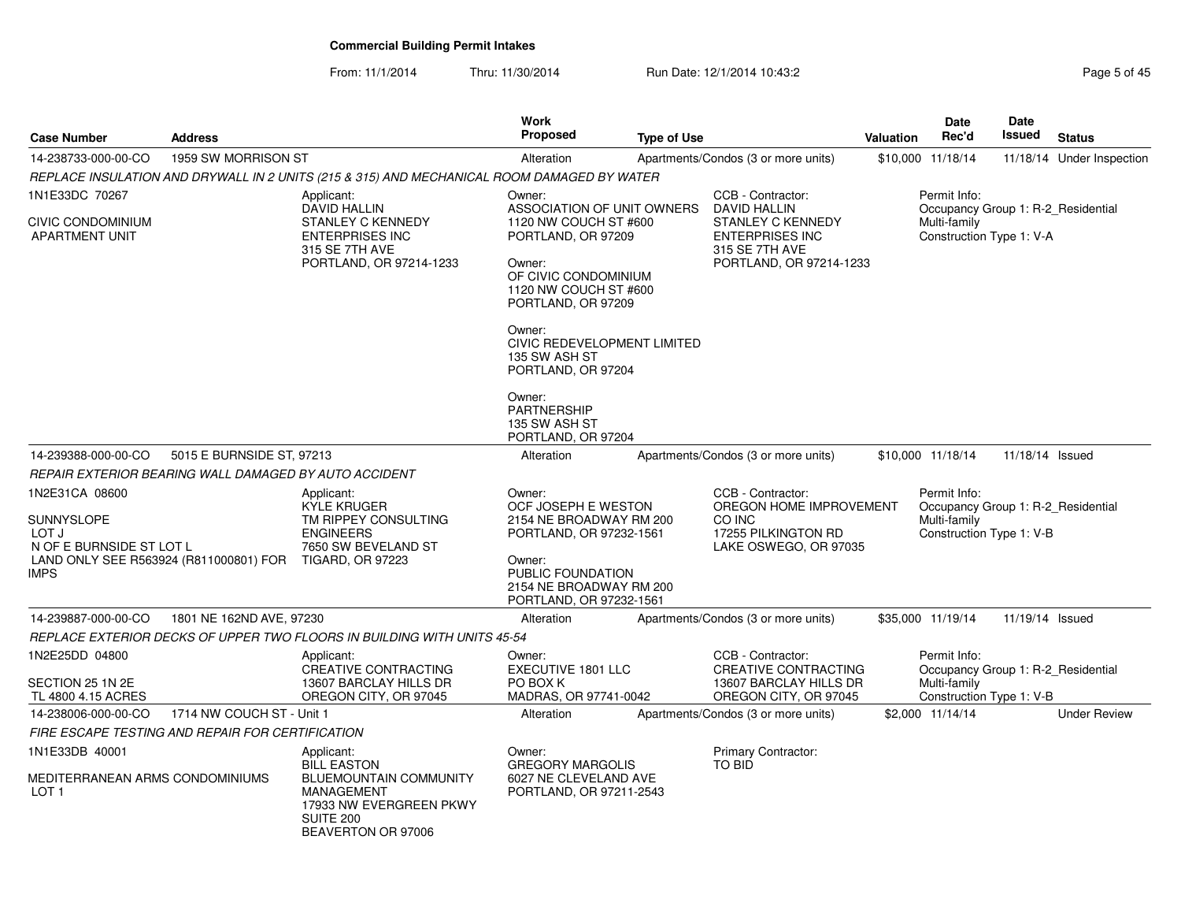**Commercial Building Permit Intakes**

From: 11/1/2014 Thru: 11/30/2014 Run Date: 12/1/2014 10:43:2

| Case Number | Address | Work Proposed | Type of Use | Valuation | Date Rec'd | Date Issued | Status |
|---|---|---|---|---|---|---|---|
| 14-238733-000-00-CO | 1959 SW MORRISON ST | Alteration | Apartments/Condos (3 or more units) | $10,000 | 11/18/14 | 11/18/14 | Under Inspection |

*REPLACE INSULATION AND DRYWALL IN 2 UNITS (215 & 315) AND MECHANICAL ROOM DAMAGED BY WATER*

1N1E33DC 70267

CIVIC CONDOMINIUM
APARTMENT UNIT

Applicant:
DAVID HALLIN
STANLEY C KENNEDY ENTERPRISES INC
315 SE 7TH AVE
PORTLAND, OR 97214-1233

Owner:
ASSOCIATION OF UNIT OWNERS
1120 NW COUCH ST #600
PORTLAND, OR 97209

Owner:
OF CIVIC CONDOMINIUM
1120 NW COUCH ST #600
PORTLAND, OR 97209

Owner:
CIVIC REDEVELOPMENT LIMITED
135 SW ASH ST
PORTLAND, OR 97204

Owner:
PARTNERSHIP
135 SW ASH ST
PORTLAND, OR 97204

CCB - Contractor:
DAVID HALLIN
STANLEY C KENNEDY ENTERPRISES INC
315 SE 7TH AVE
PORTLAND, OR 97214-1233

Permit Info:
Occupancy Group 1: R-2_Residential Multi-family
Construction Type 1: V-A

| Case Number | Address | Work Proposed | Type of Use | Valuation | Date Rec'd | Date Issued | Status |
|---|---|---|---|---|---|---|---|
| 14-239388-000-00-CO | 5015 E BURNSIDE ST, 97213 | Alteration | Apartments/Condos (3 or more units) | $10,000 | 11/18/14 | 11/18/14 | Issued |

*REPAIR EXTERIOR BEARING WALL DAMAGED BY AUTO ACCIDENT*

1N2E31CA 08600

SUNNYSLOPE
LOT J
N OF E BURNSIDE ST LOT L
LAND ONLY SEE R563924 (R811000801) FOR IMPS

Applicant:
KYLE KRUGER
TM RIPPEY CONSULTING ENGINEERS
7650 SW BEVELAND ST
TIGARD, OR 97223

Owner:
OCF JOSEPH E WESTON
2154 NE BROADWAY RM 200
PORTLAND, OR 97232-1561

Owner:
PUBLIC FOUNDATION
2154 NE BROADWAY RM 200
PORTLAND, OR 97232-1561

CCB - Contractor:
OREGON HOME IMPROVEMENT CO INC
17255 PILKINGTON RD
LAKE OSWEGO, OR 97035

Permit Info:
Occupancy Group 1: R-2_Residential Multi-family
Construction Type 1: V-B

| Case Number | Address | Work Proposed | Type of Use | Valuation | Date Rec'd | Date Issued | Status |
|---|---|---|---|---|---|---|---|
| 14-239887-000-00-CO | 1801 NE 162ND AVE, 97230 | Alteration | Apartments/Condos (3 or more units) | $35,000 | 11/19/14 | 11/19/14 | Issued |

*REPLACE EXTERIOR DECKS OF UPPER TWO FLOORS IN BUILDING WITH UNITS 45-54*

1N2E25DD 04800

SECTION 25 1N 2E
TL 4800 4.15 ACRES

Applicant:
CREATIVE CONTRACTING
13607 BARCLAY HILLS DR
OREGON CITY, OR 97045

Owner:
EXECUTIVE 1801 LLC
PO BOX K
MADRAS, OR 97741-0042

CCB - Contractor:
CREATIVE CONTRACTING
13607 BARCLAY HILLS DR
OREGON CITY, OR 97045

Permit Info:
Occupancy Group 1: R-2_Residential Multi-family
Construction Type 1: V-B

| Case Number | Address | Work Proposed | Type of Use | Valuation | Date Rec'd | Date Issued | Status |
|---|---|---|---|---|---|---|---|
| 14-238006-000-00-CO | 1714 NW COUCH ST - Unit 1 | Alteration | Apartments/Condos (3 or more units) | $2,000 | 11/14/14 | | Under Review |

*FIRE ESCAPE TESTING AND REPAIR FOR CERTIFICATION*

1N1E33DB 40001

MEDITERRANEAN ARMS CONDOMINIUMS
LOT 1

Applicant:
BILL EASTON
BLUEMOUNTAIN COMMUNITY MANAGEMENT
17933 NW EVERGREEN PKWY
SUITE 200
BEAVERTON OR 97006

Owner:
GREGORY MARGOLIS
6027 NE CLEVELAND AVE
PORTLAND, OR 97211-2543

Primary Contractor:
TO BID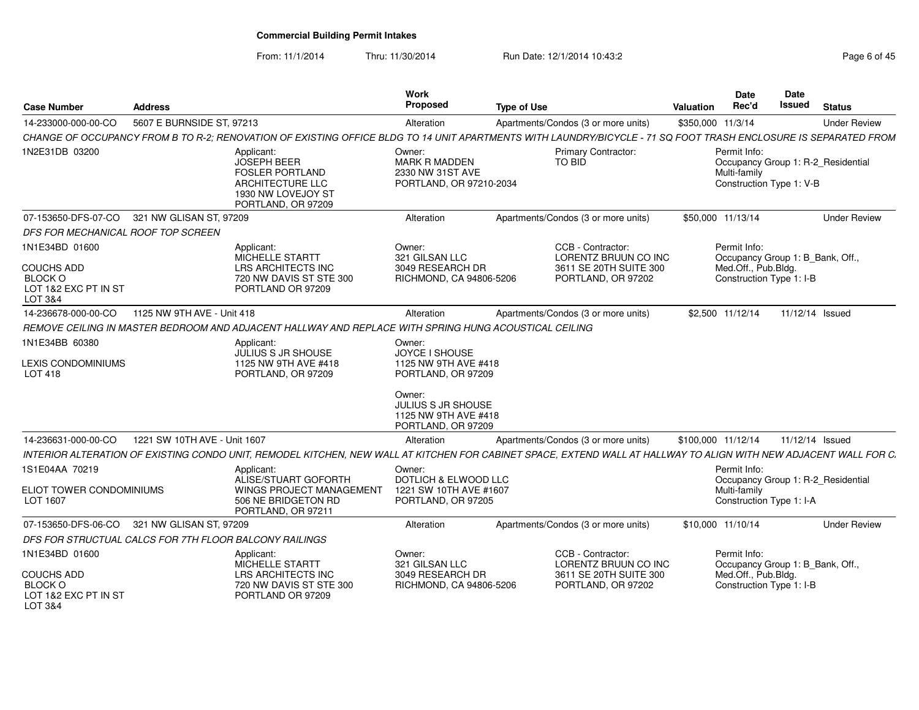## Commercial Building Permit Intakes

From: 11/1/2014 Thru: 11/30/2014 Run Date: 12/1/2014 10:43:2

| Case Number | Address | Work Proposed | Type of Use | Valuation | Date Rec'd | Date Issued | Status |
|---|---|---|---|---|---|---|---|
| 14-233000-000-00-CO | 5607 E BURNSIDE ST, 97213 | Alteration | Apartments/Condos (3 or more units) | $350,000 | 11/3/14 | | Under Review |

*CHANGE OF OCCUPANCY FROM B TO R-2; RENOVATION OF EXISTING OFFICE BLDG TO 14 UNIT APARTMENTS WITH LAUNDRY/BICYCLE - 71 SQ FOOT TRASH ENCLOSURE IS SEPARATED FROM*

1N2E31DB 03200

Applicant: JOSEPH BEER, FOSLER PORTLAND ARCHITECTURE LLC, 1930 NW LOVEJOY ST, PORTLAND, OR 97209

Owner: MARK R MADDEN, 2330 NW 31ST AVE, PORTLAND, OR 97210-2034

Primary Contractor: TO BID

Permit Info: Occupancy Group 1: R-2_Residential Multi-family; Construction Type 1: V-B

| Case Number | Address | Work Proposed | Type of Use | Valuation | Date Rec'd | Date Issued | Status |
|---|---|---|---|---|---|---|---|
| 07-153650-DFS-07-CO | 321 NW GLISAN ST, 97209 | Alteration | Apartments/Condos (3 or more units) | $50,000 | 11/13/14 | | Under Review |

*DFS FOR MECHANICAL ROOF TOP SCREEN*

1N1E34BD 01600

COUCHS ADD, BLOCK O, LOT 1&2 EXC PT IN ST, LOT 3&4

Applicant: MICHELLE STARTT, LRS ARCHITECTS INC, 720 NW DAVIS ST STE 300, PORTLAND OR 97209

Owner: 321 GILSAN LLC, 3049 RESEARCH DR, RICHMOND, CA 94806-5206

CCB - Contractor: LORENTZ BRUUN CO INC, 3611 SE 20TH SUITE 300, PORTLAND, OR 97202

Permit Info: Occupancy Group 1: B_Bank, Off., Med.Off., Pub.Bldg.; Construction Type 1: I-B

| Case Number | Address | Work Proposed | Type of Use | Valuation | Date Rec'd | Date Issued | Status |
|---|---|---|---|---|---|---|---|
| 14-236678-000-00-CO | 1125 NW 9TH AVE - Unit 418 | Alteration | Apartments/Condos (3 or more units) | $2,500 | 11/12/14 | 11/12/14 | Issued |

*REMOVE CEILING IN MASTER BEDROOM AND ADJACENT HALLWAY AND REPLACE WITH SPRING HUNG ACOUSTICAL CEILING*

1N1E34BB 60380

LEXIS CONDOMINIUMS, LOT 418

Applicant: JULIUS S JR SHOUSE, 1125 NW 9TH AVE #418, PORTLAND, OR 97209

Owner: JOYCE I SHOUSE, 1125 NW 9TH AVE #418, PORTLAND, OR 97209

Owner: JULIUS S JR SHOUSE, 1125 NW 9TH AVE #418, PORTLAND, OR 97209

| Case Number | Address | Work Proposed | Type of Use | Valuation | Date Rec'd | Date Issued | Status |
|---|---|---|---|---|---|---|---|
| 14-236631-000-00-CO | 1221 SW 10TH AVE - Unit 1607 | Alteration | Apartments/Condos (3 or more units) | $100,000 | 11/12/14 | 11/12/14 | Issued |

*INTERIOR ALTERATION OF EXISTING CONDO UNIT, REMODEL KITCHEN, NEW WALL AT KITCHEN FOR CABINET SPACE, EXTEND WALL AT HALLWAY TO ALIGN WITH NEW ADJACENT WALL FOR C*

1S1E04AA 70219

ELIOT TOWER CONDOMINIUMS, LOT 1607

Applicant: ALISE/STUART GOFORTH, WINGS PROJECT MANAGEMENT, 506 NE BRIDGETON RD, PORTLAND, OR 97211

Owner: DOTLICH & ELWOOD LLC, 1221 SW 10TH AVE #1607, PORTLAND, OR 97205

Permit Info: Occupancy Group 1: R-2_Residential Multi-family; Construction Type 1: I-A

| Case Number | Address | Work Proposed | Type of Use | Valuation | Date Rec'd | Date Issued | Status |
|---|---|---|---|---|---|---|---|
| 07-153650-DFS-06-CO | 321 NW GLISAN ST, 97209 | Alteration | Apartments/Condos (3 or more units) | $10,000 | 11/10/14 | | Under Review |

*DFS FOR STRUCTUAL CALCS FOR 7TH FLOOR BALCONY RAILINGS*

1N1E34BD 01600

COUCHS ADD, BLOCK O, LOT 1&2 EXC PT IN ST, LOT 3&4

Applicant: MICHELLE STARTT, LRS ARCHITECTS INC, 720 NW DAVIS ST STE 300, PORTLAND OR 97209

Owner: 321 GILSAN LLC, 3049 RESEARCH DR, RICHMOND, CA 94806-5206

CCB - Contractor: LORENTZ BRUUN CO INC, 3611 SE 20TH SUITE 300, PORTLAND, OR 97202

Permit Info: Occupancy Group 1: B_Bank, Off., Med.Off., Pub.Bldg.; Construction Type 1: I-B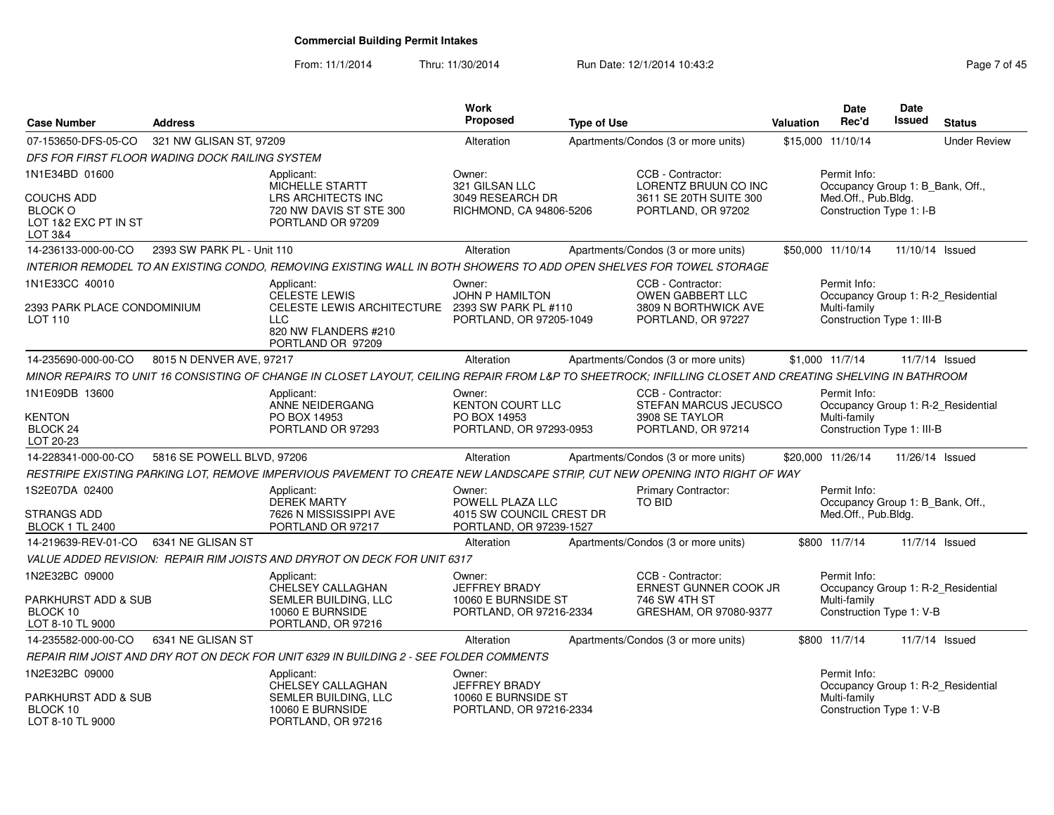# Commercial Building Permit Intakes

From: 11/1/2014 Thru: 11/30/2014 Run Date: 12/1/2014 10:43:2

| Case Number | Address | Work Proposed | Type of Use | Valuation | Date Rec'd | Date Issued | Status |
|---|---|---|---|---|---|---|---|
| 07-153650-DFS-05-CO | 321 NW GLISAN ST, 97209 | Alteration | Apartments/Condos (3 or more units) | $15,000 | 11/10/14 | | Under Review |

*DFS FOR FIRST FLOOR WADING DOCK RAILING SYSTEM*

1N1E34BD 01600
COUCHS ADD
BLOCK O
LOT 1&2 EXC PT IN ST
LOT 3&4

Applicant: MICHELLE STARTT, LRS ARCHITECTS INC, 720 NW DAVIS ST STE 300, PORTLAND OR 97209

Owner: 321 GILSAN LLC, 3049 RESEARCH DR, RICHMOND, CA 94806-5206

CCB - Contractor: LORENTZ BRUUN CO INC, 3611 SE 20TH SUITE 300, PORTLAND, OR 97202

Permit Info: Occupancy Group 1: B_Bank, Off., Med.Off., Pub.Bldg. Construction Type 1: I-B

| Case Number | Address | Work Proposed | Type of Use | Valuation | Date Rec'd | Date Issued | Status |
|---|---|---|---|---|---|---|---|
| 14-236133-000-00-CO | 2393 SW PARK PL - Unit 110 | Alteration | Apartments/Condos (3 or more units) | $50,000 | 11/10/14 | 11/10/14 | Issued |

*INTERIOR REMODEL TO AN EXISTING CONDO, REMOVING EXISTING WALL IN BOTH SHOWERS TO ADD OPEN SHELVES FOR TOWEL STORAGE*

1N1E33CC 40010
2393 PARK PLACE CONDOMINIUM
LOT 110

Applicant: CELESTE LEWIS, CELESTE LEWIS ARCHITECTURE LLC, 820 NW FLANDERS #210, PORTLAND OR 97209

Owner: JOHN P HAMILTON, 2393 SW PARK PL #110, PORTLAND, OR 97205-1049

CCB - Contractor: OWEN GABBERT LLC, 3809 N BORTHWICK AVE, PORTLAND, OR 97227

Permit Info: Occupancy Group 1: R-2_Residential Multi-family. Construction Type 1: III-B

| Case Number | Address | Work Proposed | Type of Use | Valuation | Date Rec'd | Date Issued | Status |
|---|---|---|---|---|---|---|---|
| 14-235690-000-00-CO | 8015 N DENVER AVE, 97217 | Alteration | Apartments/Condos (3 or more units) | $1,000 | 11/7/14 | 11/7/14 | Issued |

*MINOR REPAIRS TO UNIT 16 CONSISTING OF CHANGE IN CLOSET LAYOUT, CEILING REPAIR FROM L&P TO SHEETROCK; INFILLING CLOSET AND CREATING SHELVING IN BATHROOM*

1N1E09DB 13600
KENTON
BLOCK 24
LOT 20-23

Applicant: ANNE NEIDERGANG, PO BOX 14953, PORTLAND OR 97293

Owner: KENTON COURT LLC, PO BOX 14953, PORTLAND, OR 97293-0953

CCB - Contractor: STEFAN MARCUS JECUSCO, 3908 SE TAYLOR, PORTLAND, OR 97214

Permit Info: Occupancy Group 1: R-2_Residential Multi-family. Construction Type 1: III-B

| Case Number | Address | Work Proposed | Type of Use | Valuation | Date Rec'd | Date Issued | Status |
|---|---|---|---|---|---|---|---|
| 14-228341-000-00-CO | 5816 SE POWELL BLVD, 97206 | Alteration | Apartments/Condos (3 or more units) | $20,000 | 11/26/14 | 11/26/14 | Issued |

*RESTRIPE EXISTING PARKING LOT, REMOVE IMPERVIOUS PAVEMENT TO CREATE NEW LANDSCAPE STRIP, CUT NEW OPENING INTO RIGHT OF WAY*

1S2E07DA 02400
STRANGS ADD
BLOCK 1 TL 2400

Applicant: DEREK MARTY, 7626 N MISSISSIPPI AVE, PORTLAND OR 97217

Owner: POWELL PLAZA LLC, 4015 SW COUNCIL CREST DR, PORTLAND, OR 97239-1527

Primary Contractor: TO BID

Permit Info: Occupancy Group 1: B_Bank, Off., Med.Off., Pub.Bldg.

| Case Number | Address | Work Proposed | Type of Use | Valuation | Date Rec'd | Date Issued | Status |
|---|---|---|---|---|---|---|---|
| 14-219639-REV-01-CO | 6341 NE GLISAN ST | Alteration | Apartments/Condos (3 or more units) | $800 | 11/7/14 | 11/7/14 | Issued |

*VALUE ADDED REVISION: REPAIR RIM JOISTS AND DRYROT ON DECK FOR UNIT 6317*

1N2E32BC 09000
PARKHURST ADD & SUB
BLOCK 10
LOT 8-10 TL 9000

Applicant: CHELSEY CALLAGHAN, SEMLER BUILDING, LLC, 10060 E BURNSIDE, PORTLAND, OR 97216

Owner: JEFFREY BRADY, 10060 E BURNSIDE ST, PORTLAND, OR 97216-2334

CCB - Contractor: ERNEST GUNNER COOK JR, 746 SW 4TH ST, GRESHAM, OR 97080-9377

Permit Info: Occupancy Group 1: R-2_Residential Multi-family. Construction Type 1: V-B

| Case Number | Address | Work Proposed | Type of Use | Valuation | Date Rec'd | Date Issued | Status |
|---|---|---|---|---|---|---|---|
| 14-235582-000-00-CO | 6341 NE GLISAN ST | Alteration | Apartments/Condos (3 or more units) | $800 | 11/7/14 | 11/7/14 | Issued |

*REPAIR RIM JOIST AND DRY ROT ON DECK FOR UNIT 6329 IN BUILDING 2 - SEE FOLDER COMMENTS*

1N2E32BC 09000
PARKHURST ADD & SUB
BLOCK 10
LOT 8-10 TL 9000

Applicant: CHELSEY CALLAGHAN, SEMLER BUILDING, LLC, 10060 E BURNSIDE, PORTLAND, OR 97216

Owner: JEFFREY BRADY, 10060 E BURNSIDE ST, PORTLAND, OR 97216-2334

Permit Info: Occupancy Group 1: R-2_Residential Multi-family. Construction Type 1: V-B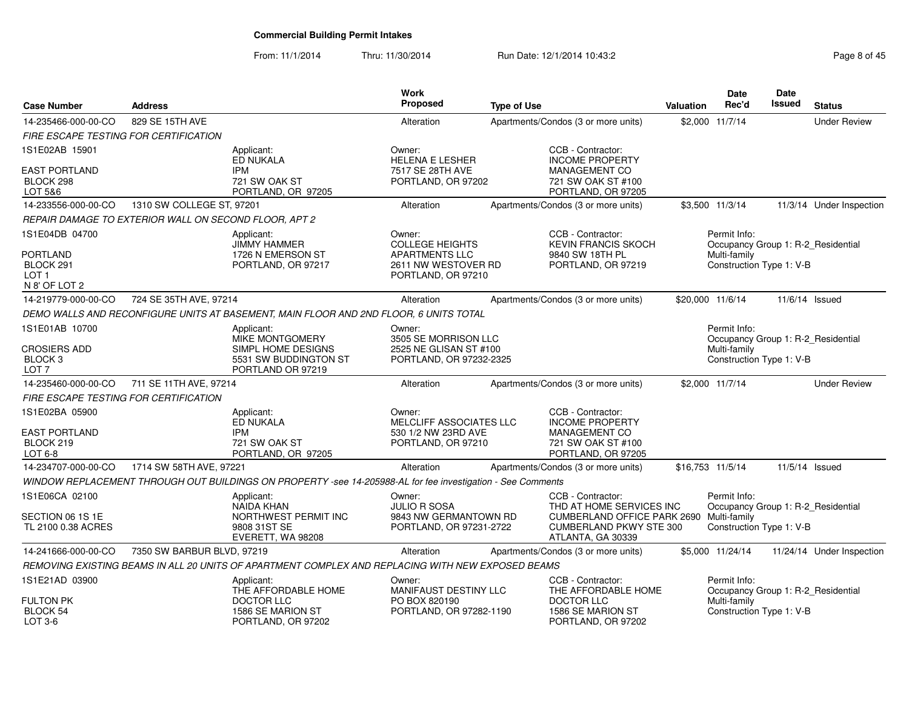## Commercial Building Permit Intakes

From: 11/1/2014 Thru: 11/30/2014 Run Date: 12/1/2014 10:43:2

| Case Number | Address | Work Proposed | Type of Use | Valuation | Date Rec'd | Date Issued | Status |
|---|---|---|---|---|---|---|---|
| 14-235466-000-00-CO | 829 SE 15TH AVE | Alteration | Apartments/Condos (3 or more units) | $2,000 | 11/7/14 | | Under Review |

*FIRE ESCAPE TESTING FOR CERTIFICATION*

1S1E02AB 15901
EAST PORTLAND
BLOCK 298
LOT 5&6

Applicant:
ED NUKALA
IPM
721 SW OAK ST
PORTLAND, OR 97205

Owner:
HELENA E LESHER
7517 SE 28TH AVE
PORTLAND, OR 97202

CCB - Contractor:
INCOME PROPERTY
MANAGEMENT CO
721 SW OAK ST #100
PORTLAND, OR 97205

| Case Number | Address | Work Proposed | Type of Use | Valuation | Date Rec'd | Date Issued | Status |
|---|---|---|---|---|---|---|---|
| 14-233556-000-00-CO | 1310 SW COLLEGE ST, 97201 | Alteration | Apartments/Condos (3 or more units) | $3,500 | 11/3/14 | 11/3/14 | Under Inspection |

*REPAIR DAMAGE TO EXTERIOR WALL ON SECOND FLOOR, APT 2*

1S1E04DB 04700
PORTLAND
BLOCK 291
LOT 1
N 8' OF LOT 2

Applicant:
JIMMY HAMMER
1726 N EMERSON ST
PORTLAND, OR 97217

Owner:
COLLEGE HEIGHTS
APARTMENTS LLC
2611 NW WESTOVER RD
PORTLAND, OR 97210

CCB - Contractor:
KEVIN FRANCIS SKOCH
9840 SW 18TH PL
PORTLAND, OR 97219

Permit Info:
Occupancy Group 1: R-2_Residential Multi-family
Construction Type 1: V-B

| Case Number | Address | Work Proposed | Type of Use | Valuation | Date Rec'd | Date Issued | Status |
|---|---|---|---|---|---|---|---|
| 14-219779-000-00-CO | 724 SE 35TH AVE, 97214 | Alteration | Apartments/Condos (3 or more units) | $20,000 | 11/6/14 | 11/6/14 | Issued |

*DEMO WALLS AND RECONFIGURE UNITS AT BASEMENT, MAIN FLOOR AND 2ND FLOOR, 6 UNITS TOTAL*

1S1E01AB 10700
CROSIERS ADD
BLOCK 3
LOT 7

Applicant:
MIKE MONTGOMERY
SIMPL HOME DESIGNS
5531 SW BUDDINGTON ST
PORTLAND OR 97219

Owner:
3505 SE MORRISON LLC
2525 NE GLISAN ST #100
PORTLAND, OR 97232-2325

Permit Info:
Occupancy Group 1: R-2_Residential Multi-family
Construction Type 1: V-B

| Case Number | Address | Work Proposed | Type of Use | Valuation | Date Rec'd | Date Issued | Status |
|---|---|---|---|---|---|---|---|
| 14-235460-000-00-CO | 711 SE 11TH AVE, 97214 | Alteration | Apartments/Condos (3 or more units) | $2,000 | 11/7/14 | | Under Review |

*FIRE ESCAPE TESTING FOR CERTIFICATION*

1S1E02BA 05900
EAST PORTLAND
BLOCK 219
LOT 6-8

Applicant:
ED NUKALA
IPM
721 SW OAK ST
PORTLAND, OR 97205

Owner:
MELCLIFF ASSOCIATES LLC
530 1/2 NW 23RD AVE
PORTLAND, OR 97210

CCB - Contractor:
INCOME PROPERTY
MANAGEMENT CO
721 SW OAK ST #100
PORTLAND, OR 97205

| Case Number | Address | Work Proposed | Type of Use | Valuation | Date Rec'd | Date Issued | Status |
|---|---|---|---|---|---|---|---|
| 14-234707-000-00-CO | 1714 SW 58TH AVE, 97221 | Alteration | Apartments/Condos (3 or more units) | $16,753 | 11/5/14 | 11/5/14 | Issued |

*WINDOW REPLACEMENT THROUGH OUT BUILDINGS ON PROPERTY -see 14-205988-AL for fee investigation - See Comments*

1S1E06CA 02100
SECTION 06 1S 1E
TL 2100 0.38 ACRES

Applicant:
NAIDA KHAN
NORTHWEST PERMIT INC
9808 31ST SE
EVERETT, WA 98208

Owner:
JULIO R SOSA
9843 NW GERMANTOWN RD
PORTLAND, OR 97231-2722

CCB - Contractor:
THD AT HOME SERVICES INC
CUMBERLAND OFFICE PARK 2690
CUMBERLAND PKWY STE 300
ATLANTA, GA 30339

Permit Info:
Occupancy Group 1: R-2_Residential Multi-family
Construction Type 1: V-B

| Case Number | Address | Work Proposed | Type of Use | Valuation | Date Rec'd | Date Issued | Status |
|---|---|---|---|---|---|---|---|
| 14-241666-000-00-CO | 7350 SW BARBUR BLVD, 97219 | Alteration | Apartments/Condos (3 or more units) | $5,000 | 11/24/14 | 11/24/14 | Under Inspection |

*REMOVING EXISTING BEAMS IN ALL 20 UNITS OF APARTMENT COMPLEX AND REPLACING WITH NEW EXPOSED BEAMS*

1S1E21AD 03900
FULTON PK
BLOCK 54
LOT 3-6

Applicant:
THE AFFORDABLE HOME
DOCTOR LLC
1586 SE MARION ST
PORTLAND, OR 97202

Owner:
MANIFAUST DESTINY LLC
PO BOX 820190
PORTLAND, OR 97282-1190

CCB - Contractor:
THE AFFORDABLE HOME
DOCTOR LLC
1586 SE MARION ST
PORTLAND, OR 97202

Permit Info:
Occupancy Group 1: R-2_Residential Multi-family
Construction Type 1: V-B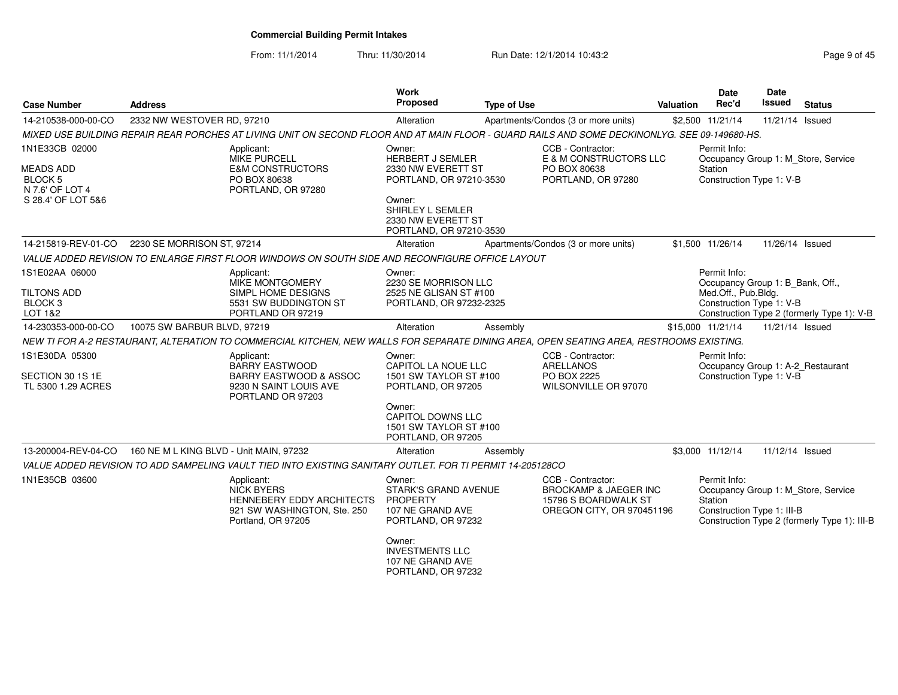**Commercial Building Permit Intakes**

From: 11/1/2014 Thru: 11/30/2014 Run Date: 12/1/2014 10:43:2

| Case Number | Address | Work Proposed | Type of Use | Valuation | Date Rec'd | Date Issued | Status |
|---|---|---|---|---|---|---|---|
| 14-210538-000-00-CO | 2332 NW WESTOVER RD, 97210 | Alteration | Apartments/Condos (3 or more units) | $2,500 | 11/21/14 | 11/21/14 | Issued |

MIXED USE BUILDING REPAIR REAR PORCHES AT LIVING UNIT ON SECOND FLOOR AND AT MAIN FLOOR - GUARD RAILS AND SOME DECKINONLYG. SEE 09-149680-HS.

1N1E33CB 02000
MEADS ADD
BLOCK 5
N 7.6' OF LOT 4
S 28.4' OF LOT 5&6

Applicant: MIKE PURCELL, E&M CONSTRUCTORS, PO BOX 80638, PORTLAND, OR 97280

Owner: HERBERT J SEMLER, 2330 NW EVERETT ST, PORTLAND, OR 97210-3530

Owner: SHIRLEY L SEMLER, 2330 NW EVERETT ST, PORTLAND, OR 97210-3530

CCB - Contractor: E & M CONSTRUCTORS LLC, PO BOX 80638, PORTLAND, OR 97280

Permit Info: Occupancy Group 1: M_Store, Service Station; Construction Type 1: V-B

| Case Number | Address | Work Proposed | Type of Use | Valuation | Date Rec'd | Date Issued | Status |
|---|---|---|---|---|---|---|---|
| 14-215819-REV-01-CO | 2230 SE MORRISON ST, 97214 | Alteration | Apartments/Condos (3 or more units) | $1,500 | 11/26/14 | 11/26/14 | Issued |

VALUE ADDED REVISION TO ENLARGE FIRST FLOOR WINDOWS ON SOUTH SIDE AND RECONFIGURE OFFICE LAYOUT

1S1E02AA 06000
TILTONS ADD
BLOCK 3
LOT 1&2

Applicant: MIKE MONTGOMERY, SIMPL HOME DESIGNS, 5531 SW BUDDINGTON ST, PORTLAND OR 97219

Owner: 2230 SE MORRISON LLC, 2525 NE GLISAN ST #100, PORTLAND, OR 97232-2325

Permit Info: Occupancy Group 1: B_Bank, Off., Med.Off., Pub.Bldg.; Construction Type 1: V-B; Construction Type 2 (formerly Type 1): V-B

| Case Number | Address | Work Proposed | Type of Use | Valuation | Date Rec'd | Date Issued | Status |
|---|---|---|---|---|---|---|---|
| 14-230353-000-00-CO | 10075 SW BARBUR BLVD, 97219 | Alteration | Assembly | $15,000 | 11/21/14 | 11/21/14 | Issued |

NEW TI FOR A-2 RESTAURANT, ALTERATION TO COMMERCIAL KITCHEN, NEW WALLS FOR SEPARATE DINING AREA, OPEN SEATING AREA, RESTROOMS EXISTING.

1S1E30DA 05300
SECTION 30 1S 1E
TL 5300 1.29 ACRES

Applicant: BARRY EASTWOOD, BARRY EASTWOOD & ASSOC, 9230 N SAINT LOUIS AVE, PORTLAND OR 97203

Owner: CAPITOL LA NOUE LLC, 1501 SW TAYLOR ST #100, PORTLAND, OR 97205

Owner: CAPITOL DOWNS LLC, 1501 SW TAYLOR ST #100, PORTLAND, OR 97205

CCB - Contractor: ARELLANOS, PO BOX 2225, WILSONVILLE OR 97070

Permit Info: Occupancy Group 1: A-2_Restaurant; Construction Type 1: V-B

| Case Number | Address | Work Proposed | Type of Use | Valuation | Date Rec'd | Date Issued | Status |
|---|---|---|---|---|---|---|---|
| 13-200004-REV-04-CO | 160 NE M L KING BLVD - Unit MAIN, 97232 | Alteration | Assembly | $3,000 | 11/12/14 | 11/12/14 | Issued |

VALUE ADDED REVISION TO ADD SAMPELING VAULT TIED INTO EXISTING SANITARY OUTLET. FOR TI PERMIT 14-205128CO

1N1E35CB 03600

Applicant: NICK BYERS, HENNEBERY EDDY ARCHITECTS, 921 SW WASHINGTON, Ste. 250, Portland, OR 97205

Owner: STARK'S GRAND AVENUE PROPERTY, 107 NE GRAND AVE, PORTLAND, OR 97232

Owner: INVESTMENTS LLC, 107 NE GRAND AVE, PORTLAND, OR 97232

CCB - Contractor: BROCKAMP & JAEGER INC, 15796 S BOARDWALK ST, OREGON CITY, OR 970451196

Permit Info: Occupancy Group 1: M_Store, Service Station; Construction Type 1: III-B; Construction Type 2 (formerly Type 1): III-B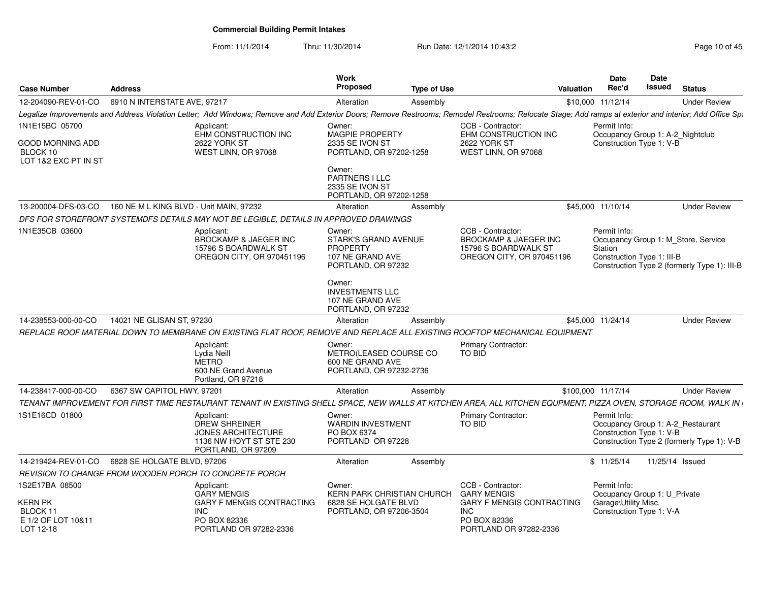# Commercial Building Permit Intakes

From: 11/1/2014 Thru: 11/30/2014 Run Date: 12/1/2014 10:43:2

| Case Number | Address | Work Proposed | Type of Use | Valuation | Date Rec'd | Date Issued | Status |
|---|---|---|---|---|---|---|---|
| 12-204090-REV-01-CO | 6910 N INTERSTATE AVE, 97217 | Alteration | Assembly | $10,000 | 11/12/14 | | Under Review |

*Legalize Improvements and Address Violation Letter; Add Windows; Remove and Add Exterior Doors; Remove Restrooms; Remodel Restrooms; Relocate Stage; Add ramps at exterior and interior; Add Office Sp*

1N1E15BC 05700
GOOD MORNING ADD
BLOCK 10
LOT 1&2 EXC PT IN ST

Applicant: EHM CONSTRUCTION INC, 2622 YORK ST, WEST LINN, OR 97068

Owner: MAGPIE PROPERTY, 2335 SE IVON ST, PORTLAND, OR 97202-1258

Owner: PARTNERS I LLC, 2335 SE IVON ST, PORTLAND, OR 97202-1258

CCB - Contractor: EHM CONSTRUCTION INC, 2622 YORK ST, WEST LINN, OR 97068

Permit Info:
Occupancy Group 1: A-2_Nightclub
Construction Type 1: V-B

| Case Number | Address | Work Proposed | Type of Use | Valuation | Date Rec'd | Date Issued | Status |
|---|---|---|---|---|---|---|---|
| 13-200004-DFS-03-CO | 160 NE M L KING BLVD - Unit MAIN, 97232 | Alteration | Assembly | $45,000 | 11/10/14 | | Under Review |

*DFS FOR STOREFRONT SYSTEMDFS DETAILS MAY NOT BE LEGIBLE, DETAILS IN APPROVED DRAWINGS*

1N1E35CB 03600

Applicant: BROCKAMP & JAEGER INC, 15796 S BOARDWALK ST, OREGON CITY, OR 970451196

Owner: STARK'S GRAND AVENUE PROPERTY, 107 NE GRAND AVE, PORTLAND, OR 97232

Owner: INVESTMENTS LLC, 107 NE GRAND AVE, PORTLAND, OR 97232

CCB - Contractor: BROCKAMP & JAEGER INC, 15796 S BOARDWALK ST, OREGON CITY, OR 970451196

Permit Info:
Occupancy Group 1: M_Store, Service Station
Construction Type 1: III-B
Construction Type 2 (formerly Type 1): III-B

| Case Number | Address | Work Proposed | Type of Use | Valuation | Date Rec'd | Date Issued | Status |
|---|---|---|---|---|---|---|---|
| 14-238553-000-00-CO | 14021 NE GLISAN ST, 97230 | Alteration | Assembly | $45,000 | 11/24/14 | | Under Review |

*REPLACE ROOF MATERIAL DOWN TO MEMBRANE ON EXISTING FLAT ROOF, REMOVE AND REPLACE ALL EXISTING ROOFTOP MECHANICAL EQUIPMENT*

Applicant: Lydia Neill, METRO, 600 NE Grand Avenue, Portland, OR 97218

Owner: METRO(LEASED COURSE CO, 600 NE GRAND AVE, PORTLAND, OR 97232-2736

Primary Contractor: TO BID

| Case Number | Address | Work Proposed | Type of Use | Valuation | Date Rec'd | Date Issued | Status |
|---|---|---|---|---|---|---|---|
| 14-238417-000-00-CO | 6367 SW CAPITOL HWY, 97201 | Alteration | Assembly | $100,000 | 11/17/14 | | Under Review |

*TENANT IMPROVEMENT FOR FIRST TIME RESTAURANT TENANT IN EXISTING SHELL SPACE, NEW WALLS AT KITCHEN AREA, ALL KITCHEN EQUIPMENT, PIZZA OVEN, STORAGE ROOM, WALK IN*

1S1E16CD 01800

Applicant: DREW SHREINER, JONES ARCHITECTURE, 1136 NW HOYT ST STE 230, PORTLAND, OR 97209

Owner: WARDIN INVESTMENT, PO BOX 6374, PORTLAND OR 97228

Primary Contractor: TO BID

Permit Info:
Occupancy Group 1: A-2_Restaurant
Construction Type 1: V-B
Construction Type 2 (formerly Type 1): V-B

| Case Number | Address | Work Proposed | Type of Use | Valuation | Date Rec'd | Date Issued | Status |
|---|---|---|---|---|---|---|---|
| 14-219424-REV-01-CO | 6828 SE HOLGATE BLVD, 97206 | Alteration | Assembly | $ | 11/25/14 | 11/25/14 | Issued |

*REVISION TO CHANGE FROM WOODEN PORCH TO CONCRETE PORCH*

1S2E17BA 08500
KERN PK
BLOCK 11
E 1/2 OF LOT 10&11
LOT 12-18

Applicant: GARY MENGIS, GARY F MENGIS CONTRACTING INC, PO BOX 82336, PORTLAND OR 97282-2336

Owner: KERN PARK CHRISTIAN CHURCH, 6828 SE HOLGATE BLVD, PORTLAND, OR 97206-3504

CCB - Contractor: GARY MENGIS, GARY F MENGIS CONTRACTING INC, PO BOX 82336, PORTLAND OR 97282-2336

Permit Info:
Occupancy Group 1: U_Private Garage\Utility Misc.
Construction Type 1: V-A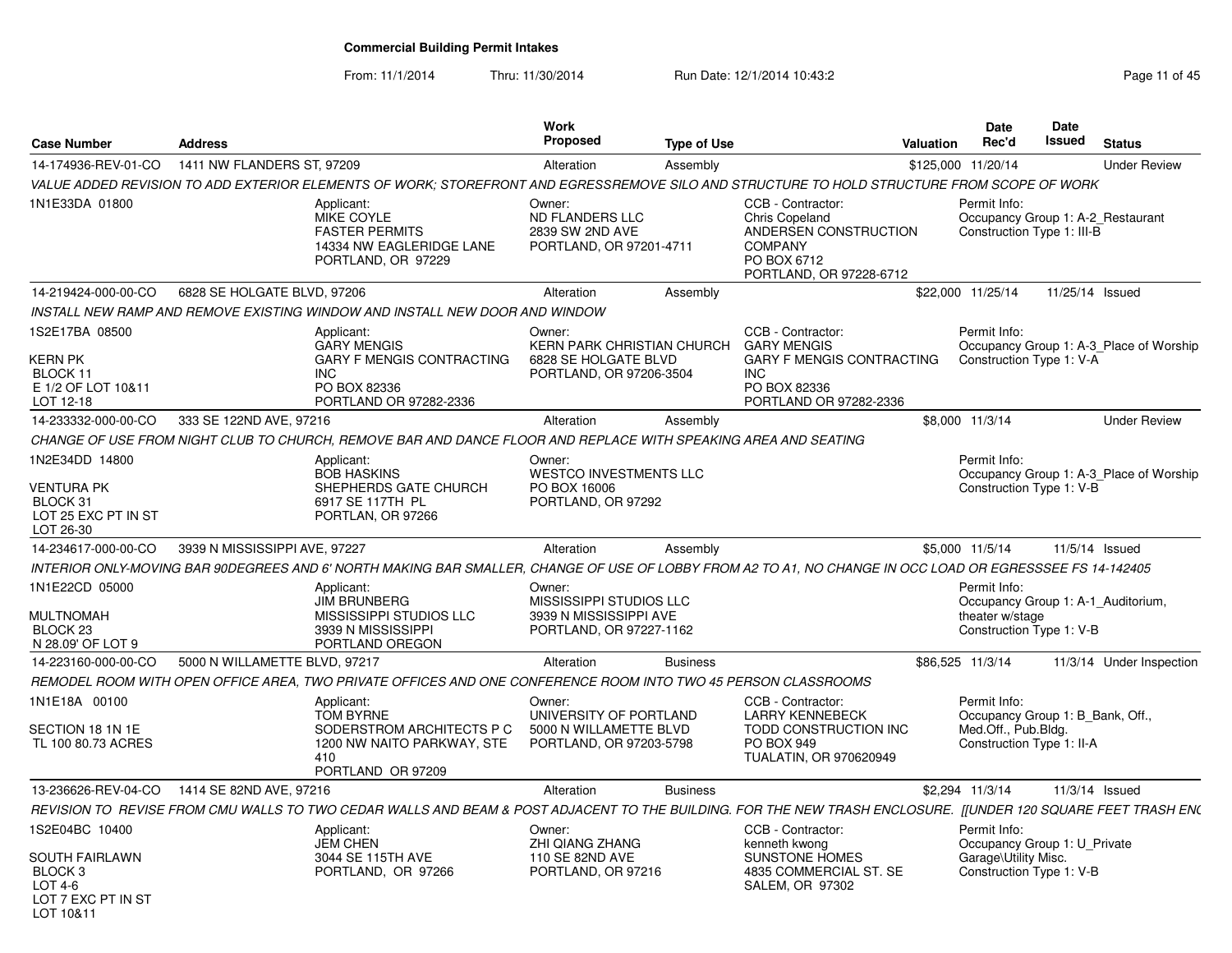# Commercial Building Permit Intakes

From: 11/1/2014 Thru: 11/30/2014 Run Date: 12/1/2014 10:43:2

| Case Number | Address | Work Proposed | Type of Use | Valuation | Date Rec'd | Date Issued | Status |
|---|---|---|---|---|---|---|---|
| 14-174936-REV-01-CO | 1411 NW FLANDERS ST, 97209 | Alteration | Assembly | $125,000 | 11/20/14 | | Under Review |

VALUE ADDED REVISION TO ADD EXTERIOR ELEMENTS OF WORK; STOREFRONT AND EGRESSREMOVE SILO AND STRUCTURE TO HOLD STRUCTURE FROM SCOPE OF WORK

1N1E33DA 01800

Applicant: MIKE COYLE, FASTER PERMITS, 14334 NW EAGLERIDGE LANE, PORTLAND, OR 97229

Owner: ND FLANDERS LLC, 2839 SW 2ND AVE, PORTLAND, OR 97201-4711

CCB - Contractor: Chris Copeland, ANDERSEN CONSTRUCTION COMPANY, PO BOX 6712, PORTLAND, OR 97228-6712

Permit Info: Occupancy Group 1: A-2_Restaurant; Construction Type 1: III-B

---

| Case Number | Address | Work Proposed | Type of Use | Valuation | Date Rec'd | Date Issued | Status |
|---|---|---|---|---|---|---|---|
| 14-219424-000-00-CO | 6828 SE HOLGATE BLVD, 97206 | Alteration | Assembly | $22,000 | 11/25/14 | 11/25/14 | Issued |

INSTALL NEW RAMP AND REMOVE EXISTING WINDOW AND INSTALL NEW DOOR AND WINDOW

1S2E17BA 08500; KERN PK, BLOCK 11, E 1/2 OF LOT 10&11, LOT 12-18

Applicant: GARY MENGIS, GARY F MENGIS CONTRACTING INC, PO BOX 82336, PORTLAND OR 97282-2336

Owner: KERN PARK CHRISTIAN CHURCH, 6828 SE HOLGATE BLVD, PORTLAND, OR 97206-3504

CCB - Contractor: GARY MENGIS, GARY F MENGIS CONTRACTING INC, PO BOX 82336, PORTLAND OR 97282-2336

Permit Info: Occupancy Group 1: A-3_Place of Worship; Construction Type 1: V-A

---

| Case Number | Address | Work Proposed | Type of Use | Valuation | Date Rec'd | Date Issued | Status |
|---|---|---|---|---|---|---|---|
| 14-233332-000-00-CO | 333 SE 122ND AVE, 97216 | Alteration | Assembly | $8,000 | 11/3/14 | | Under Review |

CHANGE OF USE FROM NIGHT CLUB TO CHURCH, REMOVE BAR AND DANCE FLOOR AND REPLACE WITH SPEAKING AREA AND SEATING

1N2E34DD 14800; VENTURA PK, BLOCK 31, LOT 25 EXC PT IN ST, LOT 26-30

Applicant: BOB HASKINS, SHEPHERDS GATE CHURCH, 6917 SE 117TH PL, PORTLAN, OR 97266

Owner: WESTCO INVESTMENTS LLC, PO BOX 16006, PORTLAND, OR 97292

Permit Info: Occupancy Group 1: A-3_Place of Worship; Construction Type 1: V-B

---

| Case Number | Address | Work Proposed | Type of Use | Valuation | Date Rec'd | Date Issued | Status |
|---|---|---|---|---|---|---|---|
| 14-234617-000-00-CO | 3939 N MISSISSIPPI AVE, 97227 | Alteration | Assembly | $5,000 | 11/5/14 | 11/5/14 | Issued |

INTERIOR ONLY-MOVING BAR 90DEGREES AND 6' NORTH MAKING BAR SMALLER, CHANGE OF USE OF LOBBY FROM A2 TO A1, NO CHANGE IN OCC LOAD OR EGRESSSEE FS 14-142405

1N1E22CD 05000; MULTNOMAH, BLOCK 23, N 28.09' OF LOT 9

Applicant: JIM BRUNBERG, MISSISSIPPI STUDIOS LLC, 3939 N MISSISSIPPI, PORTLAND OREGON

Owner: MISSISSIPPI STUDIOS LLC, 3939 N MISSISSIPPI AVE, PORTLAND, OR 97227-1162

Permit Info: Occupancy Group 1: A-1_Auditorium, theater w/stage; Construction Type 1: V-B

---

| Case Number | Address | Work Proposed | Type of Use | Valuation | Date Rec'd | Date Issued | Status |
|---|---|---|---|---|---|---|---|
| 14-223160-000-00-CO | 5000 N WILLAMETTE BLVD, 97217 | Alteration | Business | $86,525 | 11/3/14 | 11/3/14 | Under Inspection |

REMODEL ROOM WITH OPEN OFFICE AREA, TWO PRIVATE OFFICES AND ONE CONFERENCE ROOM INTO TWO 45 PERSON CLASSROOMS

1N1E18A 00100; SECTION 18 1N 1E, TL 100 80.73 ACRES

Applicant: TOM BYRNE, SODERSTROM ARCHITECTS P C, 1200 NW NAITO PARKWAY, STE 410, PORTLAND OR 97209

Owner: UNIVERSITY OF PORTLAND, 5000 N WILLAMETTE BLVD, PORTLAND, OR 97203-5798

CCB - Contractor: LARRY KENNEBECK, TODD CONSTRUCTION INC, PO BOX 949, TUALATIN, OR 970620949

Permit Info: Occupancy Group 1: B_Bank, Off., Med.Off., Pub.Bldg.; Construction Type 1: II-A

---

| Case Number | Address | Work Proposed | Type of Use | Valuation | Date Rec'd | Date Issued | Status |
|---|---|---|---|---|---|---|---|
| 13-236626-REV-04-CO | 1414 SE 82ND AVE, 97216 | Alteration | Business | $2,294 | 11/3/14 | 11/3/14 | Issued |

REVISION TO REVISE FROM CMU WALLS TO TWO CEDAR WALLS AND BEAM & POST ADJACENT TO THE BUILDING. FOR THE NEW TRASH ENCLOSURE. [[UNDER 120 SQUARE FEET TRASH ENC

1S2E04BC 10400; SOUTH FAIRLAWN, BLOCK 3, LOT 4-6, LOT 7 EXC PT IN ST, LOT 10&11

Applicant: JEM CHEN, 3044 SE 115TH AVE, PORTLAND, OR 97266

Owner: ZHI QIANG ZHANG, 110 SE 82ND AVE, PORTLAND, OR 97216

CCB - Contractor: kenneth kwong, SUNSTONE HOMES, 4835 COMMERCIAL ST. SE, SALEM, OR 97302

Permit Info: Occupancy Group 1: U_Private Garage\Utility Misc.; Construction Type 1: V-B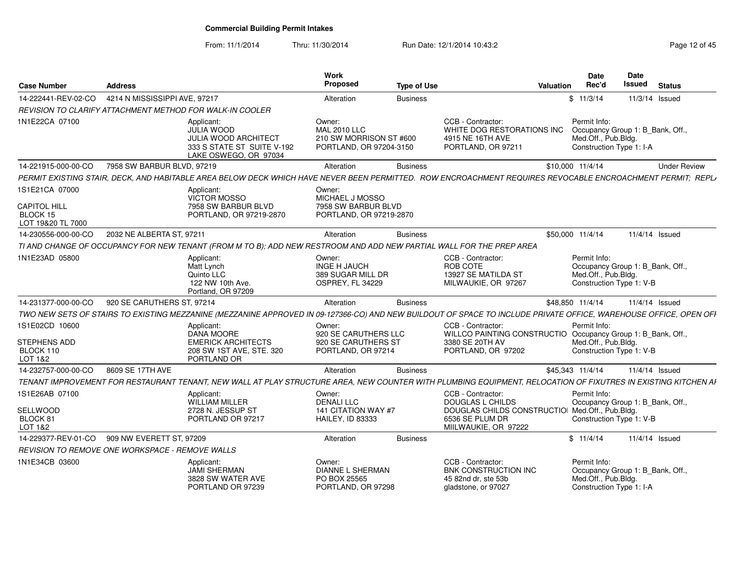# Commercial Building Permit Intakes

From: 11/1/2014 Thru: 11/30/2014 Run Date: 12/1/2014 10:43:2

| Case Number | Address | | Work Proposed | Type of Use | | Valuation | Date Rec'd | Date Issued | Status |
|---|---|---|---|---|---|---|---|---|---|
| 14-222441-REV-02-CO | 4214 N MISSISSIPPI AVE, 97217 | | Alteration | Business | | $ | 11/3/14 | 11/3/14 | Issued |
| *REVISION TO CLARIFY ATTACHMENT METHOD FOR WALK-IN COOLER* | | | | | | | | | |
| 1N1E22CA 07100 | | Applicant: JULIA WOOD JULIA WOOD ARCHITECT 333 S STATE ST SUITE V-192 LAKE OSWEGO, OR 97034 | Owner: MAL 2010 LLC 210 SW MORRISON ST #600 PORTLAND, OR 97204-3150 | | CCB - Contractor: WHITE DOG RESTORATIONS INC 4915 NE 16TH AVE PORTLAND, OR 97211 | | Permit Info: Occupancy Group 1: B_Bank, Off., Med.Off., Pub.Bldg. Construction Type 1: I-A | | |
| 14-221915-000-00-CO | 7958 SW BARBUR BLVD, 97219 | | Alteration | Business | | $10,000 | 11/4/14 | | Under Review |
| *PERMIT EXISTING STAIR, DECK, AND HABITABLE AREA BELOW DECK WHICH HAVE NEVER BEEN PERMITTED. ROW ENCROACHMENT REQUIRES REVOCABLE ENCROACHMENT PERMIT; REPL/* | | | | | | | | | |
| 1S1E21CA 07000 CAPITOL HILL BLOCK 15 LOT 19&20 TL 7000 | | Applicant: VICTOR MOSSO 7958 SW BARBUR BLVD PORTLAND, OR 97219-2870 | Owner: MICHAEL J MOSSO 7958 SW BARBUR BLVD PORTLAND, OR 97219-2870 | | | | | | |
| 14-230556-000-00-CO | 2032 NE ALBERTA ST, 97211 | | Alteration | Business | | $50,000 | 11/4/14 | 11/4/14 | Issued |
| *TI AND CHANGE OF OCCUPANCY FOR NEW TENANT (FROM M TO B); ADD NEW RESTROOM AND ADD NEW PARTIAL WALL FOR THE PREP AREA* | | | | | | | | | |
| 1N1E23AD 05800 | | Applicant: Matt Lynch Quinto LLC 122 NW 10th Ave. Portland, OR 97209 | Owner: INGE H JAUCH 389 SUGAR MILL DR OSPREY, FL 34229 | | CCB - Contractor: ROB COTE 13927 SE MATILDA ST MILWAUKIE, OR 97267 | | Permit Info: Occupancy Group 1: B_Bank, Off., Med.Off., Pub.Bldg. Construction Type 1: V-B | | |
| 14-231377-000-00-CO | 920 SE CARUTHERS ST, 97214 | | Alteration | Business | | $48,850 | 11/4/14 | 11/4/14 | Issued |
| *TWO NEW SETS OF STAIRS TO EXISTING MEZZANINE (MEZZANINE APPROVED IN 09-127366-CO) AND NEW BUILDOUT OF SPACE TO INCLUDE PRIVATE OFFICE, WAREHOUSE OFFICE, OPEN OFI* | | | | | | | | | |
| 1S1E02CD 10600 STEPHENS ADD BLOCK 110 LOT 1&2 | | Applicant: DANA MOORE EMERICK ARCHITECTS 208 SW 1ST AVE, STE. 320 PORTLAND OR | Owner: 920 SE CARUTHERS LLC 920 SE CARUTHERS ST PORTLAND, OR 97214 | | CCB - Contractor: WILLCO PAINTING CONSTRUCTIO 3380 SE 20TH AV PORTLAND, OR 97202 | | Permit Info: Occupancy Group 1: B_Bank, Off., Med.Off., Pub.Bldg. Construction Type 1: V-B | | |
| 14-232757-000-00-CO | 8609 SE 17TH AVE | | Alteration | Business | | $45,343 | 11/4/14 | 11/4/14 | Issued |
| *TENANT IMPROVEMENT FOR RESTAURANT TENANT, NEW WALL AT PLAY STRUCTURE AREA, NEW COUNTER WITH PLUMBING EQUIPMENT, RELOCATION OF FIXUTRES IN EXISTING KITCHEN AI* | | | | | | | | | |
| 1S1E26AB 07100 SELLWOOD BLOCK 81 LOT 1&2 | | Applicant: WILLIAM MILLER 2728 N. JESSUP ST PORTLAND OR 97217 | Owner: DENALI LLC 141 CITATION WAY #7 HAILEY, ID 83333 | | CCB - Contractor: DOUGLAS L CHILDS DOUGLAS CHILDS CONSTRUCTIOI 6536 SE PLUM DR MIILWAUKIE, OR 97222 | | Permit Info: Occupancy Group 1: B_Bank, Off., Med.Off., Pub.Bldg. Construction Type 1: V-B | | |
| 14-229377-REV-01-CO | 909 NW EVERETT ST, 97209 | | Alteration | Business | | $ | 11/4/14 | 11/4/14 | Issued |
| *REVISION TO REMOVE ONE WORKSPACE - REMOVE WALLS* | | | | | | | | | |
| 1N1E34CB 03600 | | Applicant: JAMI SHERMAN 3828 SW WATER AVE PORTLAND OR 97239 | Owner: DIANNE L SHERMAN PO BOX 25565 PORTLAND, OR 97298 | | CCB - Contractor: BNK CONSTRUCTION INC 45 82nd dr, ste 53b gladstone, or 97027 | | Permit Info: Occupancy Group 1: B_Bank, Off., Med.Off., Pub.Bldg. Construction Type 1: I-A | | |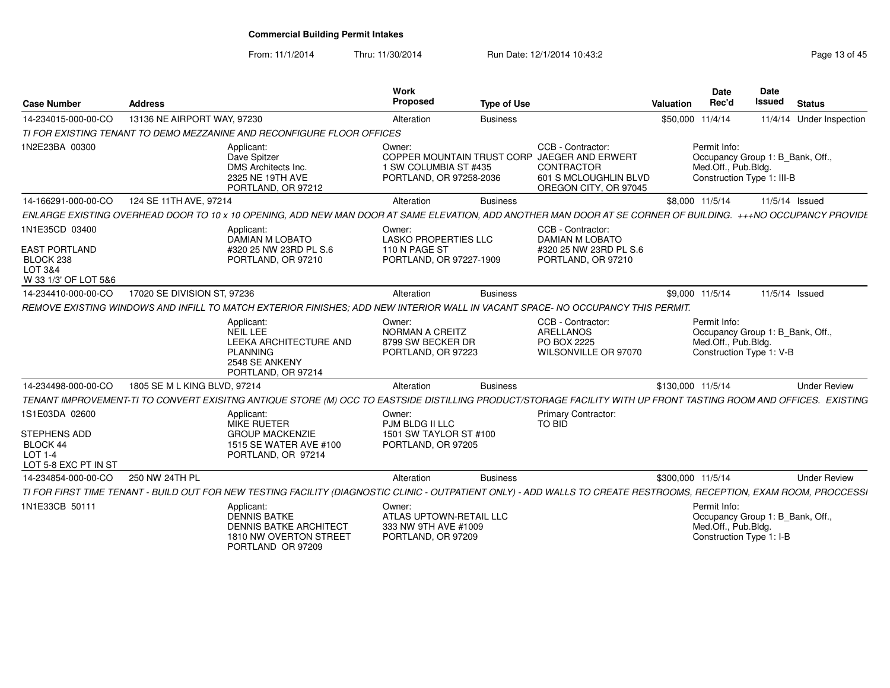# Commercial Building Permit Intakes

From: 11/1/2014 Thru: 11/30/2014 Run Date: 12/1/2014 10:43:2

| Case Number | Address | Work Proposed | Type of Use | Valuation | Date Rec'd | Date Issued | Status |
|---|---|---|---|---|---|---|---|
| 14-234015-000-00-CO | 13136 NE AIRPORT WAY, 97230 | Alteration | Business | $50,000 | 11/4/14 | 11/4/14 | Under Inspection |

*TI FOR EXISTING TENANT TO DEMO MEZZANINE AND RECONFIGURE FLOOR OFFICES*

1N2E23BA 00300

Applicant: Dave Spitzer, DMS Architects Inc., 2325 NE 19TH AVE, PORTLAND, OR 97212

Owner: COPPER MOUNTAIN TRUST CORP, 1 SW COLUMBIA ST #435, PORTLAND, OR 97258-2036

CCB - Contractor: JAEGER AND ERWERT CONTRACTOR, 601 S MCLOUGHLIN BLVD, OREGON CITY, OR 97045

Permit Info: Occupancy Group 1: B_Bank, Off., Med.Off., Pub.Bldg. Construction Type 1: III-B

| Case Number | Address | Work Proposed | Type of Use | Valuation | Date Rec'd | Date Issued | Status |
|---|---|---|---|---|---|---|---|
| 14-166291-000-00-CO | 124 SE 11TH AVE, 97214 | Alteration | Business | $8,000 | 11/5/14 | 11/5/14 | Issued |

*ENLARGE EXISTING OVERHEAD DOOR TO 10 x 10 OPENING, ADD NEW MAN DOOR AT SAME ELEVATION, ADD ANOTHER MAN DOOR AT SE CORNER OF BUILDING. +++NO OCCUPANCY PROVIDE*

1N1E35CD 03400
EAST PORTLAND
BLOCK 238
LOT 3&4
W 33 1/3' OF LOT 5&6

Applicant: DAMIAN M LOBATO, #320 25 NW 23RD PL S.6, PORTLAND, OR 97210

Owner: LASKO PROPERTIES LLC, 110 N PAGE ST, PORTLAND, OR 97227-1909

CCB - Contractor: DAMIAN M LOBATO, #320 25 NW 23RD PL S.6, PORTLAND, OR 97210

| Case Number | Address | Work Proposed | Type of Use | Valuation | Date Rec'd | Date Issued | Status |
|---|---|---|---|---|---|---|---|
| 14-234410-000-00-CO | 17020 SE DIVISION ST, 97236 | Alteration | Business | $9,000 | 11/5/14 | 11/5/14 | Issued |

*REMOVE EXISTING WINDOWS AND INFILL TO MATCH EXTERIOR FINISHES; ADD NEW INTERIOR WALL IN VACANT SPACE- NO OCCUPANCY THIS PERMIT.*

Applicant: NEIL LEE, LEEKA ARCHITECTURE AND PLANNING, 2548 SE ANKENY, PORTLAND, OR 97214

Owner: NORMAN A CREITZ, 8799 SW BECKER DR, PORTLAND, OR 97223

CCB - Contractor: ARELLANOS, PO BOX 2225, WILSONVILLE OR 97070

Permit Info: Occupancy Group 1: B_Bank, Off., Med.Off., Pub.Bldg. Construction Type 1: V-B

| Case Number | Address | Work Proposed | Type of Use | Valuation | Date Rec'd | Date Issued | Status |
|---|---|---|---|---|---|---|---|
| 14-234498-000-00-CO | 1805 SE M L KING BLVD, 97214 | Alteration | Business | $130,000 | 11/5/14 | | Under Review |

*TENANT IMPROVEMENT-TI TO CONVERT EXISITNG ANTIQUE STORE (M) OCC TO EASTSIDE DISTILLING PRODUCT/STORAGE FACILITY WITH UP FRONT TASTING ROOM AND OFFICES. EXISTING*

1S1E03DA 02600
STEPHENS ADD
BLOCK 44
LOT 1-4
LOT 5-8 EXC PT IN ST

Applicant: MIKE RUETER, GROUP MACKENZIE, 1515 SE WATER AVE #100, PORTLAND, OR 97214

Owner: PJM BLDG II LLC, 1501 SW TAYLOR ST #100, PORTLAND, OR 97205

Primary Contractor: TO BID

| Case Number | Address | Work Proposed | Type of Use | Valuation | Date Rec'd | Date Issued | Status |
|---|---|---|---|---|---|---|---|
| 14-234854-000-00-CO | 250 NW 24TH PL | Alteration | Business | $300,000 | 11/5/14 | | Under Review |

*TI FOR FIRST TIME TENANT - BUILD OUT FOR NEW TESTING FACILITY (DIAGNOSTIC CLINIC - OUTPATIENT ONLY) - ADD WALLS TO CREATE RESTROOMS, RECEPTION, EXAM ROOM, PROCESSI*

1N1E33CB 50111

Applicant: DENNIS BATKE, DENNIS BATKE ARCHITECT, 1810 NW OVERTON STREET, PORTLAND OR 97209

Owner: ATLAS UPTOWN-RETAIL LLC, 333 NW 9TH AVE #1009, PORTLAND, OR 97209

Permit Info: Occupancy Group 1: B_Bank, Off., Med.Off., Pub.Bldg. Construction Type 1: I-B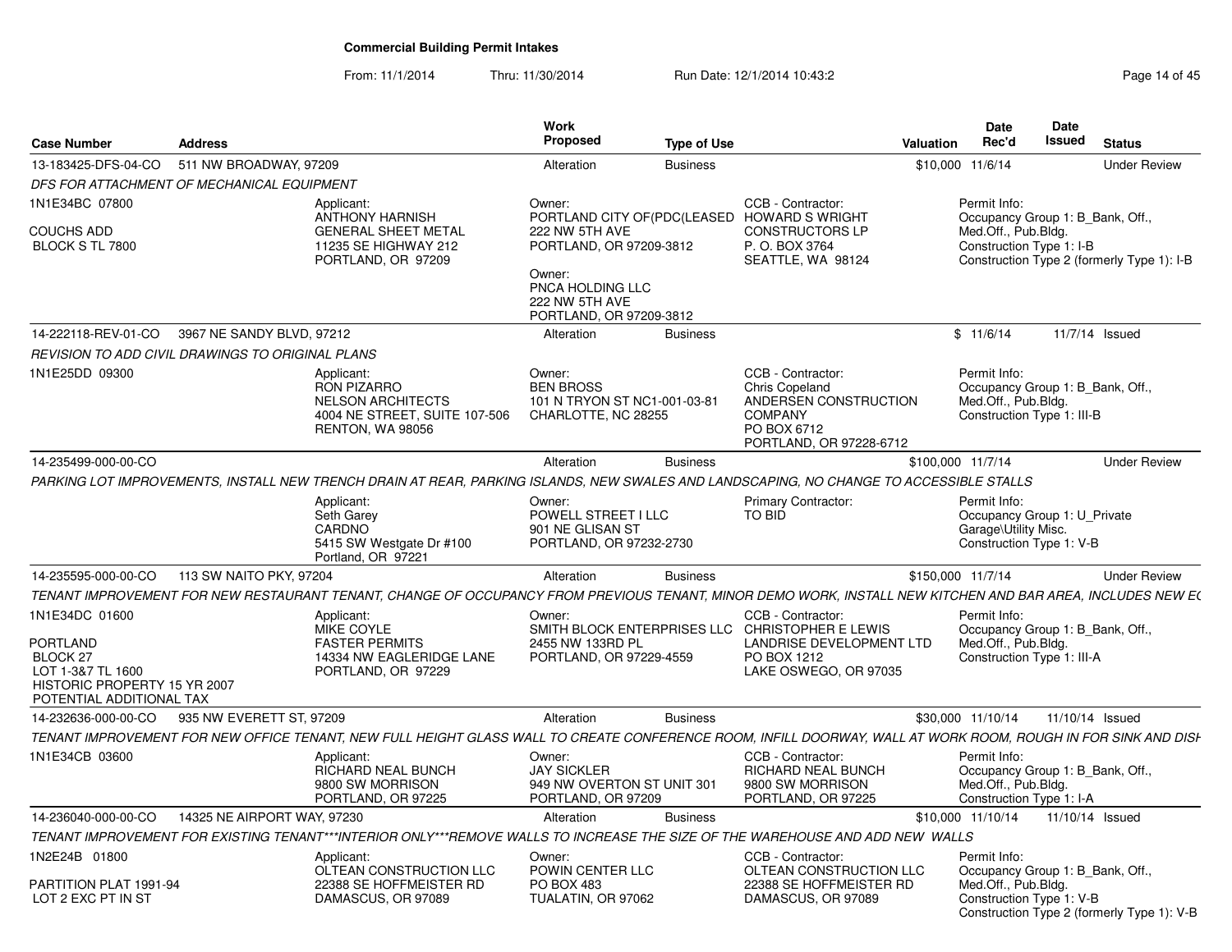# Commercial Building Permit Intakes

From: 11/1/2014 Thru: 11/30/2014 Run Date: 12/1/2014 10:43:2

| Case Number | Address | Work Proposed | Type of Use | Valuation | Date Rec'd | Date Issued | Status |
|---|---|---|---|---|---|---|---|
| 13-183425-DFS-04-CO | 511 NW BROADWAY, 97209 | Alteration | Business | $10,000 | 11/6/14 | | Under Review |

*DFS FOR ATTACHMENT OF MECHANICAL EQUIPMENT*

1N1E34BC 07800
COUCHS ADD
BLOCK S TL 7800

Applicant: ANTHONY HARNISH, GENERAL SHEET METAL, 11235 SE HIGHWAY 212, PORTLAND, OR 97209

Owner: PORTLAND CITY OF(PDC(LEASED, 222 NW 5TH AVE, PORTLAND, OR 97209-3812

Owner: PNCA HOLDING LLC, 222 NW 5TH AVE, PORTLAND, OR 97209-3812

CCB - Contractor: HOWARD S WRIGHT CONSTRUCTORS LP, P. O. BOX 3764, SEATTLE, WA 98124

Permit Info: Occupancy Group 1: B_Bank, Off., Med.Off., Pub.Bldg. Construction Type 1: I-B Construction Type 2 (formerly Type 1): I-B

| Case Number | Address | Work Proposed | Type of Use | Valuation | Date Rec'd | Date Issued | Status |
|---|---|---|---|---|---|---|---|
| 14-222118-REV-01-CO | 3967 NE SANDY BLVD, 97212 | Alteration | Business | $ | 11/6/14 | 11/7/14 | Issued |

*REVISION TO ADD CIVIL DRAWINGS TO ORIGINAL PLANS*

1N1E25DD 09300

Applicant: RON PIZARRO, NELSON ARCHITECTS, 4004 NE STREET, SUITE 107-506, RENTON, WA 98056

Owner: BEN BROSS, 101 N TRYON ST NC1-001-03-81, CHARLOTTE, NC 28255

CCB - Contractor: Chris Copeland, ANDERSEN CONSTRUCTION COMPANY, PO BOX 6712, PORTLAND, OR 97228-6712

Permit Info: Occupancy Group 1: B_Bank, Off., Med.Off., Pub.Bldg. Construction Type 1: III-B

| Case Number | Address | Work Proposed | Type of Use | Valuation | Date Rec'd | Date Issued | Status |
|---|---|---|---|---|---|---|---|
| 14-235499-000-00-CO | | Alteration | Business | $100,000 | 11/7/14 | | Under Review |

*PARKING LOT IMPROVEMENTS, INSTALL NEW TRENCH DRAIN AT REAR, PARKING ISLANDS, NEW SWALES AND LANDSCAPING, NO CHANGE TO ACCESSIBLE STALLS*

Applicant: Seth Garey, CARDNO, 5415 SW Westgate Dr #100, Portland, OR 97221

Owner: POWELL STREET I LLC, 901 NE GLISAN ST, PORTLAND, OR 97232-2730

Primary Contractor: TO BID

Permit Info: Occupancy Group 1: U_Private Garage\Utility Misc. Construction Type 1: V-B

| Case Number | Address | Work Proposed | Type of Use | Valuation | Date Rec'd | Date Issued | Status |
|---|---|---|---|---|---|---|---|
| 14-235595-000-00-CO | 113 SW NAITO PKY, 97204 | Alteration | Business | $150,000 | 11/7/14 | | Under Review |

*TENANT IMPROVEMENT FOR NEW RESTAURANT TENANT, CHANGE OF OCCUPANCY FROM PREVIOUS TENANT, MINOR DEMO WORK, INSTALL NEW KITCHEN AND BAR AREA, INCLUDES NEW E(*

1N1E34DC 01600
PORTLAND
BLOCK 27
LOT 1-3&7 TL 1600
HISTORIC PROPERTY 15 YR 2007
POTENTIAL ADDITIONAL TAX

Applicant: MIKE COYLE, FASTER PERMITS, 14334 NW EAGLERIDGE LANE, PORTLAND, OR 97229

Owner: SMITH BLOCK ENTERPRISES LLC, 2455 NW 133RD PL, PORTLAND, OR 97229-4559

CCB - Contractor: CHRISTOPHER E LEWIS, LANDRISE DEVELOPMENT LTD, PO BOX 1212, LAKE OSWEGO, OR 97035

Permit Info: Occupancy Group 1: B_Bank, Off., Med.Off., Pub.Bldg. Construction Type 1: III-A

| Case Number | Address | Work Proposed | Type of Use | Valuation | Date Rec'd | Date Issued | Status |
|---|---|---|---|---|---|---|---|
| 14-232636-000-00-CO | 935 NW EVERETT ST, 97209 | Alteration | Business | $30,000 | 11/10/14 | 11/10/14 | Issued |

*TENANT IMPROVEMENT FOR NEW OFFICE TENANT, NEW FULL HEIGHT GLASS WALL TO CREATE CONFERENCE ROOM, INFILL DOORWAY, WALL AT WORK ROOM, ROUGH IN FOR SINK AND DISH*

1N1E34CB 03600

Applicant: RICHARD NEAL BUNCH, 9800 SW MORRISON, PORTLAND, OR 97225

Owner: JAY SICKLER, 949 NW OVERTON ST UNIT 301, PORTLAND, OR 97209

CCB - Contractor: RICHARD NEAL BUNCH, 9800 SW MORRISON, PORTLAND, OR 97225

Permit Info: Occupancy Group 1: B_Bank, Off., Med.Off., Pub.Bldg. Construction Type 1: I-A

| Case Number | Address | Work Proposed | Type of Use | Valuation | Date Rec'd | Date Issued | Status |
|---|---|---|---|---|---|---|---|
| 14-236040-000-00-CO | 14325 NE AIRPORT WAY, 97230 | Alteration | Business | $10,000 | 11/10/14 | 11/10/14 | Issued |

*TENANT IMPROVEMENT FOR EXISTING TENANT***INTERIOR ONLY***REMOVE WALLS TO INCREASE THE SIZE OF THE WAREHOUSE AND ADD NEW WALLS*

1N2E24B 01800
PARTITION PLAT 1991-94
LOT 2 EXC PT IN ST

Applicant: OLTEAN CONSTRUCTION LLC, 22388 SE HOFFMEISTER RD, DAMASCUS, OR 97089

Owner: POWIN CENTER LLC, PO BOX 483, TUALATIN, OR 97062

CCB - Contractor: OLTEAN CONSTRUCTION LLC, 22388 SE HOFFMEISTER RD, DAMASCUS, OR 97089

Permit Info: Occupancy Group 1: B_Bank, Off., Med.Off., Pub.Bldg. Construction Type 1: V-B Construction Type 2 (formerly Type 1): V-B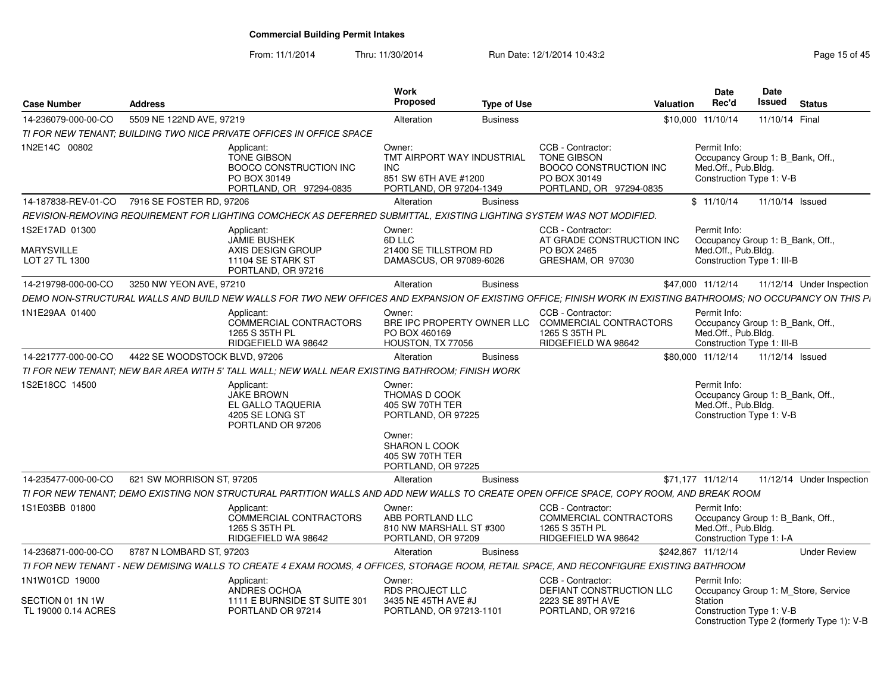# Commercial Building Permit Intakes

From: 11/1/2014 Thru: 11/30/2014 Run Date: 12/1/2014 10:43:2

| Case Number | Address | Work Proposed | Type of Use | Valuation | Date Rec'd | Date Issued | Status |
|---|---|---|---|---|---|---|---|
| 14-236079-000-00-CO | 5509 NE 122ND AVE, 97219 | Alteration | Business | $10,000 | 11/10/14 | 11/10/14 | Final |

*TI FOR NEW TENANT; BUILDING TWO NICE PRIVATE OFFICES IN OFFICE SPACE*

1N2E14C 00802

Applicant: TONE GIBSON, BOOCO CONSTRUCTION INC, PO BOX 30149, PORTLAND, OR 97294-0835

Owner: TMT AIRPORT WAY INDUSTRIAL INC, 851 SW 6TH AVE #1200, PORTLAND, OR 97204-1349

CCB - Contractor: TONE GIBSON, BOOCO CONSTRUCTION INC, PO BOX 30149, PORTLAND, OR 97294-0835

Permit Info: Occupancy Group 1: B_Bank, Off., Med.Off., Pub.Bldg. Construction Type 1: V-B

| Case Number | Address | Work Proposed | Type of Use | Valuation | Date Rec'd | Date Issued | Status |
|---|---|---|---|---|---|---|---|
| 14-187838-REV-01-CO | 7916 SE FOSTER RD, 97206 | Alteration | Business | $ | 11/10/14 | 11/10/14 | Issued |

*REVISION-REMOVING REQUIREMENT FOR LIGHTING COMCHECK AS DEFERRED SUBMITTAL, EXISTING LIGHTING SYSTEM WAS NOT MODIFIED.*

1S2E17AD 01300, MARYSVILLE, LOT 27 TL 1300

Applicant: JAMIE BUSHEK, AXIS DESIGN GROUP, 11104 SE STARK ST, PORTLAND, OR 97216

Owner: 6D LLC, 21400 SE TILLSTROM RD, DAMASCUS, OR 97089-6026

CCB - Contractor: AT GRADE CONSTRUCTION INC, PO BOX 2465, GRESHAM, OR 97030

Permit Info: Occupancy Group 1: B_Bank, Off., Med.Off., Pub.Bldg. Construction Type 1: III-B

| Case Number | Address | Work Proposed | Type of Use | Valuation | Date Rec'd | Date Issued | Status |
|---|---|---|---|---|---|---|---|
| 14-219798-000-00-CO | 3250 NW YEON AVE, 97210 | Alteration | Business | $47,000 | 11/12/14 | 11/12/14 | Under Inspection |

*DEMO NON-STRUCTURAL WALLS AND BUILD NEW WALLS FOR TWO NEW OFFICES AND EXPANSION OF EXISTING OFFICE; FINISH WORK IN EXISTING BATHROOMS; NO OCCUPANCY ON THIS P*

1N1E29AA 01400

Applicant: COMMERCIAL CONTRACTORS, 1265 S 35TH PL, RIDGEFIELD WA 98642

Owner: BRE IPC PROPERTY OWNER LLC, PO BOX 460169, HOUSTON, TX 77056

CCB - Contractor: COMMERCIAL CONTRACTORS, 1265 S 35TH PL, RIDGEFIELD WA 98642

Permit Info: Occupancy Group 1: B_Bank, Off., Med.Off., Pub.Bldg. Construction Type 1: III-B

| Case Number | Address | Work Proposed | Type of Use | Valuation | Date Rec'd | Date Issued | Status |
|---|---|---|---|---|---|---|---|
| 14-221777-000-00-CO | 4422 SE WOODSTOCK BLVD, 97206 | Alteration | Business | $80,000 | 11/12/14 | 11/12/14 | Issued |

*TI FOR NEW TENANT; NEW BAR AREA WITH 5' TALL WALL; NEW WALL NEAR EXISTING BATHROOM; FINISH WORK*

1S2E18CC 14500

Applicant: JAKE BROWN, EL GALLO TAQUERIA, 4205 SE LONG ST, PORTLAND OR 97206

Owner: THOMAS D COOK, 405 SW 70TH TER, PORTLAND, OR 97225

Owner: SHARON L COOK, 405 SW 70TH TER, PORTLAND, OR 97225

Permit Info: Occupancy Group 1: B_Bank, Off., Med.Off., Pub.Bldg. Construction Type 1: V-B

| Case Number | Address | Work Proposed | Type of Use | Valuation | Date Rec'd | Date Issued | Status |
|---|---|---|---|---|---|---|---|
| 14-235477-000-00-CO | 621 SW MORRISON ST, 97205 | Alteration | Business | $71,177 | 11/12/14 | 11/12/14 | Under Inspection |

*TI FOR NEW TENANT; DEMO EXISTING NON STRUCTURAL PARTITION WALLS AND ADD NEW WALLS TO CREATE OPEN OFFICE SPACE, COPY ROOM, AND BREAK ROOM*

1S1E03BB 01800

Applicant: COMMERCIAL CONTRACTORS, 1265 S 35TH PL, RIDGEFIELD WA 98642

Owner: ABB PORTLAND LLC, 810 NW MARSHALL ST #300, PORTLAND, OR 97209

CCB - Contractor: COMMERCIAL CONTRACTORS, 1265 S 35TH PL, RIDGEFIELD WA 98642

Permit Info: Occupancy Group 1: B_Bank, Off., Med.Off., Pub.Bldg. Construction Type 1: I-A

| Case Number | Address | Work Proposed | Type of Use | Valuation | Date Rec'd | Date Issued | Status |
|---|---|---|---|---|---|---|---|
| 14-236871-000-00-CO | 8787 N LOMBARD ST, 97203 | Alteration | Business | $242,867 | 11/12/14 | | Under Review |

*TI FOR NEW TENANT - NEW DEMISING WALLS TO CREATE 4 EXAM ROOMS, 4 OFFICES, STORAGE ROOM, RETAIL SPACE, AND RECONFIGURE EXISTING BATHROOM*

1N1W01CD 19000, SECTION 01 1N 1W, TL 19000 0.14 ACRES

Applicant: ANDRES OCHOA, 1111 E BURNSIDE ST SUITE 301, PORTLAND OR 97214

Owner: RDS PROJECT LLC, 3435 NE 45TH AVE #J, PORTLAND, OR 97213-1101

CCB - Contractor: DEFIANT CONSTRUCTION LLC, 2223 SE 89TH AVE, PORTLAND, OR 97216

Permit Info: Occupancy Group 1: M_Store, Service Station. Construction Type 1: V-B. Construction Type 2 (formerly Type 1): V-B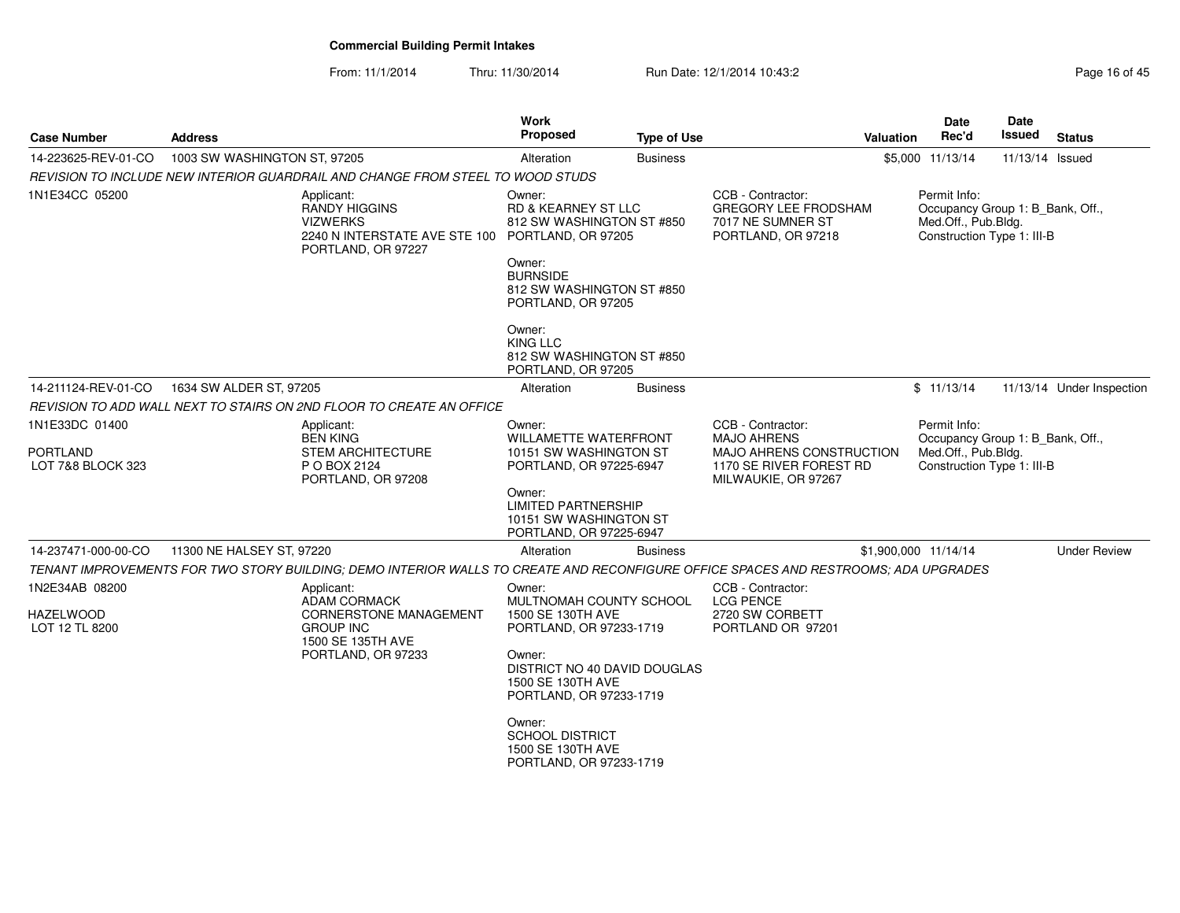**Commercial Building Permit Intakes**

From: 11/1/2014 Thru: 11/30/2014 Run Date: 12/1/2014 10:43:2

| Case Number | Address | Work Proposed | Type of Use | Valuation | Date Rec'd | Date Issued | Status |
|---|---|---|---|---|---|---|---|
| 14-223625-REV-01-CO | 1003 SW WASHINGTON ST, 97205 | Alteration | Business | $5,000 | 11/13/14 | 11/13/14 | Issued |

*REVISION TO INCLUDE NEW INTERIOR GUARDRAIL AND CHANGE FROM STEEL TO WOOD STUDS*

1N1E34CC 05200

Applicant:
RANDY HIGGINS
VIZWERKS
2240 N INTERSTATE AVE STE 100
PORTLAND, OR 97227

Owner:
RD & KEARNEY ST LLC
812 SW WASHINGTON ST #850
PORTLAND, OR 97205

Owner:
BURNSIDE
812 SW WASHINGTON ST #850
PORTLAND, OR 97205

Owner:
KING LLC
812 SW WASHINGTON ST #850
PORTLAND, OR 97205

CCB - Contractor:
GREGORY LEE FRODSHAM
7017 NE SUMNER ST
PORTLAND, OR 97218

Permit Info:
Occupancy Group 1: B_Bank, Off., Med.Off., Pub.Bldg.
Construction Type 1: III-B

| Case Number | Address | Work Proposed | Type of Use | Valuation | Date Rec'd | Date Issued | Status |
|---|---|---|---|---|---|---|---|
| 14-211124-REV-01-CO | 1634 SW ALDER ST, 97205 | Alteration | Business | $ | 11/13/14 | 11/13/14 | Under Inspection |

*REVISION TO ADD WALL NEXT TO STAIRS ON 2ND FLOOR TO CREATE AN OFFICE*

1N1E33DC 01400

PORTLAND
LOT 7&8 BLOCK 323

Applicant:
BEN KING
STEM ARCHITECTURE
P O BOX 2124
PORTLAND, OR 97208

Owner:
WILLAMETTE WATERFRONT
10151 SW WASHINGTON ST
PORTLAND, OR 97225-6947

Owner:
LIMITED PARTNERSHIP
10151 SW WASHINGTON ST
PORTLAND, OR 97225-6947

CCB - Contractor:
MAJO AHRENS
MAJO AHRENS CONSTRUCTION
1170 SE RIVER FOREST RD
MILWAUKIE, OR 97267

Permit Info:
Occupancy Group 1: B_Bank, Off., Med.Off., Pub.Bldg.
Construction Type 1: III-B

| Case Number | Address | Work Proposed | Type of Use | Valuation | Date Rec'd | Date Issued | Status |
|---|---|---|---|---|---|---|---|
| 14-237471-000-00-CO | 11300 NE HALSEY ST, 97220 | Alteration | Business | $1,900,000 | 11/14/14 | | Under Review |

*TENANT IMPROVEMENTS FOR TWO STORY BUILDING; DEMO INTERIOR WALLS TO CREATE AND RECONFIGURE OFFICE SPACES AND RESTROOMS; ADA UPGRADES*

1N2E34AB 08200

HAZELWOOD
LOT 12 TL 8200

Applicant:
ADAM CORMACK
CORNERSTONE MANAGEMENT GROUP INC
1500 SE 135TH AVE
PORTLAND, OR 97233

Owner:
MULTNOMAH COUNTY SCHOOL
1500 SE 130TH AVE
PORTLAND, OR 97233-1719

Owner:
DISTRICT NO 40 DAVID DOUGLAS
1500 SE 130TH AVE
PORTLAND, OR 97233-1719

Owner:
SCHOOL DISTRICT
1500 SE 130TH AVE
PORTLAND, OR 97233-1719

CCB - Contractor:
LCG PENCE
2720 SW CORBETT
PORTLAND OR 97201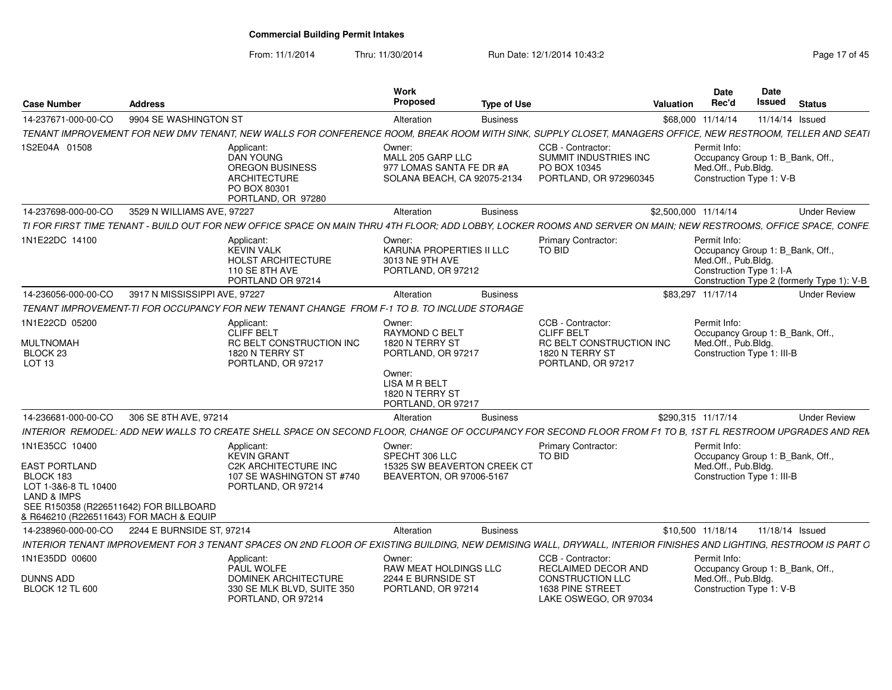**Commercial Building Permit Intakes**

From: 11/1/2014 Thru: 11/30/2014 Run Date: 12/1/2014 10:43:2

| Case Number | Address | Work Proposed | Type of Use | Valuation | Date Rec'd | Date Issued | Status |
|---|---|---|---|---|---|---|---|
| 14-237671-000-00-CO | 9904 SE WASHINGTON ST | Alteration | Business | $68,000 | 11/14/14 | 11/14/14 | Issued |

*TENANT IMPROVEMENT FOR NEW DMV TENANT, NEW WALLS FOR CONFERENCE ROOM, BREAK ROOM WITH SINK, SUPPLY CLOSET, MANAGERS OFFICE, NEW RESTROOM, TELLER AND SEATI*

1S2E04A 01508

Applicant: DAN YOUNG, OREGON BUSINESS ARCHITECTURE, PO BOX 80301, PORTLAND, OR 97280

Owner: MALL 205 GARP LLC, 977 LOMAS SANTA FE DR #A, SOLANA BEACH, CA 92075-2134

CCB - Contractor: SUMMIT INDUSTRIES INC, PO BOX 10345, PORTLAND, OR 972960345

Permit Info: Occupancy Group 1: B_Bank, Off., Med.Off., Pub.Bldg. Construction Type 1: V-B

| Case Number | Address | Work Proposed | Type of Use | Valuation | Date Rec'd | Date Issued | Status |
|---|---|---|---|---|---|---|---|
| 14-237698-000-00-CO | 3529 N WILLIAMS AVE, 97227 | Alteration | Business | $2,500,000 | 11/14/14 | | Under Review |

*TI FOR FIRST TIME TENANT - BUILD OUT FOR NEW OFFICE SPACE ON MAIN THRU 4TH FLOOR; ADD LOBBY, LOCKER ROOMS AND SERVER ON MAIN; NEW RESTROOMS, OFFICE SPACE, CONFE*

1N1E22DC 14100

Applicant: KEVIN VALK, HOLST ARCHITECTURE, 110 SE 8TH AVE, PORTLAND OR 97214

Owner: KARUNA PROPERTIES II LLC, 3013 NE 9TH AVE, PORTLAND, OR 97212

Primary Contractor: TO BID

Permit Info: Occupancy Group 1: B_Bank, Off., Med.Off., Pub.Bldg. Construction Type 1: I-A Construction Type 2 (formerly Type 1): V-B

| Case Number | Address | Work Proposed | Type of Use | Valuation | Date Rec'd | Date Issued | Status |
|---|---|---|---|---|---|---|---|
| 14-236056-000-00-CO | 3917 N MISSISSIPPI AVE, 97227 | Alteration | Business | $83,297 | 11/17/14 | | Under Review |

*TENANT IMPROVEMENT-TI FOR OCCUPANCY FOR NEW TENANT CHANGE FROM F-1 TO B. TO INCLUDE STORAGE*

1N1E22CD 05200, MULTNOMAH, BLOCK 23, LOT 13

Applicant: CLIFF BELT, RC BELT CONSTRUCTION INC, 1820 N TERRY ST, PORTLAND, OR 97217

Owner: RAYMOND C BELT, 1820 N TERRY ST, PORTLAND, OR 97217

Owner: LISA M R BELT, 1820 N TERRY ST, PORTLAND, OR 97217

CCB - Contractor: CLIFF BELT, RC BELT CONSTRUCTION INC, 1820 N TERRY ST, PORTLAND, OR 97217

Permit Info: Occupancy Group 1: B_Bank, Off., Med.Off., Pub.Bldg. Construction Type 1: III-B

| Case Number | Address | Work Proposed | Type of Use | Valuation | Date Rec'd | Date Issued | Status |
|---|---|---|---|---|---|---|---|
| 14-236681-000-00-CO | 306 SE 8TH AVE, 97214 | Alteration | Business | $290,315 | 11/17/14 | | Under Review |

*INTERIOR REMODEL: ADD NEW WALLS TO CREATE SHELL SPACE ON SECOND FLOOR, CHANGE OF OCCUPANCY FOR SECOND FLOOR FROM F1 TO B, 1ST FL RESTROOM UPGRADES AND REM*

1N1E35CC 10400, EAST PORTLAND, BLOCK 183, LOT 1-3&6-8 TL 10400, LAND & IMPS, SEE R150358 (R226511642) FOR BILLBOARD & R646210 (R226511643) FOR MACH & EQUIP

Applicant: KEVIN GRANT, C2K ARCHITECTURE INC, 107 SE WASHINGTON ST #740, PORTLAND, OR 97214

Owner: SPECHT 306 LLC, 15325 SW BEAVERTON CREEK CT, BEAVERTON, OR 97006-5167

Primary Contractor: TO BID

Permit Info: Occupancy Group 1: B_Bank, Off., Med.Off., Pub.Bldg. Construction Type 1: III-B

| Case Number | Address | Work Proposed | Type of Use | Valuation | Date Rec'd | Date Issued | Status |
|---|---|---|---|---|---|---|---|
| 14-238960-000-00-CO | 2244 E BURNSIDE ST, 97214 | Alteration | Business | $10,500 | 11/18/14 | 11/18/14 | Issued |

*INTERIOR TENANT IMPROVEMENT FOR 3 TENANT SPACES ON 2ND FLOOR OF EXISTING BUILDING, NEW DEMISING WALL, DRYWALL, INTERIOR FINISHES AND LIGHTING, RESTROOM IS PART O*

1N1E35DD 00600, DUNNS ADD, BLOCK 12 TL 600

Applicant: PAUL WOLFE, DOMINEK ARCHITECTURE, 330 SE MLK BLVD, SUITE 350, PORTLAND, OR 97214

Owner: RAW MEAT HOLDINGS LLC, 2244 E BURNSIDE ST, PORTLAND, OR 97214

CCB - Contractor: RECLAIMED DECOR AND CONSTRUCTION LLC, 1638 PINE STREET, LAKE OSWEGO, OR 97034

Permit Info: Occupancy Group 1: B_Bank, Off., Med.Off., Pub.Bldg. Construction Type 1: V-B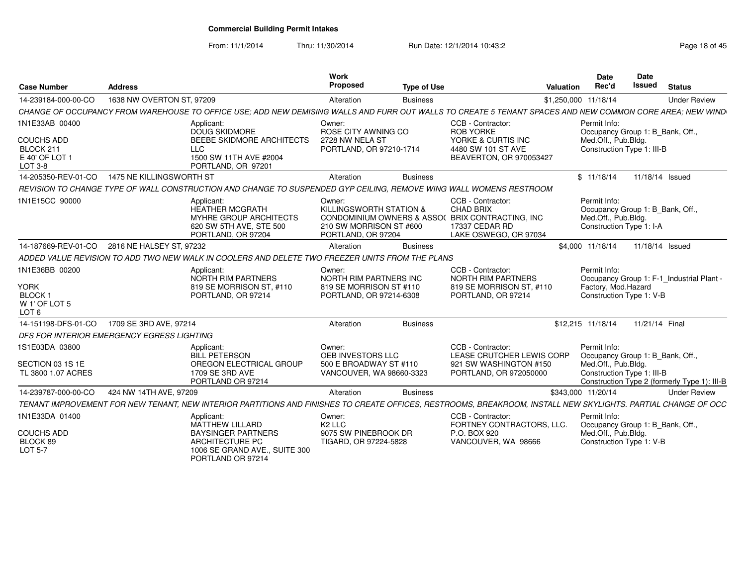**Commercial Building Permit Intakes**

From: 11/1/2014 Thru: 11/30/2014 Run Date: 12/1/2014 10:43:2

| Case Number | Address | | Work Proposed | Type of Use | | Valuation | Date Rec'd | Date Issued | Status |
|---|---|---|---|---|---|---|---|---|---|
| 14-239184-000-00-CO | 1638 NW OVERTON ST, 97209 | | Alteration | Business | | $1,250,000 | 11/18/14 | | Under Review |
| CHANGE OF OCCUPANCY FROM WAREHOUSE TO OFFICE USE; ADD NEW DEMISING WALLS AND FURR OUT WALLS TO CREATE 5 TENANT SPACES AND NEW COMMON CORE AREA; NEW WIND | | | | | | | | | |
| 1N1E33AB 00400<br><br>COUCHS ADD<br>BLOCK 211<br>E 40' OF LOT 1<br>LOT 3-8 | | Applicant:<br>DOUG SKIDMORE<br>BEEBE SKIDMORE ARCHITECTS LLC<br>1500 SW 11TH AVE #2004<br>PORTLAND, OR 97201 | Owner:<br>ROSE CITY AWNING CO<br>2728 NW NELA ST<br>PORTLAND, OR 97210-1714 | | CCB - Contractor:<br>ROB YORKE<br>YORKE & CURTIS INC<br>4480 SW 101 ST AVE<br>BEAVERTON, OR 970053427 | | Permit Info:<br>Occupancy Group 1: B_Bank, Off., Med.Off., Pub.Bldg.<br>Construction Type 1: III-B | | |
| 14-205350-REV-01-CO | 1475 NE KILLINGSWORTH ST | | Alteration | Business | | $ | 11/18/14 | 11/18/14 | Issued |
| REVISION TO CHANGE TYPE OF WALL CONSTRUCTION AND CHANGE TO SUSPENDED GYP CEILING, REMOVE WING WALL WOMENS RESTROOM | | | | | | | | | |
| 1N1E15CC 90000 | | Applicant:<br>HEATHER MCGRATH<br>MYHRE GROUP ARCHITECTS<br>620 SW 5TH AVE, STE 500<br>PORTLAND, OR 97204 | Owner:<br>KILLINGSWORTH STATION & CONDOMINIUM OWNERS & ASSO(<br>210 SW MORRISON ST #600<br>PORTLAND, OR 97204 | | CCB - Contractor:<br>CHAD BRIX<br>BRIX CONTRACTING, INC<br>17337 CEDAR RD<br>LAKE OSWEGO, OR 97034 | | Permit Info:<br>Occupancy Group 1: B_Bank, Off., Med.Off., Pub.Bldg.<br>Construction Type 1: I-A | | |
| 14-187669-REV-01-CO | 2816 NE HALSEY ST, 97232 | | Alteration | Business | | $4,000 | 11/18/14 | 11/18/14 | Issued |
| ADDED VALUE REVISION TO ADD TWO NEW WALK IN COOLERS AND DELETE TWO FREEZER UNITS FROM THE PLANS | | | | | | | | | |
| 1N1E36BB 00200<br><br>YORK<br>BLOCK 1<br>W 1' OF LOT 5<br>LOT 6 | | Applicant:<br>NORTH RIM PARTNERS<br>819 SE MORRISON ST, #110<br>PORTLAND, OR 97214 | Owner:<br>NORTH RIM PARTNERS INC<br>819 SE MORRISON ST #110<br>PORTLAND, OR 97214-6308 | | CCB - Contractor:<br>NORTH RIM PARTNERS<br>819 SE MORRISON ST, #110<br>PORTLAND, OR 97214 | | Permit Info:<br>Occupancy Group 1: F-1_Industrial Plant - Factory, Mod.Hazard<br>Construction Type 1: V-B | | |
| 14-151198-DFS-01-CO | 1709 SE 3RD AVE, 97214 | | Alteration | Business | | $12,215 | 11/18/14 | 11/21/14 | Final |
| DFS FOR INTERIOR EMERGENCY EGRESS LIGHTING | | | | | | | | | |
| 1S1E03DA 03800<br><br>SECTION 03 1S 1E<br>TL 3800 1.07 ACRES | | Applicant:<br>BILL PETERSON<br>OREGON ELECTRICAL GROUP<br>1709 SE 3RD AVE<br>PORTLAND OR 97214 | Owner:<br>OEB INVESTORS LLC<br>500 E BROADWAY ST #110<br>VANCOUVER, WA 98660-3323 | | CCB - Contractor:<br>LEASE CRUTCHER LEWIS CORP<br>921 SW WASHINGTON #150<br>PORTLAND, OR 972050000 | | Permit Info:<br>Occupancy Group 1: B_Bank, Off., Med.Off., Pub.Bldg.<br>Construction Type 1: III-B<br>Construction Type 2 (formerly Type 1): III-B | | |
| 14-239787-000-00-CO | 424 NW 14TH AVE, 97209 | | Alteration | Business | | $343,000 | 11/20/14 | | Under Review |
| TENANT IMPROVEMENT FOR NEW TENANT, NEW INTERIOR PARTITIONS AND FINISHES TO CREATE OFFICES, RESTROOMS, BREAKROOM, INSTALL NEW SKYLIGHTS. PARTIAL CHANGE OF OCC | | | | | | | | | |
| 1N1E33DA 01400<br><br>COUCHS ADD<br>BLOCK 89<br>LOT 5-7 | | Applicant:<br>MATTHEW LILLARD<br>BAYSINGER PARTNERS ARCHITECTURE PC<br>1006 SE GRAND AVE., SUITE 300<br>PORTLAND OR 97214 | Owner:<br>K2 LLC<br>9075 SW PINEBROOK DR<br>TIGARD, OR 97224-5828 | | CCB - Contractor:<br>FORTNEY CONTRACTORS, LLC.<br>P.O. BOX 920<br>VANCOUVER, WA 98666 | | Permit Info:<br>Occupancy Group 1: B_Bank, Off., Med.Off., Pub.Bldg.<br>Construction Type 1: V-B | | |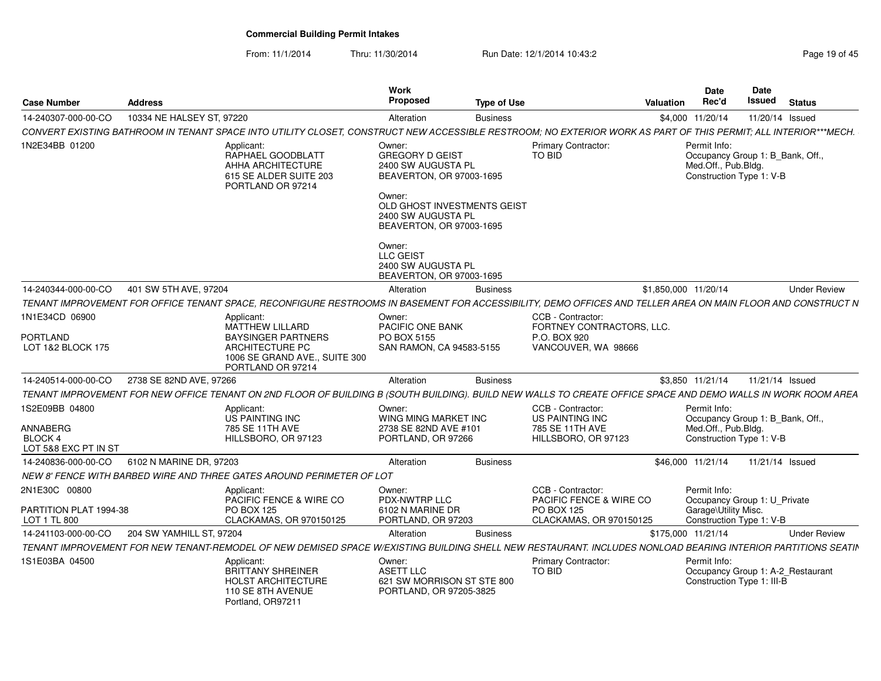**Commercial Building Permit Intakes**

From: 11/1/2014 Thru: 11/30/2014 Run Date: 12/1/2014 10:43:2

| Case Number | Address | Work Proposed | Type of Use | Valuation | Date Rec'd | Date Issued | Status |
|---|---|---|---|---|---|---|---|
| 14-240307-000-00-CO | 10334 NE HALSEY ST, 97220 | Alteration | Business | $4,000 | 11/20/14 | 11/20/14 | Issued |

*CONVERT EXISTING BATHROOM IN TENANT SPACE INTO UTILITY CLOSET, CONSTRUCT NEW ACCESSIBLE RESTROOM; NO EXTERIOR WORK AS PART OF THIS PERMIT; ALL INTERIOR***MECH.*

1N2E34BB 01200

Applicant: RAPHAEL GOODBLATT, AHHA ARCHITECTURE, 615 SE ALDER SUITE 203, PORTLAND OR 97214

Owner: GREGORY D GEIST, 2400 SW AUGUSTA PL, BEAVERTON, OR 97003-1695

Owner: OLD GHOST INVESTMENTS GEIST, 2400 SW AUGUSTA PL, BEAVERTON, OR 97003-1695

Owner: LLC GEIST, 2400 SW AUGUSTA PL, BEAVERTON, OR 97003-1695

Primary Contractor: TO BID

Permit Info: Occupancy Group 1: B_Bank, Off., Med.Off., Pub.Bldg. Construction Type 1: V-B

| Case Number | Address | Work Proposed | Type of Use | Valuation | Date Rec'd | Date Issued | Status |
|---|---|---|---|---|---|---|---|
| 14-240344-000-00-CO | 401 SW 5TH AVE, 97204 | Alteration | Business | $1,850,000 | 11/20/14 | | Under Review |

*TENANT IMPROVEMENT FOR OFFICE TENANT SPACE, RECONFIGURE RESTROOMS IN BASEMENT FOR ACCESSIBILITY, DEMO OFFICES AND TELLER AREA ON MAIN FLOOR AND CONSTRUCT N*

1N1E34CD 06900

PORTLAND
LOT 1&2 BLOCK 175

Applicant: MATTHEW LILLARD, BAYSINGER PARTNERS ARCHITECTURE PC, 1006 SE GRAND AVE., SUITE 300, PORTLAND OR 97214

Owner: PACIFIC ONE BANK, PO BOX 5155, SAN RAMON, CA 94583-5155

CCB - Contractor: FORTNEY CONTRACTORS, LLC., P.O. BOX 920, VANCOUVER, WA 98666

| Case Number | Address | Work Proposed | Type of Use | Valuation | Date Rec'd | Date Issued | Status |
|---|---|---|---|---|---|---|---|
| 14-240514-000-00-CO | 2738 SE 82ND AVE, 97266 | Alteration | Business | $3,850 | 11/21/14 | 11/21/14 | Issued |

*TENANT IMPROVEMENT FOR NEW OFFICE TENANT ON 2ND FLOOR OF BUILDING B (SOUTH BUILDING). BUILD NEW WALLS TO CREATE OFFICE SPACE AND DEMO WALLS IN WORK ROOM AREA*

1S2E09BB 04800

ANNABERG
BLOCK 4
LOT 5&8 EXC PT IN ST

Applicant: US PAINTING INC, 785 SE 11TH AVE, HILLSBORO, OR 97123

Owner: WING MING MARKET INC, 2738 SE 82ND AVE #101, PORTLAND, OR 97266

CCB - Contractor: US PAINTING INC, 785 SE 11TH AVE, HILLSBORO, OR 97123

Permit Info: Occupancy Group 1: B_Bank, Off., Med.Off., Pub.Bldg. Construction Type 1: V-B

| Case Number | Address | Work Proposed | Type of Use | Valuation | Date Rec'd | Date Issued | Status |
|---|---|---|---|---|---|---|---|
| 14-240836-000-00-CO | 6102 N MARINE DR, 97203 | Alteration | Business | $46,000 | 11/21/14 | 11/21/14 | Issued |

*NEW 8' FENCE WITH BARBED WIRE AND THREE GATES AROUND PERIMETER OF LOT*

2N1E30C 00800

PARTITION PLAT 1994-38
LOT 1 TL 800

Applicant: PACIFIC FENCE & WIRE CO, PO BOX 125, CLACKAMAS, OR 970150125

Owner: PDX-NWTRP LLC, 6102 N MARINE DR, PORTLAND, OR 97203

CCB - Contractor: PACIFIC FENCE & WIRE CO, PO BOX 125, CLACKAMAS, OR 970150125

Permit Info: Occupancy Group 1: U_Private Garage\Utility Misc. Construction Type 1: V-B

| Case Number | Address | Work Proposed | Type of Use | Valuation | Date Rec'd | Date Issued | Status |
|---|---|---|---|---|---|---|---|
| 14-241103-000-00-CO | 204 SW YAMHILL ST, 97204 | Alteration | Business | $175,000 | 11/21/14 | | Under Review |

*TENANT IMPROVEMENT FOR NEW TENANT-REMODEL OF NEW DEMISED SPACE W/EXISTING BUILDING SHELL NEW RESTAURANT. INCLUDES NONLOAD BEARING INTERIOR PARTITIONS SEATIN*

1S1E03BA 04500

Applicant: BRITTANY SHREINER, HOLST ARCHITECTURE, 110 SE 8TH AVENUE, Portland, OR97211

Owner: ASETT LLC, 621 SW MORRISON ST STE 800, PORTLAND, OR 97205-3825

Primary Contractor: TO BID

Permit Info: Occupancy Group 1: A-2_Restaurant Construction Type 1: III-B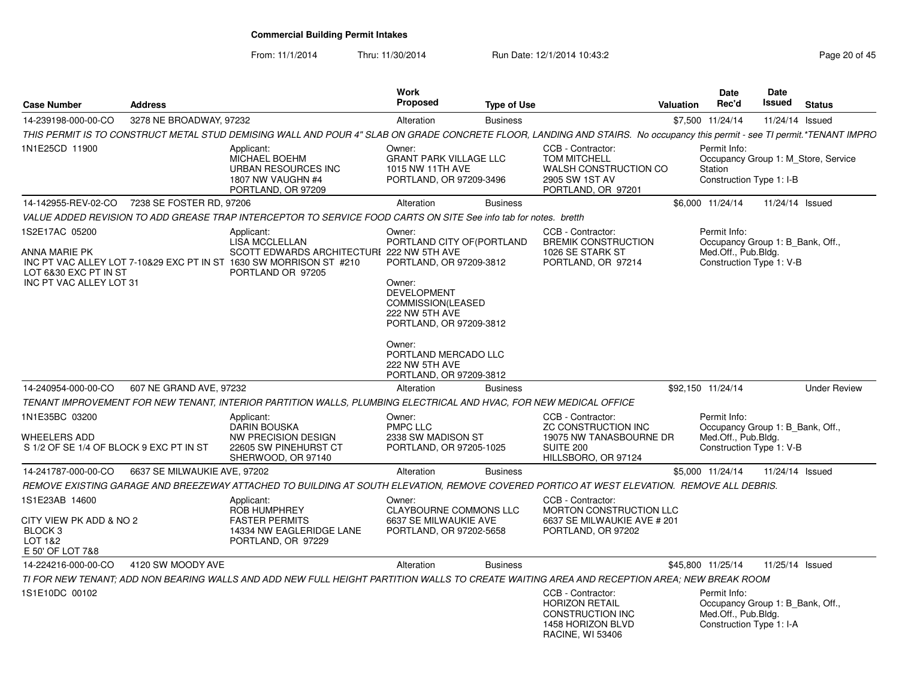# Commercial Building Permit Intakes

From: 11/1/2014 Thru: 11/30/2014 Run Date: 12/1/2014 10:43:2

| Case Number | Address | Work Proposed | Type of Use | Valuation | Date Rec'd | Date Issued | Status |
|---|---|---|---|---|---|---|---|
| 14-239198-000-00-CO | 3278 NE BROADWAY, 97232 | Alteration | Business | $7,500 | 11/24/14 | 11/24/14 | Issued |

THIS PERMIT IS TO CONSTRUCT METAL STUD DEMISING WALL AND POUR 4" SLAB ON GRADE CONCRETE FLOOR, LANDING AND STAIRS. No occupancy this permit - see TI permit.*TENANT IMPRO

- 1N1E25CD 11900
- Applicant: MICHAEL BOEHM, URBAN RESOURCES INC, 1807 NW VAUGHN #4, PORTLAND, OR 97209
- Owner: GRANT PARK VILLAGE LLC, 1015 NW 11TH AVE, PORTLAND, OR 97209-3496
- CCB - Contractor: TOM MITCHELL, WALSH CONSTRUCTION CO, 2905 SW 1ST AV, PORTLAND, OR 97201
- Permit Info: Occupancy Group 1: M_Store, Service Station; Construction Type 1: I-B

| Case Number | Address | Work Proposed | Type of Use | Valuation | Date Rec'd | Date Issued | Status |
|---|---|---|---|---|---|---|---|
| 14-142955-REV-02-CO | 7238 SE FOSTER RD, 97206 | Alteration | Business | $6,000 | 11/24/14 | 11/24/14 | Issued |

VALUE ADDED REVISION TO ADD GREASE TRAP INTERCEPTOR TO SERVICE FOOD CARTS ON SITE See info tab for notes. bretth

- 1S2E17AC 05200
- ANNA MARIE PK, INC PT VAC ALLEY LOT 7-10&29 EXC PT IN ST, LOT 6&30 EXC PT IN ST, INC PT VAC ALLEY LOT 31
- Applicant: LISA MCCLELLAN, SCOTT EDWARDS ARCHITECTURE, 1630 SW MORRISON ST #210, PORTLAND OR 97205
- Owner: PORTLAND CITY OF(PORTLAND, 222 NW 5TH AVE, PORTLAND, OR 97209-3812
- Owner: DEVELOPMENT COMMISSION(LEASED, 222 NW 5TH AVE, PORTLAND, OR 97209-3812
- Owner: PORTLAND MERCADO LLC, 222 NW 5TH AVE, PORTLAND, OR 97209-3812
- CCB - Contractor: BREMIK CONSTRUCTION, 1026 SE STARK ST, PORTLAND, OR 97214
- Permit Info: Occupancy Group 1: B_Bank, Off., Med.Off., Pub.Bldg.; Construction Type 1: V-B

| Case Number | Address | Work Proposed | Type of Use | Valuation | Date Rec'd | Date Issued | Status |
|---|---|---|---|---|---|---|---|
| 14-240954-000-00-CO | 607 NE GRAND AVE, 97232 | Alteration | Business | $92,150 | 11/24/14 | | Under Review |

TENANT IMPROVEMENT FOR NEW TENANT, INTERIOR PARTITION WALLS, PLUMBING ELECTRICAL AND HVAC, FOR NEW MEDICAL OFFICE

- 1N1E35BC 03200
- WHEELERS ADD, S 1/2 OF SE 1/4 OF BLOCK 9 EXC PT IN ST
- Applicant: DARIN BOUSKA, NW PRECISION DESIGN, 22605 SW PINEHURST CT, SHERWOOD, OR 97140
- Owner: PMPC LLC, 2338 SW MADISON ST, PORTLAND, OR 97205-1025
- CCB - Contractor: ZC CONSTRUCTION INC, 19075 NW TANASBOURNE DR, SUITE 200, HILLSBORO, OR 97124
- Permit Info: Occupancy Group 1: B_Bank, Off., Med.Off., Pub.Bldg.; Construction Type 1: V-B

| Case Number | Address | Work Proposed | Type of Use | Valuation | Date Rec'd | Date Issued | Status |
|---|---|---|---|---|---|---|---|
| 14-241787-000-00-CO | 6637 SE MILWAUKIE AVE, 97202 | Alteration | Business | $5,000 | 11/24/14 | 11/24/14 | Issued |

REMOVE EXISTING GARAGE AND BREEZEWAY ATTACHED TO BUILDING AT SOUTH ELEVATION, REMOVE COVERED PORTICO AT WEST ELEVATION. REMOVE ALL DEBRIS.

- 1S1E23AB 14600
- CITY VIEW PK ADD & NO 2, BLOCK 3, LOT 1&2, E 50' OF LOT 7&8
- Applicant: ROB HUMPHREY, FASTER PERMITS, 14334 NW EAGLERIDGE LANE, PORTLAND, OR 97229
- Owner: CLAYBOURNE COMMONS LLC, 6637 SE MILWAUKIE AVE, PORTLAND, OR 97202-5658
- CCB - Contractor: MORTON CONSTRUCTION LLC, 6637 SE MILWAUKIE AVE # 201, PORTLAND, OR 97202

| Case Number | Address | Work Proposed | Type of Use | Valuation | Date Rec'd | Date Issued | Status |
|---|---|---|---|---|---|---|---|
| 14-224216-000-00-CO | 4120 SW MOODY AVE | Alteration | Business | $45,800 | 11/25/14 | 11/25/14 | Issued |

TI FOR NEW TENANT; ADD NON BEARING WALLS AND ADD NEW FULL HEIGHT PARTITION WALLS TO CREATE WAITING AREA AND RECEPTION AREA; NEW BREAK ROOM

- 1S1E10DC 00102
- CCB - Contractor: HORIZON RETAIL CONSTRUCTION INC, 1458 HORIZON BLVD, RACINE, WI 53406
- Permit Info: Occupancy Group 1: B_Bank, Off., Med.Off., Pub.Bldg.; Construction Type 1: I-A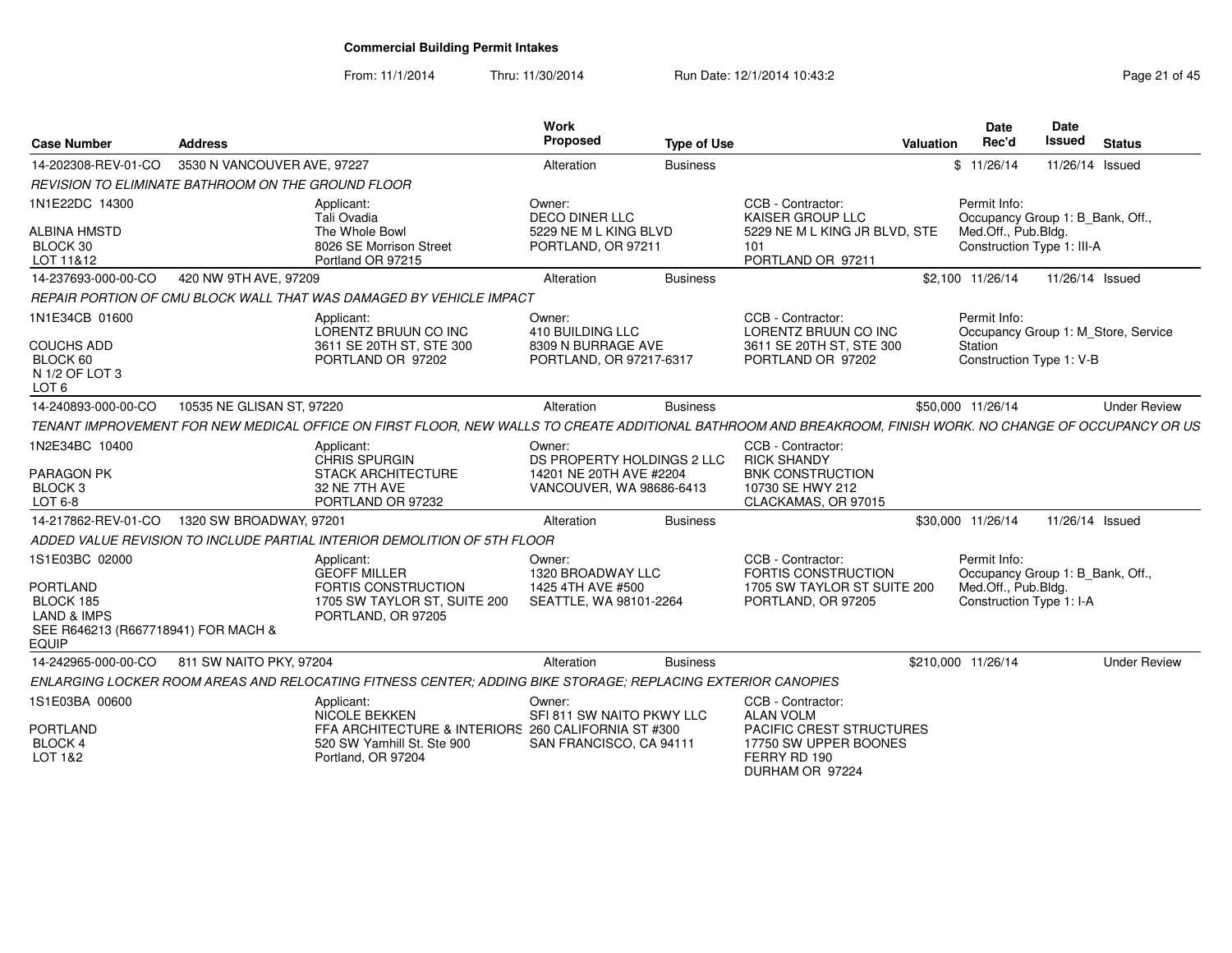# Commercial Building Permit Intakes

From: 11/1/2014 Thru: 11/30/2014 Run Date: 12/1/2014 10:43:2

| Case Number | Address | Work Proposed | Type of Use | Valuation | Date Rec'd | Date Issued | Status |
|---|---|---|---|---|---|---|---|
| 14-202308-REV-01-CO | 3530 N VANCOUVER AVE, 97227 | Alteration | Business | $ | 11/26/14 | 11/26/14 | Issued |

*REVISION TO ELIMINATE BATHROOM ON THE GROUND FLOOR*

1N1E22DC 14300
ALBINA HMSTD
BLOCK 30
LOT 11&12

Applicant:
Tali Ovadia
The Whole Bowl
8026 SE Morrison Street
Portland OR 97215

Owner:
DECO DINER LLC
5229 NE M L KING BLVD
PORTLAND, OR 97211

CCB - Contractor:
KAISER GROUP LLC
5229 NE M L KING JR BLVD, STE 101
PORTLAND OR 97211

Permit Info:
Occupancy Group 1: B_Bank, Off., Med.Off., Pub.Bldg.
Construction Type 1: III-A

---

| Case Number | Address | Work Proposed | Type of Use | Valuation | Date Rec'd | Date Issued | Status |
|---|---|---|---|---|---|---|---|
| 14-237693-000-00-CO | 420 NW 9TH AVE, 97209 | Alteration | Business | $2,100 | 11/26/14 | 11/26/14 | Issued |

*REPAIR PORTION OF CMU BLOCK WALL THAT WAS DAMAGED BY VEHICLE IMPACT*

1N1E34CB 01600
COUCHS ADD
BLOCK 60
N 1/2 OF LOT 3
LOT 6

Applicant:
LORENTZ BRUUN CO INC
3611 SE 20TH ST, STE 300
PORTLAND OR 97202

Owner:
410 BUILDING LLC
8309 N BURRAGE AVE
PORTLAND, OR 97217-6317

CCB - Contractor:
LORENTZ BRUUN CO INC
3611 SE 20TH ST, STE 300
PORTLAND OR 97202

Permit Info:
Occupancy Group 1: M_Store, Service Station
Construction Type 1: V-B

---

| Case Number | Address | Work Proposed | Type of Use | Valuation | Date Rec'd | Date Issued | Status |
|---|---|---|---|---|---|---|---|
| 14-240893-000-00-CO | 10535 NE GLISAN ST, 97220 | Alteration | Business | $50,000 | 11/26/14 | | Under Review |

*TENANT IMPROVEMENT FOR NEW MEDICAL OFFICE ON FIRST FLOOR, NEW WALLS TO CREATE ADDITIONAL BATHROOM AND BREAKROOM, FINISH WORK. NO CHANGE OF OCCUPANCY OR US*

1N2E34BC 10400
PARAGON PK
BLOCK 3
LOT 6-8

Applicant:
CHRIS SPURGIN
STACK ARCHITECTURE
32 NE 7TH AVE
PORTLAND OR 97232

Owner:
DS PROPERTY HOLDINGS 2 LLC
14201 NE 20TH AVE #2204
VANCOUVER, WA 98686-6413

CCB - Contractor:
RICK SHANDY
BNK CONSTRUCTION
10730 SE HWY 212
CLACKAMAS, OR 97015

---

| Case Number | Address | Work Proposed | Type of Use | Valuation | Date Rec'd | Date Issued | Status |
|---|---|---|---|---|---|---|---|
| 14-217862-REV-01-CO | 1320 SW BROADWAY, 97201 | Alteration | Business | $30,000 | 11/26/14 | 11/26/14 | Issued |

*ADDED VALUE REVISION TO INCLUDE PARTIAL INTERIOR DEMOLITION OF 5TH FLOOR*

1S1E03BC 02000
PORTLAND
BLOCK 185
LAND & IMPS
SEE R646213 (R667718941) FOR MACH & EQUIP

Applicant:
GEOFF MILLER
FORTIS CONSTRUCTION
1705 SW TAYLOR ST, SUITE 200
PORTLAND, OR 97205

Owner:
1320 BROADWAY LLC
1425 4TH AVE #500
SEATTLE, WA 98101-2264

CCB - Contractor:
FORTIS CONSTRUCTION
1705 SW TAYLOR ST SUITE 200
PORTLAND, OR 97205

Permit Info:
Occupancy Group 1: B_Bank, Off., Med.Off., Pub.Bldg.
Construction Type 1: I-A

---

| Case Number | Address | Work Proposed | Type of Use | Valuation | Date Rec'd | Date Issued | Status |
|---|---|---|---|---|---|---|---|
| 14-242965-000-00-CO | 811 SW NAITO PKY, 97204 | Alteration | Business | $210,000 | 11/26/14 | | Under Review |

*ENLARGING LOCKER ROOM AREAS AND RELOCATING FITNESS CENTER; ADDING BIKE STORAGE; REPLACING EXTERIOR CANOPIES*

1S1E03BA 00600
PORTLAND
BLOCK 4
LOT 1&2

Applicant:
NICOLE BEKKEN
FFA ARCHITECTURE & INTERIORS
520 SW Yamhill St. Ste 900
Portland, OR 97204

Owner:
SFI 811 SW NAITO PKWY LLC
260 CALIFORNIA ST #300
SAN FRANCISCO, CA 94111

CCB - Contractor:
ALAN VOLM
PACIFIC CREST STRUCTURES
17750 SW UPPER BOONES FERRY RD 190
DURHAM OR 97224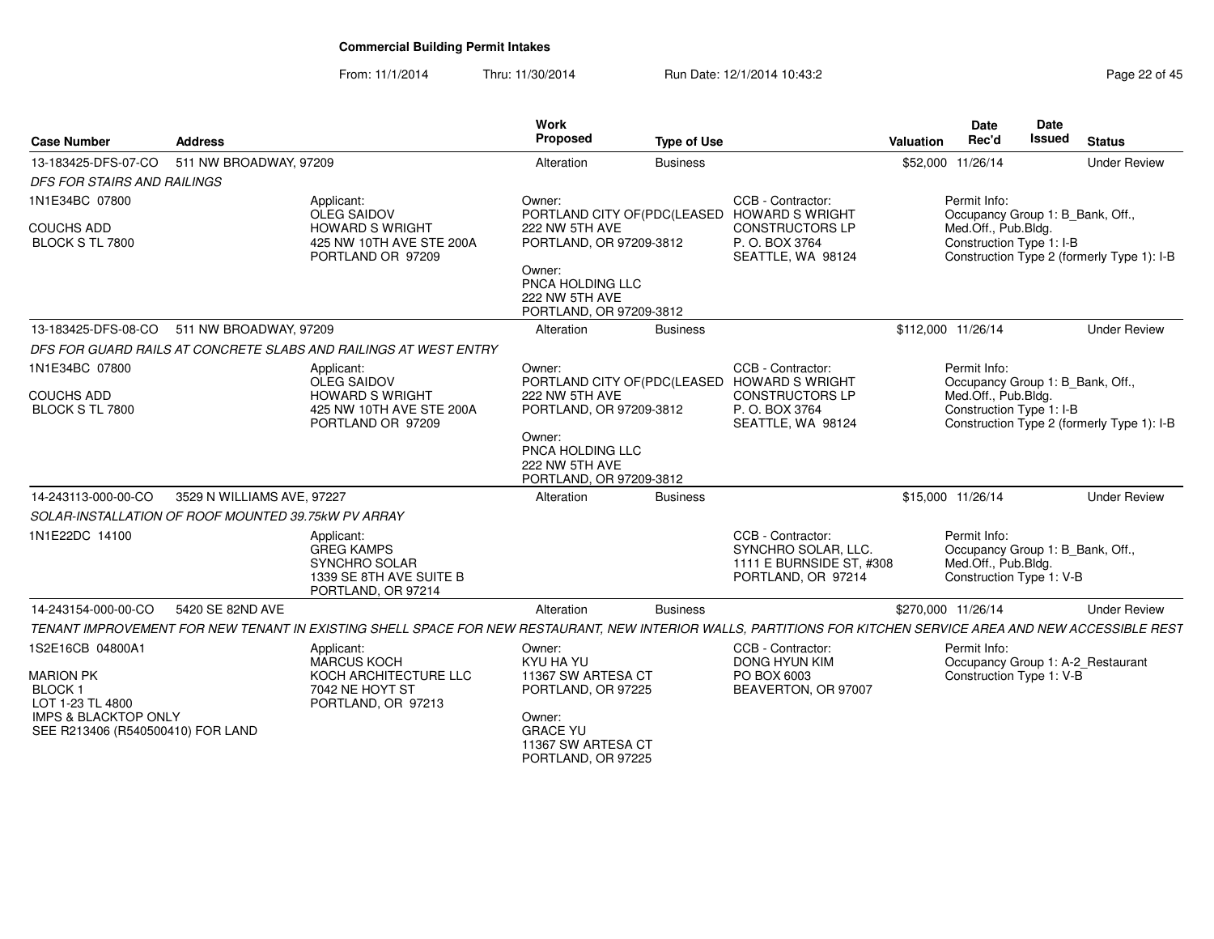## Commercial Building Permit Intakes

From: 11/1/2014 Thru: 11/30/2014 Run Date: 12/1/2014 10:43:2

| Case Number | Address | Work Proposed | Type of Use | Valuation | Date Rec'd | Date Issued | Status |
|---|---|---|---|---|---|---|---|
| 13-183425-DFS-07-CO | 511 NW BROADWAY, 97209 | Alteration | Business | $52,000 | 11/26/14 | | Under Review |

*DFS FOR STAIRS AND RAILINGS*

1N1E34BC 07800

COUCHS ADD
BLOCK S TL 7800

Applicant:
OLEG SAIDOV
HOWARD S WRIGHT
425 NW 10TH AVE STE 200A
PORTLAND OR 97209

Owner:
PORTLAND CITY OF(PDC(LEASED
222 NW 5TH AVE
PORTLAND, OR 97209-3812

Owner:
PNCA HOLDING LLC
222 NW 5TH AVE
PORTLAND, OR 97209-3812

CCB - Contractor:
HOWARD S WRIGHT
CONSTRUCTORS LP
P. O. BOX 3764
SEATTLE, WA 98124

Permit Info:
Occupancy Group 1: B_Bank, Off., Med.Off., Pub.Bldg.
Construction Type 1: I-B
Construction Type 2 (formerly Type 1): I-B

---

| Case Number | Address | Work Proposed | Type of Use | Valuation | Date Rec'd | Date Issued | Status |
|---|---|---|---|---|---|---|---|
| 13-183425-DFS-08-CO | 511 NW BROADWAY, 97209 | Alteration | Business | $112,000 | 11/26/14 | | Under Review |

*DFS FOR GUARD RAILS AT CONCRETE SLABS AND RAILINGS AT WEST ENTRY*

1N1E34BC 07800

COUCHS ADD
BLOCK S TL 7800

Applicant:
OLEG SAIDOV
HOWARD S WRIGHT
425 NW 10TH AVE STE 200A
PORTLAND OR 97209

Owner:
PORTLAND CITY OF(PDC(LEASED
222 NW 5TH AVE
PORTLAND, OR 97209-3812

Owner:
PNCA HOLDING LLC
222 NW 5TH AVE
PORTLAND, OR 97209-3812

CCB - Contractor:
HOWARD S WRIGHT
CONSTRUCTORS LP
P. O. BOX 3764
SEATTLE, WA 98124

Permit Info:
Occupancy Group 1: B_Bank, Off., Med.Off., Pub.Bldg.
Construction Type 1: I-B
Construction Type 2 (formerly Type 1): I-B

---

| Case Number | Address | Work Proposed | Type of Use | Valuation | Date Rec'd | Date Issued | Status |
|---|---|---|---|---|---|---|---|
| 14-243113-000-00-CO | 3529 N WILLIAMS AVE, 97227 | Alteration | Business | $15,000 | 11/26/14 | | Under Review |

*SOLAR-INSTALLATION OF ROOF MOUNTED 39.75kW PV ARRAY*

1N1E22DC 14100

Applicant:
GREG KAMPS
SYNCHRO SOLAR
1339 SE 8TH AVE SUITE B
PORTLAND, OR 97214

CCB - Contractor:
SYNCHRO SOLAR, LLC.
1111 E BURNSIDE ST, #308
PORTLAND, OR 97214

Permit Info:
Occupancy Group 1: B_Bank, Off., Med.Off., Pub.Bldg.
Construction Type 1: V-B

---

| Case Number | Address | Work Proposed | Type of Use | Valuation | Date Rec'd | Date Issued | Status |
|---|---|---|---|---|---|---|---|
| 14-243154-000-00-CO | 5420 SE 82ND AVE | Alteration | Business | $270,000 | 11/26/14 | | Under Review |

*TENANT IMPROVEMENT FOR NEW TENANT IN EXISTING SHELL SPACE FOR NEW RESTAURANT, NEW INTERIOR WALLS, PARTITIONS FOR KITCHEN SERVICE AREA AND NEW ACCESSIBLE REST*

1S2E16CB 04800A1

MARION PK
BLOCK 1
LOT 1-23 TL 4800
IMPS & BLACKTOP ONLY
SEE R213406 (R540500410) FOR LAND

Applicant:
MARCUS KOCH
KOCH ARCHITECTURE LLC
7042 NE HOYT ST
PORTLAND, OR 97213

Owner:
KYU HA YU
11367 SW ARTESA CT
PORTLAND, OR 97225

Owner:
GRACE YU
11367 SW ARTESA CT
PORTLAND, OR 97225

CCB - Contractor:
DONG HYUN KIM
PO BOX 6003
BEAVERTON, OR 97007

Permit Info:
Occupancy Group 1: A-2_Restaurant
Construction Type 1: V-B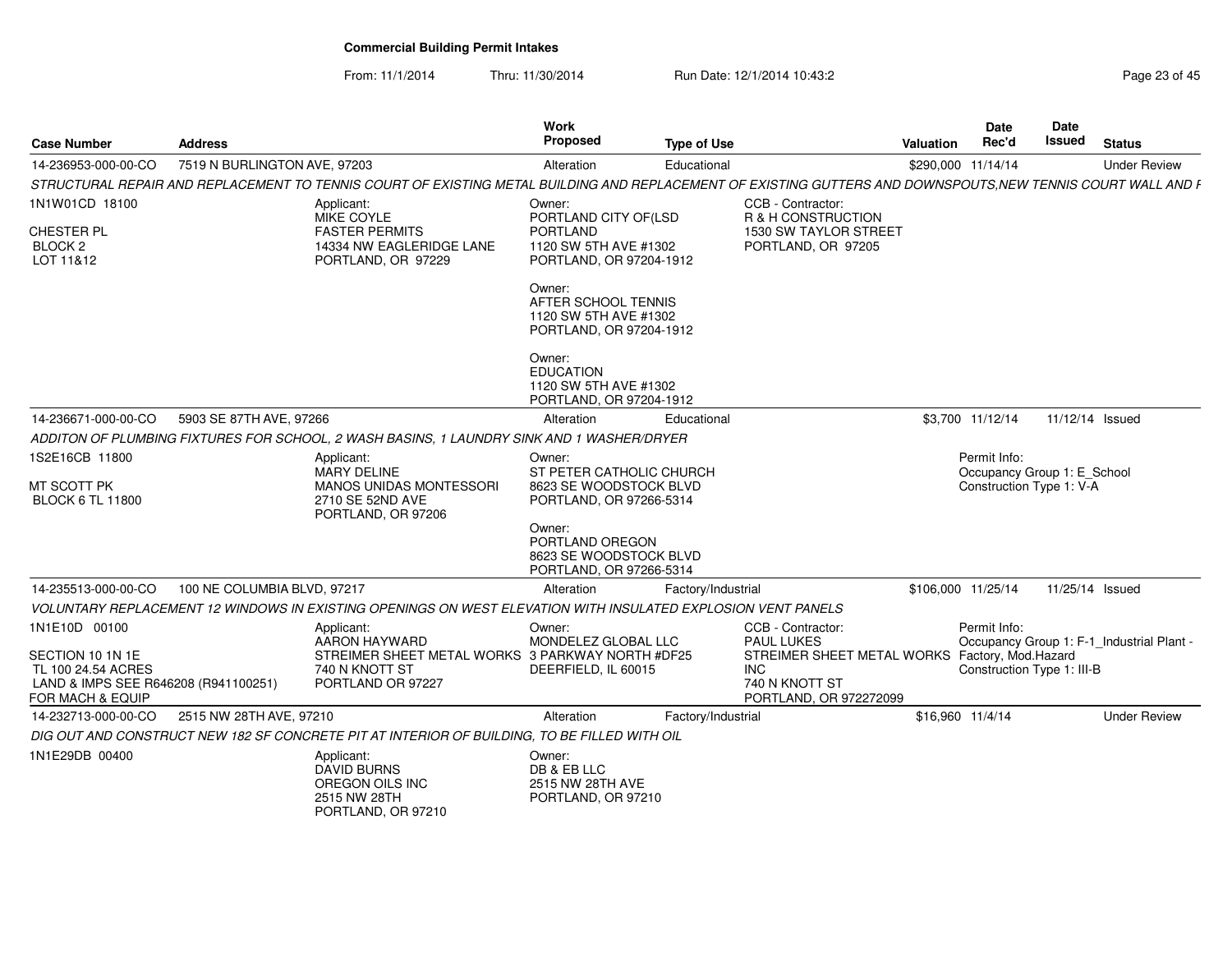# Commercial Building Permit Intakes

From: 11/1/2014 Thru: 11/30/2014 Run Date: 12/1/2014 10:43:2

| Case Number | Address | Work Proposed | Type of Use | Valuation | Date Rec'd | Date Issued | Status |
|---|---|---|---|---|---|---|---|
| 14-236953-000-00-CO | 7519 N BURLINGTON AVE, 97203 | Alteration | Educational | $290,000 | 11/14/14 | | Under Review |

*STRUCTURAL REPAIR AND REPLACEMENT TO TENNIS COURT OF EXISTING METAL BUILDING AND REPLACEMENT OF EXISTING GUTTERS AND DOWNSPOUTS,NEW TENNIS COURT WALL AND F*

1N1W01CD 18100
CHESTER PL
BLOCK 2
LOT 11&12

Applicant:
MIKE COYLE
FASTER PERMITS
14334 NW EAGLERIDGE LANE
PORTLAND, OR 97229

Owner:
PORTLAND CITY OF(LSD
PORTLAND
1120 SW 5TH AVE #1302
PORTLAND, OR 97204-1912

Owner:
AFTER SCHOOL TENNIS
1120 SW 5TH AVE #1302
PORTLAND, OR 97204-1912

Owner:
EDUCATION
1120 SW 5TH AVE #1302
PORTLAND, OR 97204-1912

CCB - Contractor:
R & H CONSTRUCTION
1530 SW TAYLOR STREET
PORTLAND, OR 97205

| Case Number | Address | Work Proposed | Type of Use | Valuation | Date Rec'd | Date Issued | Status |
|---|---|---|---|---|---|---|---|
| 14-236671-000-00-CO | 5903 SE 87TH AVE, 97266 | Alteration | Educational | $3,700 | 11/12/14 | 11/12/14 | Issued |

*ADDITON OF PLUMBING FIXTURES FOR SCHOOL, 2 WASH BASINS, 1 LAUNDRY SINK AND 1 WASHER/DRYER*

1S2E16CB 11800
MT SCOTT PK
BLOCK 6 TL 11800

Applicant:
MARY DELINE
MANOS UNIDAS MONTESSORI
2710 SE 52ND AVE
PORTLAND, OR 97206

Owner:
ST PETER CATHOLIC CHURCH
8623 SE WOODSTOCK BLVD
PORTLAND, OR 97266-5314

Owner:
PORTLAND OREGON
8623 SE WOODSTOCK BLVD
PORTLAND, OR 97266-5314

Permit Info:
Occupancy Group 1: E_School
Construction Type 1: V-A

| Case Number | Address | Work Proposed | Type of Use | Valuation | Date Rec'd | Date Issued | Status |
|---|---|---|---|---|---|---|---|
| 14-235513-000-00-CO | 100 NE COLUMBIA BLVD, 97217 | Alteration | Factory/Industrial | $106,000 | 11/25/14 | 11/25/14 | Issued |

*VOLUNTARY REPLACEMENT 12 WINDOWS IN EXISTING OPENINGS ON WEST ELEVATION WITH INSULATED EXPLOSION VENT PANELS*

1N1E10D 00100
SECTION 10 1N 1E
TL 100 24.54 ACRES
LAND & IMPS SEE R646208 (R941100251)
FOR MACH & EQUIP

Applicant:
AARON HAYWARD
STREIMER SHEET METAL WORKS
740 N KNOTT ST
PORTLAND OR 97227

Owner:
MONDELEZ GLOBAL LLC
3 PARKWAY NORTH #DF25
DEERFIELD, IL 60015

CCB - Contractor:
PAUL LUKES
STREIMER SHEET METAL WORKS INC
740 N KNOTT ST
PORTLAND, OR 972272099

Permit Info:
Occupancy Group 1: F-1_Industrial Plant - Factory, Mod.Hazard
Construction Type 1: III-B

| Case Number | Address | Work Proposed | Type of Use | Valuation | Date Rec'd | Date Issued | Status |
|---|---|---|---|---|---|---|---|
| 14-232713-000-00-CO | 2515 NW 28TH AVE, 97210 | Alteration | Factory/Industrial | $16,960 | 11/4/14 | | Under Review |

*DIG OUT AND CONSTRUCT NEW 182 SF CONCRETE PIT AT INTERIOR OF BUILDING, TO BE FILLED WITH OIL*

1N1E29DB 00400

Applicant:
DAVID BURNS
OREGON OILS INC
2515 NW 28TH
PORTLAND, OR 97210

Owner:
DB & EB LLC
2515 NW 28TH AVE
PORTLAND, OR 97210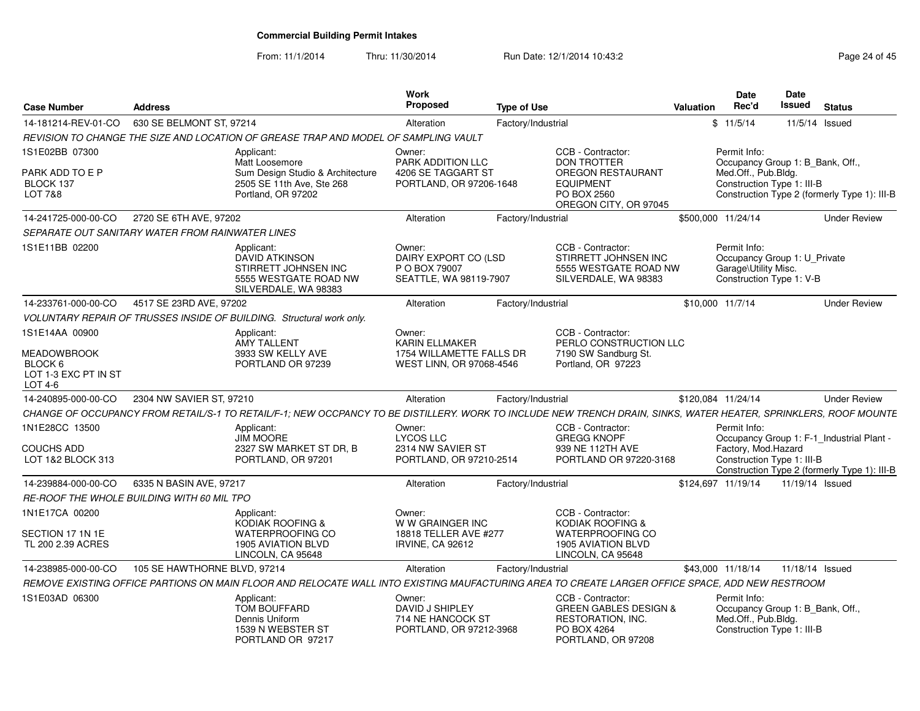# Commercial Building Permit Intakes

From: 11/1/2014 Thru: 11/30/2014 Run Date: 12/1/2014 10:43:2

| Case Number | Address | Work Proposed | Type of Use | Valuation | Date Rec'd | Date Issued | Status |
|---|---|---|---|---|---|---|---|
| 14-181214-REV-01-CO | 630 SE BELMONT ST, 97214 | Alteration | Factory/Industrial | $ | 11/5/14 | 11/5/14 | Issued |
| 14-241725-000-00-CO | 2720 SE 6TH AVE, 97202 | Alteration | Factory/Industrial | $500,000 | 11/24/14 | | Under Review |
| 14-233761-000-00-CO | 4517 SE 23RD AVE, 97202 | Alteration | Factory/Industrial | $10,000 | 11/7/14 | | Under Review |
| 14-240895-000-00-CO | 2304 NW SAVIER ST, 97210 | Alteration | Factory/Industrial | $120,084 | 11/24/14 | | Under Review |
| 14-239884-000-00-CO | 6335 N BASIN AVE, 97217 | Alteration | Factory/Industrial | $124,697 | 11/19/14 | 11/19/14 | Issued |
| 14-238985-000-00-CO | 105 SE HAWTHORNE BLVD, 97214 | Alteration | Factory/Industrial | $43,000 | 11/18/14 | 11/18/14 | Issued |

## 14-181214-REV-01-CO — 630 SE BELMONT ST, 97214

*REVISION TO CHANGE THE SIZE AND LOCATION OF GREASE TRAP AND MODEL OF SAMPLING VAULT*

1S1E02BB 07300
PARK ADD TO E P
BLOCK 137
LOT 7&8

Applicant:
Matt Loosemore
Sum Design Studio & Architecture
2505 SE 11th Ave, Ste 268
Portland, OR 97202

Owner:
PARK ADDITION LLC
4206 SE TAGGART ST
PORTLAND, OR 97206-1648

CCB - Contractor:
DON TROTTER
OREGON RESTAURANT EQUIPMENT
PO BOX 2560
OREGON CITY, OR 97045

Permit Info:
Occupancy Group 1: B_Bank, Off., Med.Off., Pub.Bldg.
Construction Type 1: III-B
Construction Type 2 (formerly Type 1): III-B

## 14-241725-000-00-CO — 2720 SE 6TH AVE, 97202

*SEPARATE OUT SANITARY WATER FROM RAINWATER LINES*

1S1E11BB 02200

Applicant:
DAVID ATKINSON
STIRRETT JOHNSEN INC
5555 WESTGATE ROAD NW
SILVERDALE, WA 98383

Owner:
DAIRY EXPORT CO (LSD
P O BOX 79007
SEATTLE, WA 98119-7907

CCB - Contractor:
STIRRETT JOHNSEN INC
5555 WESTGATE ROAD NW
SILVERDALE, WA 98383

Permit Info:
Occupancy Group 1: U_Private Garage\Utility Misc.
Construction Type 1: V-B

## 14-233761-000-00-CO — 4517 SE 23RD AVE, 97202

*VOLUNTARY REPAIR OF TRUSSES INSIDE OF BUILDING. Structural work only.*

1S1E14AA 00900
MEADOWBROOK
BLOCK 6
LOT 1-3 EXC PT IN ST
LOT 4-6

Applicant:
AMY TALLENT
3933 SW KELLY AVE
PORTLAND OR 97239

Owner:
KARIN ELLMAKER
1754 WILLAMETTE FALLS DR
WEST LINN, OR 97068-4546

CCB - Contractor:
PERLO CONSTRUCTION LLC
7190 SW Sandburg St.
Portland, OR 97223

## 14-240895-000-00-CO — 2304 NW SAVIER ST, 97210

*CHANGE OF OCCUPANCY FROM RETAIL/S-1 TO RETAIL/F-1; NEW OCCPANCY TO BE DISTILLERY. WORK TO INCLUDE NEW TRENCH DRAIN, SINKS, WATER HEATER, SPRINKLERS, ROOF MOUNTE*

1N1E28CC 13500
COUCHS ADD
LOT 1&2 BLOCK 313

Applicant:
JIM MOORE
2327 SW MARKET ST DR, B
PORTLAND, OR 97201

Owner:
LYCOS LLC
2314 NW SAVIER ST
PORTLAND, OR 97210-2514

CCB - Contractor:
GREGG KNOPF
939 NE 112TH AVE
PORTLAND OR 97220-3168

Permit Info:
Occupancy Group 1: F-1_Industrial Plant - Factory, Mod.Hazard
Construction Type 1: III-B
Construction Type 2 (formerly Type 1): III-B

## 14-239884-000-00-CO — 6335 N BASIN AVE, 97217

*RE-ROOF THE WHOLE BUILDING WITH 60 MIL TPO*

1N1E17CA 00200
SECTION 17 1N 1E
TL 200 2.39 ACRES

Applicant:
KODIAK ROOFING & WATERPROOFING CO
1905 AVIATION BLVD
LINCOLN, CA 95648

Owner:
W W GRAINGER INC
18818 TELLER AVE #277
IRVINE, CA 92612

CCB - Contractor:
KODIAK ROOFING & WATERPROOFING CO
1905 AVIATION BLVD
LINCOLN, CA 95648

## 14-238985-000-00-CO — 105 SE HAWTHORNE BLVD, 97214

*REMOVE EXISTING OFFICE PARTIONS ON MAIN FLOOR AND RELOCATE WALL INTO EXISTING MAUFACTURING AREA TO CREATE LARGER OFFICE SPACE, ADD NEW RESTROOM*

1S1E03AD 06300

Applicant:
TOM BOUFFARD
Dennis Uniform
1539 N WEBSTER ST
PORTLAND OR 97217

Owner:
DAVID J SHIPLEY
714 NE HANCOCK ST
PORTLAND, OR 97212-3968

CCB - Contractor:
GREEN GABLES DESIGN & RESTORATION, INC.
PO BOX 4264
PORTLAND, OR 97208

Permit Info:
Occupancy Group 1: B_Bank, Off., Med.Off., Pub.Bldg.
Construction Type 1: III-B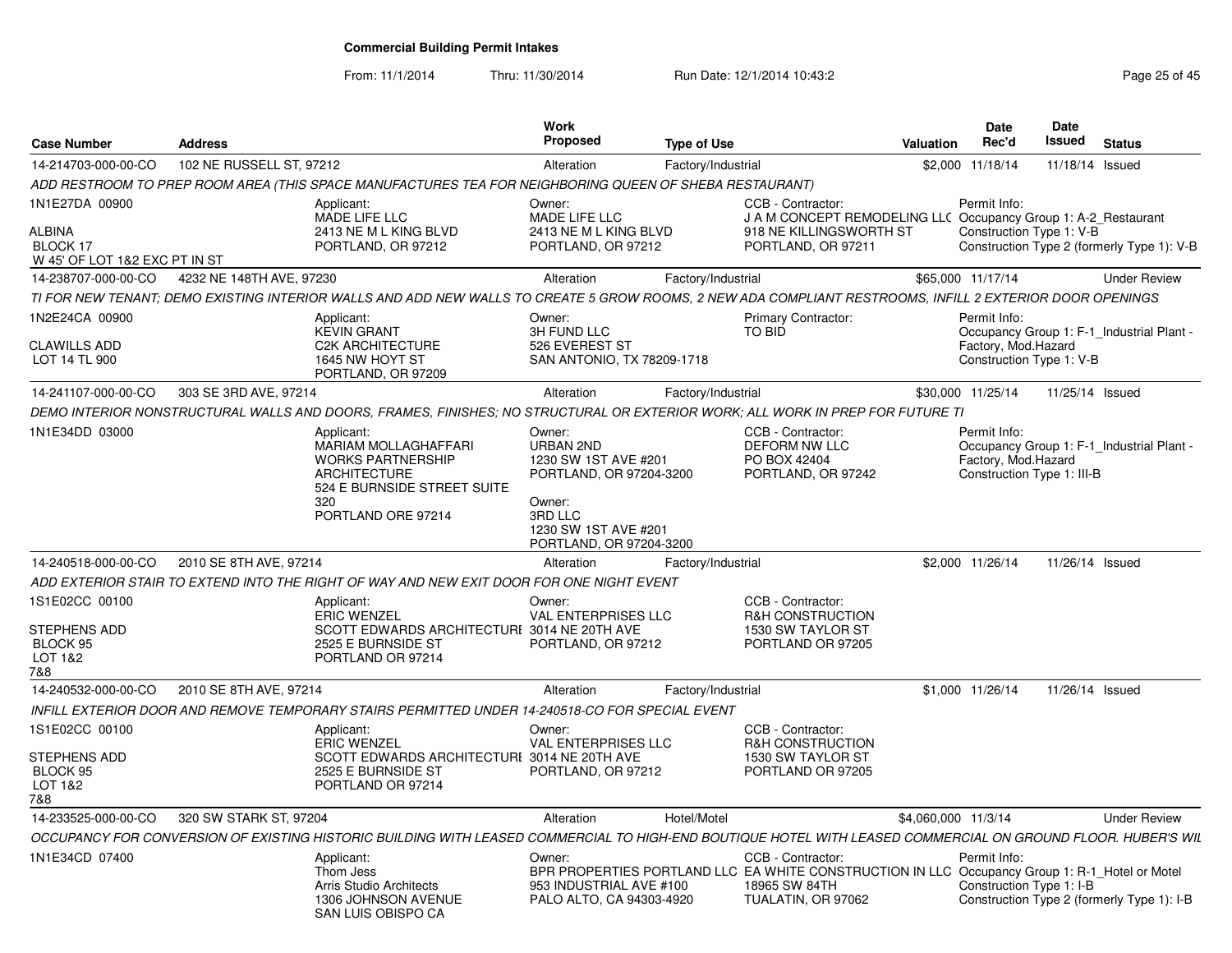**Commercial Building Permit Intakes**

From: 11/1/2014 Thru: 11/30/2014 Run Date: 12/1/2014 10:43:2

| Case Number | Address | Work Proposed | Type of Use | Valuation | Date Rec'd | Date Issued | Status |
|---|---|---|---|---|---|---|---|
| 14-214703-000-00-CO | 102 NE RUSSELL ST, 97212 | Alteration | Factory/Industrial | $2,000 | 11/18/14 | 11/18/14 | Issued |

ADD RESTROOM TO PREP ROOM AREA (THIS SPACE MANUFACTURES TEA FOR NEIGHBORING QUEEN OF SHEBA RESTAURANT)

1N1E27DA 00900
ALBINA
BLOCK 17
W 45' OF LOT 1&2 EXC PT IN ST

Applicant: MADE LIFE LLC, 2413 NE M L KING BLVD, PORTLAND, OR 97212
Owner: MADE LIFE LLC, 2413 NE M L KING BLVD, PORTLAND, OR 97212
CCB - Contractor: J A M CONCEPT REMODELING LLC, 918 NE KILLINGSWORTH ST, PORTLAND, OR 97211
Permit Info: Occupancy Group 1: A-2_Restaurant; Construction Type 1: V-B; Construction Type 2 (formerly Type 1): V-B

| Case Number | Address | Work Proposed | Type of Use | Valuation | Date Rec'd | Date Issued | Status |
|---|---|---|---|---|---|---|---|
| 14-238707-000-00-CO | 4232 NE 148TH AVE, 97230 | Alteration | Factory/Industrial | $65,000 | 11/17/14 | | Under Review |

TI FOR NEW TENANT; DEMO EXISTING INTERIOR WALLS AND ADD NEW WALLS TO CREATE 5 GROW ROOMS, 2 NEW ADA COMPLIANT RESTROOMS, INFILL 2 EXTERIOR DOOR OPENINGS

1N2E24CA 00900
CLAWILLS ADD
LOT 14 TL 900

Applicant: KEVIN GRANT, C2K ARCHITECTURE, 1645 NW HOYT ST, PORTLAND, OR 97209
Owner: 3H FUND LLC, 526 EVEREST ST, SAN ANTONIO, TX 78209-1718
Primary Contractor: TO BID
Permit Info: Occupancy Group 1: F-1_Industrial Plant - Factory, Mod.Hazard; Construction Type 1: V-B

| Case Number | Address | Work Proposed | Type of Use | Valuation | Date Rec'd | Date Issued | Status |
|---|---|---|---|---|---|---|---|
| 14-241107-000-00-CO | 303 SE 3RD AVE, 97214 | Alteration | Factory/Industrial | $30,000 | 11/25/14 | 11/25/14 | Issued |

DEMO INTERIOR NONSTRUCTURAL WALLS AND DOORS, FRAMES, FINISHES; NO STRUCTURAL OR EXTERIOR WORK; ALL WORK IN PREP FOR FUTURE TI

1N1E34DD 03000

Applicant: MARIAM MOLLAGHAFFARI, WORKS PARTNERSHIP ARCHITECTURE, 524 E BURNSIDE STREET SUITE 320, PORTLAND ORE 97214
Owner: URBAN 2ND, 1230 SW 1ST AVE #201, PORTLAND, OR 97204-3200
Owner: 3RD LLC, 1230 SW 1ST AVE #201, PORTLAND, OR 97204-3200
CCB - Contractor: DEFORM NW LLC, PO BOX 42404, PORTLAND, OR 97242
Permit Info: Occupancy Group 1: F-1_Industrial Plant - Factory, Mod.Hazard; Construction Type 1: III-B

| Case Number | Address | Work Proposed | Type of Use | Valuation | Date Rec'd | Date Issued | Status |
|---|---|---|---|---|---|---|---|
| 14-240518-000-00-CO | 2010 SE 8TH AVE, 97214 | Alteration | Factory/Industrial | $2,000 | 11/26/14 | 11/26/14 | Issued |

ADD EXTERIOR STAIR TO EXTEND INTO THE RIGHT OF WAY AND NEW EXIT DOOR FOR ONE NIGHT EVENT

1S1E02CC 00100
STEPHENS ADD
BLOCK 95
LOT 1&2
7&8

Applicant: ERIC WENZEL, SCOTT EDWARDS ARCHITECTURE, 2525 E BURNSIDE ST, PORTLAND OR 97214
Owner: VAL ENTERPRISES LLC, 3014 NE 20TH AVE, PORTLAND, OR 97212
CCB - Contractor: R&H CONSTRUCTION, 1530 SW TAYLOR ST, PORTLAND OR 97205

| Case Number | Address | Work Proposed | Type of Use | Valuation | Date Rec'd | Date Issued | Status |
|---|---|---|---|---|---|---|---|
| 14-240532-000-00-CO | 2010 SE 8TH AVE, 97214 | Alteration | Factory/Industrial | $1,000 | 11/26/14 | 11/26/14 | Issued |

INFILL EXTERIOR DOOR AND REMOVE TEMPORARY STAIRS PERMITTED UNDER 14-240518-CO FOR SPECIAL EVENT

1S1E02CC 00100
STEPHENS ADD
BLOCK 95
LOT 1&2
7&8

Applicant: ERIC WENZEL, SCOTT EDWARDS ARCHITECTURE, 2525 E BURNSIDE ST, PORTLAND OR 97214
Owner: VAL ENTERPRISES LLC, 3014 NE 20TH AVE, PORTLAND, OR 97212
CCB - Contractor: R&H CONSTRUCTION, 1530 SW TAYLOR ST, PORTLAND OR 97205

| Case Number | Address | Work Proposed | Type of Use | Valuation | Date Rec'd | Date Issued | Status |
|---|---|---|---|---|---|---|---|
| 14-233525-000-00-CO | 320 SW STARK ST, 97204 | Alteration | Hotel/Motel | $4,060,000 | 11/3/14 | | Under Review |

OCCUPANCY FOR CONVERSION OF EXISTING HISTORIC BUILDING WITH LEASED COMMERCIAL TO HIGH-END BOUTIQUE HOTEL WITH LEASED COMMERCIAL ON GROUND FLOOR. HUBER'S WIL

1N1E34CD 07400

Applicant: Thom Jess, Arris Studio Architects, 1306 JOHNSON AVENUE, SAN LUIS OBISPO CA
Owner: BPR PROPERTIES PORTLAND LLC, 953 INDUSTRIAL AVE #100, PALO ALTO, CA 94303-4920
CCB - Contractor: EA WHITE CONSTRUCTION IN LLC, 18965 SW 84TH, TUALATIN, OR 97062
Permit Info: Occupancy Group 1: R-1_Hotel or Motel; Construction Type 1: I-B; Construction Type 2 (formerly Type 1): I-B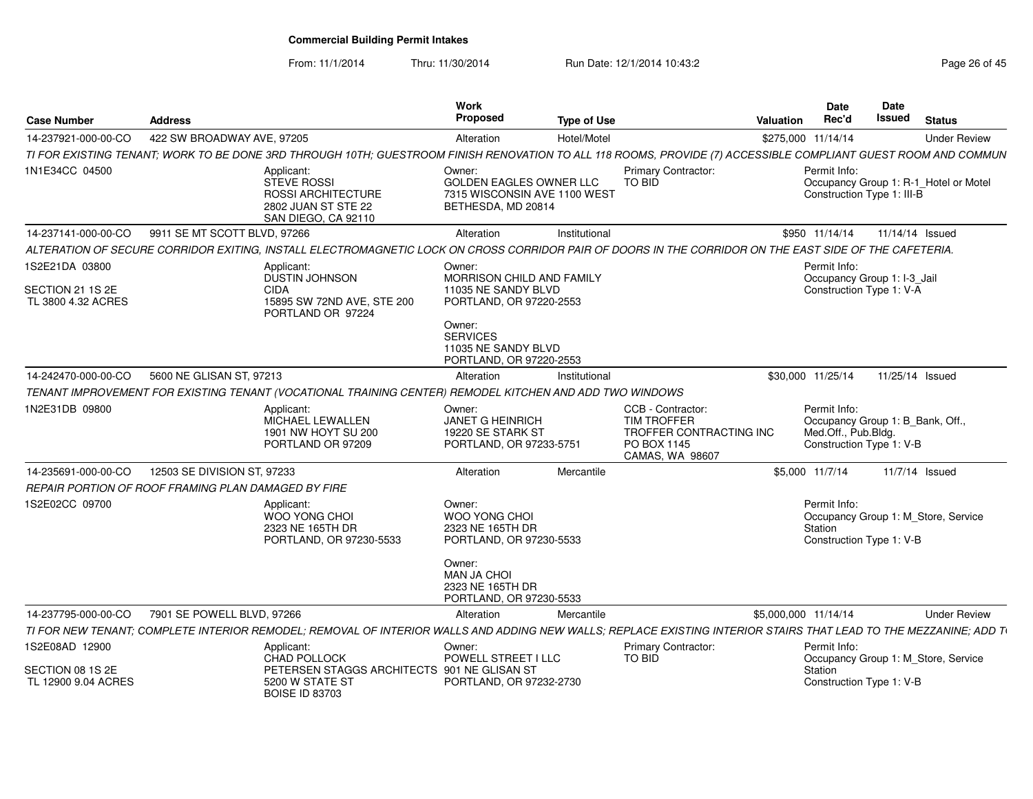# Commercial Building Permit Intakes

From: 11/1/2014 Thru: 11/30/2014 Run Date: 12/1/2014 10:43:2

| Case Number | Address | Work Proposed | Type of Use | Valuation | Date Rec'd | Date Issued | Status |
|---|---|---|---|---|---|---|---|
| 14-237921-000-00-CO | 422 SW BROADWAY AVE, 97205 | Alteration | Hotel/Motel | $275,000 | 11/14/14 | | Under Review |

TI FOR EXISTING TENANT; WORK TO BE DONE 3RD THROUGH 10TH; GUESTROOM FINISH RENOVATION TO ALL 118 ROOMS, PROVIDE (7) ACCESSIBLE COMPLIANT GUEST ROOM AND COMMUN

1N1E34CC 04500

Applicant: STEVE ROSSI, ROSSI ARCHITECTURE, 2802 JUAN ST STE 22, SAN DIEGO, CA 92110

Owner: GOLDEN EAGLES OWNER LLC, 7315 WISCONSIN AVE 1100 WEST, BETHESDA, MD 20814

Primary Contractor: TO BID

Permit Info: Occupancy Group 1: R-1_Hotel or Motel; Construction Type 1: III-B

| Case Number | Address | Work Proposed | Type of Use | Valuation | Date Rec'd | Date Issued | Status |
|---|---|---|---|---|---|---|---|
| 14-237141-000-00-CO | 9911 SE MT SCOTT BLVD, 97266 | Alteration | Institutional | $950 | 11/14/14 | 11/14/14 | Issued |

ALTERATION OF SECURE CORRIDOR EXITING, INSTALL ELECTROMAGNETIC LOCK ON CROSS CORRIDOR PAIR OF DOORS IN THE CORRIDOR ON THE EAST SIDE OF THE CAFETERIA.

1S2E21DA 03800, SECTION 21 1S 2E, TL 3800 4.32 ACRES

Applicant: DUSTIN JOHNSON, CIDA, 15895 SW 72ND AVE, STE 200, PORTLAND OR 97224

Owner: MORRISON CHILD AND FAMILY, 11035 NE SANDY BLVD, PORTLAND, OR 97220-2553

Owner: SERVICES, 11035 NE SANDY BLVD, PORTLAND, OR 97220-2553

Permit Info: Occupancy Group 1: I-3_Jail; Construction Type 1: V-A

| Case Number | Address | Work Proposed | Type of Use | Valuation | Date Rec'd | Date Issued | Status |
|---|---|---|---|---|---|---|---|
| 14-242470-000-00-CO | 5600 NE GLISAN ST, 97213 | Alteration | Institutional | $30,000 | 11/25/14 | 11/25/14 | Issued |

TENANT IMPROVEMENT FOR EXISTING TENANT (VOCATIONAL TRAINING CENTER) REMODEL KITCHEN AND ADD TWO WINDOWS

1N2E31DB 09800

Applicant: MICHAEL LEWALLEN, 1901 NW HOYT SU 200, PORTLAND OR 97209

Owner: JANET G HEINRICH, 19220 SE STARK ST, PORTLAND, OR 97233-5751

CCB - Contractor: TIM TROFFER, TROFFER CONTRACTING INC, PO BOX 1145, CAMAS, WA 98607

Permit Info: Occupancy Group 1: B_Bank, Off., Med.Off., Pub.Bldg.; Construction Type 1: V-B

| Case Number | Address | Work Proposed | Type of Use | Valuation | Date Rec'd | Date Issued | Status |
|---|---|---|---|---|---|---|---|
| 14-235691-000-00-CO | 12503 SE DIVISION ST, 97233 | Alteration | Mercantile | $5,000 | 11/7/14 | 11/7/14 | Issued |

REPAIR PORTION OF ROOF FRAMING PLAN DAMAGED BY FIRE

1S2E02CC 09700

Applicant: WOO YONG CHOI, 2323 NE 165TH DR, PORTLAND, OR 97230-5533

Owner: WOO YONG CHOI, 2323 NE 165TH DR, PORTLAND, OR 97230-5533

Owner: MAN JA CHOI, 2323 NE 165TH DR, PORTLAND, OR 97230-5533

Permit Info: Occupancy Group 1: M_Store, Service Station; Construction Type 1: V-B

| Case Number | Address | Work Proposed | Type of Use | Valuation | Date Rec'd | Date Issued | Status |
|---|---|---|---|---|---|---|---|
| 14-237795-000-00-CO | 7901 SE POWELL BLVD, 97266 | Alteration | Mercantile | $5,000,000 | 11/14/14 | | Under Review |

TI FOR NEW TENANT; COMPLETE INTERIOR REMODEL; REMOVAL OF INTERIOR WALLS AND ADDING NEW WALLS; REPLACE EXISTING INTERIOR STAIRS THAT LEAD TO THE MEZZANINE; ADD T

1S2E08AD 12900, SECTION 08 1S 2E, TL 12900 9.04 ACRES

Applicant: CHAD POLLOCK, PETERSEN STAGGS ARCHITECTS, 5200 W STATE ST, BOISE ID 83703

Owner: POWELL STREET I LLC, 901 NE GLISAN ST, PORTLAND, OR 97232-2730

Primary Contractor: TO BID

Permit Info: Occupancy Group 1: M_Store, Service Station; Construction Type 1: V-B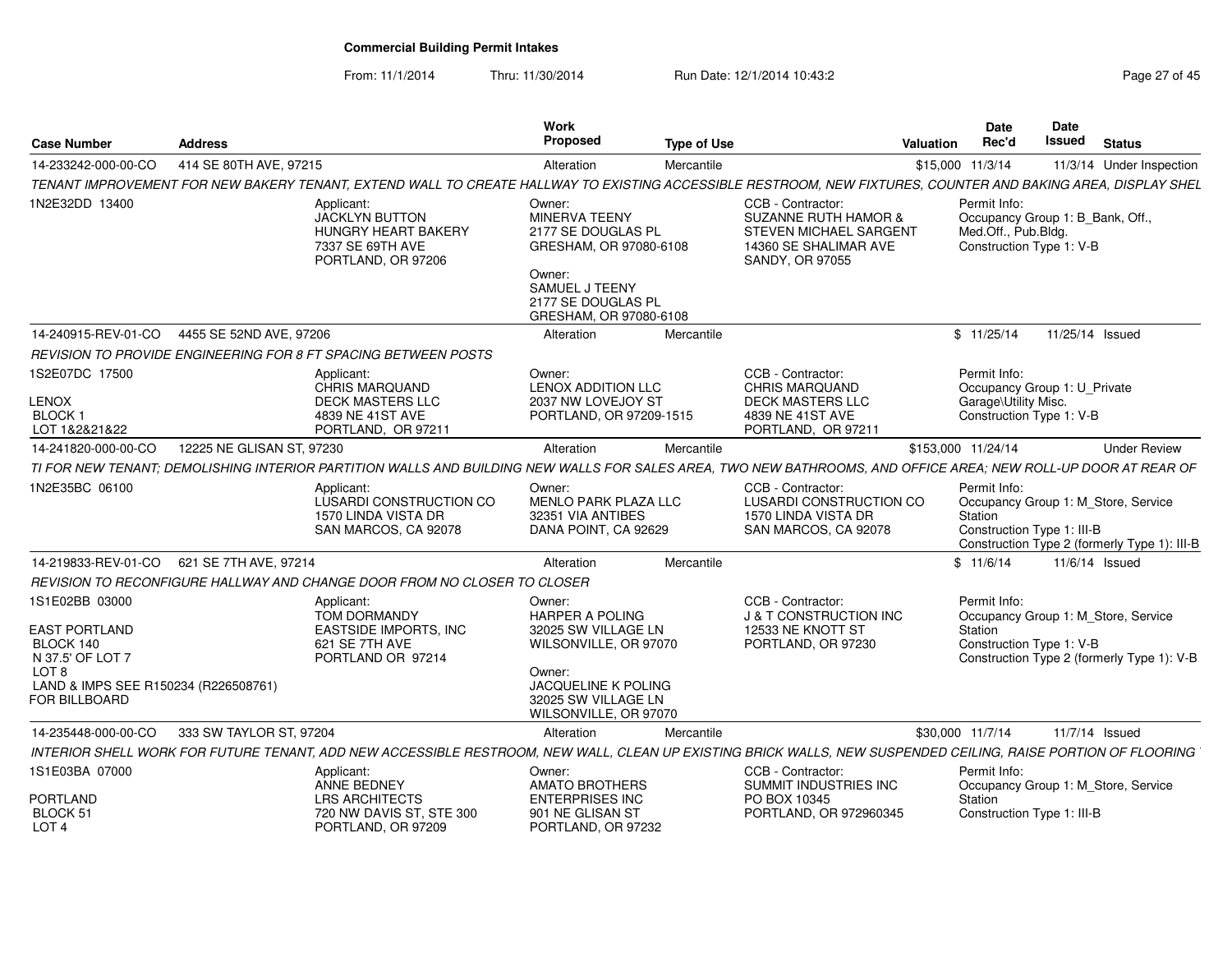# Commercial Building Permit Intakes

From: 11/1/2014 Thru: 11/30/2014 Run Date: 12/1/2014 10:43:2

| Case Number | Address | Work Proposed | Type of Use | Valuation | Date Rec'd | Date Issued | Status |
|---|---|---|---|---|---|---|---|
| 14-233242-000-00-CO | 414 SE 80TH AVE, 97215 | Alteration | Mercantile | $15,000 | 11/3/14 | 11/3/14 | Under Inspection |

*TENANT IMPROVEMENT FOR NEW BAKERY TENANT, EXTEND WALL TO CREATE HALLWAY TO EXISTING ACCESSIBLE RESTROOM, NEW FIXTURES, COUNTER AND BAKING AREA, DISPLAY SHEL*

1N2E32DD 13400

Applicant: JACKLYN BUTTON, HUNGRY HEART BAKERY, 7337 SE 69TH AVE, PORTLAND, OR 97206

Owner: MINERVA TEENY, 2177 SE DOUGLAS PL, GRESHAM, OR 97080-6108

Owner: SAMUEL J TEENY, 2177 SE DOUGLAS PL, GRESHAM, OR 97080-6108

CCB - Contractor: SUZANNE RUTH HAMOR & STEVEN MICHAEL SARGENT, 14360 SE SHALIMAR AVE, SANDY, OR 97055

Permit Info: Occupancy Group 1: B_Bank, Off., Med.Off., Pub.Bldg. Construction Type 1: V-B

| Case Number | Address | Work Proposed | Type of Use | Valuation | Date Rec'd | Date Issued | Status |
|---|---|---|---|---|---|---|---|
| 14-240915-REV-01-CO | 4455 SE 52ND AVE, 97206 | Alteration | Mercantile | $ | 11/25/14 | 11/25/14 | Issued |

*REVISION TO PROVIDE ENGINEERING FOR 8 FT SPACING BETWEEN POSTS*

1S2E07DC 17500
LENOX
BLOCK 1
LOT 1&2&21&22

Applicant: CHRIS MARQUAND, DECK MASTERS LLC, 4839 NE 41ST AVE, PORTLAND, OR 97211

Owner: LENOX ADDITION LLC, 2037 NW LOVEJOY ST, PORTLAND, OR 97209-1515

CCB - Contractor: CHRIS MARQUAND, DECK MASTERS LLC, 4839 NE 41ST AVE, PORTLAND, OR 97211

Permit Info: Occupancy Group 1: U_Private Garage\Utility Misc. Construction Type 1: V-B

| Case Number | Address | Work Proposed | Type of Use | Valuation | Date Rec'd | Date Issued | Status |
|---|---|---|---|---|---|---|---|
| 14-241820-000-00-CO | 12225 NE GLISAN ST, 97230 | Alteration | Mercantile | $153,000 | 11/24/14 | | Under Review |

*TI FOR NEW TENANT; DEMOLISHING INTERIOR PARTITION WALLS AND BUILDING NEW WALLS FOR SALES AREA, TWO NEW BATHROOMS, AND OFFICE AREA; NEW ROLL-UP DOOR AT REAR OF*

1N2E35BC 06100

Applicant: LUSARDI CONSTRUCTION CO, 1570 LINDA VISTA DR, SAN MARCOS, CA 92078

Owner: MENLO PARK PLAZA LLC, 32351 VIA ANTIBES, DANA POINT, CA 92629

CCB - Contractor: LUSARDI CONSTRUCTION CO, 1570 LINDA VISTA DR, SAN MARCOS, CA 92078

Permit Info: Occupancy Group 1: M_Store, Service Station. Construction Type 1: III-B. Construction Type 2 (formerly Type 1): III-B

| Case Number | Address | Work Proposed | Type of Use | Valuation | Date Rec'd | Date Issued | Status |
|---|---|---|---|---|---|---|---|
| 14-219833-REV-01-CO | 621 SE 7TH AVE, 97214 | Alteration | Mercantile | $ | 11/6/14 | 11/6/14 | Issued |

*REVISION TO RECONFIGURE HALLWAY AND CHANGE DOOR FROM NO CLOSER TO CLOSER*

1S1E02BB 03000
EAST PORTLAND
BLOCK 140
N 37.5' OF LOT 7
LOT 8
LAND & IMPS SEE R150234 (R226508761)
FOR BILLBOARD

Applicant: TOM DORMANDY, EASTSIDE IMPORTS, INC, 621 SE 7TH AVE, PORTLAND OR 97214

Owner: HARPER A POLING, 32025 SW VILLAGE LN, WILSONVILLE, OR 97070

Owner: JACQUELINE K POLING, 32025 SW VILLAGE LN, WILSONVILLE, OR 97070

CCB - Contractor: J & T CONSTRUCTION INC, 12533 NE KNOTT ST, PORTLAND, OR 97230

Permit Info: Occupancy Group 1: M_Store, Service Station. Construction Type 1: V-B. Construction Type 2 (formerly Type 1): V-B

| Case Number | Address | Work Proposed | Type of Use | Valuation | Date Rec'd | Date Issued | Status |
|---|---|---|---|---|---|---|---|
| 14-235448-000-00-CO | 333 SW TAYLOR ST, 97204 | Alteration | Mercantile | $30,000 | 11/7/14 | 11/7/14 | Issued |

*INTERIOR SHELL WORK FOR FUTURE TENANT, ADD NEW ACCESSIBLE RESTROOM, NEW WALL, CLEAN UP EXISTING BRICK WALLS, NEW SUSPENDED CEILING, RAISE PORTION OF FLOORING*

1S1E03BA 07000
PORTLAND
BLOCK 51
LOT 4

Applicant: ANNE BEDNEY, LRS ARCHITECTS, 720 NW DAVIS ST, STE 300, PORTLAND, OR 97209

Owner: AMATO BROTHERS ENTERPRISES INC, 901 NE GLISAN ST, PORTLAND, OR 97232

CCB - Contractor: SUMMIT INDUSTRIES INC, PO BOX 10345, PORTLAND, OR 972960345

Permit Info: Occupancy Group 1: M_Store, Service Station. Construction Type 1: III-B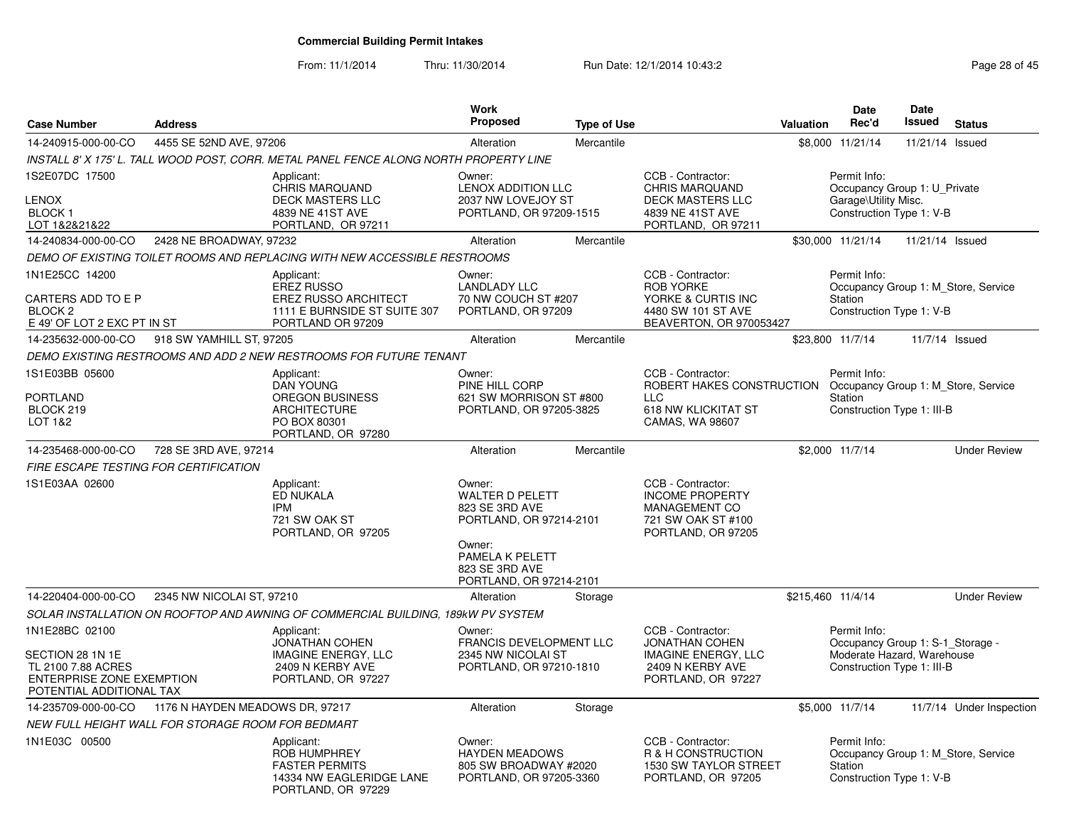## Commercial Building Permit Intakes

From: 11/1/2014 Thru: 11/30/2014 Run Date: 12/1/2014 10:43:2

| Case Number | Address | Work Proposed | Type of Use | Valuation | Date Rec'd | Date Issued | Status |
|---|---|---|---|---|---|---|---|
| 14-240915-000-00-CO | 4455 SE 52ND AVE, 97206 | Alteration | Mercantile | $8,000 | 11/21/14 | 11/21/14 | Issued |

INSTALL 8' X 175' L. TALL WOOD POST, CORR. METAL PANEL FENCE ALONG NORTH PROPERTY LINE

1S2E07DC 17500
LENOX
BLOCK 1
LOT 1&2&21&22

Applicant: CHRIS MARQUAND, DECK MASTERS LLC, 4839 NE 41ST AVE, PORTLAND, OR 97211

Owner: LENOX ADDITION LLC, 2037 NW LOVEJOY ST, PORTLAND, OR 97209-1515

CCB - Contractor: CHRIS MARQUAND, DECK MASTERS LLC, 4839 NE 41ST AVE, PORTLAND, OR 97211

Permit Info: Occupancy Group 1: U_Private Garage\Utility Misc. Construction Type 1: V-B

---

| Case Number | Address | Work Proposed | Type of Use | Valuation | Date Rec'd | Date Issued | Status |
|---|---|---|---|---|---|---|---|
| 14-240834-000-00-CO | 2428 NE BROADWAY, 97232 | Alteration | Mercantile | $30,000 | 11/21/14 | 11/21/14 | Issued |

DEMO OF EXISTING TOILET ROOMS AND REPLACING WITH NEW ACCESSIBLE RESTROOMS

1N1E25CC 14200
CARTERS ADD TO E P
BLOCK 2
E 49' OF LOT 2 EXC PT IN ST

Applicant: EREZ RUSSO, EREZ RUSSO ARCHITECT, 1111 E BURNSIDE ST SUITE 307, PORTLAND OR 97209

Owner: LANDLADY LLC, 70 NW COUCH ST #207, PORTLAND, OR 97209

CCB - Contractor: ROB YORKE, YORKE & CURTIS INC, 4480 SW 101 ST AVE, BEAVERTON, OR 970053427

Permit Info: Occupancy Group 1: M_Store, Service Station. Construction Type 1: V-B

---

| Case Number | Address | Work Proposed | Type of Use | Valuation | Date Rec'd | Date Issued | Status |
|---|---|---|---|---|---|---|---|
| 14-235632-000-00-CO | 918 SW YAMHILL ST, 97205 | Alteration | Mercantile | $23,800 | 11/7/14 | 11/7/14 | Issued |

DEMO EXISTING RESTROOMS AND ADD 2 NEW RESTROOMS FOR FUTURE TENANT

1S1E03BB 05600
PORTLAND
BLOCK 219
LOT 1&2

Applicant: DAN YOUNG, OREGON BUSINESS ARCHITECTURE, PO BOX 80301, PORTLAND, OR 97280

Owner: PINE HILL CORP, 621 SW MORRISON ST #800, PORTLAND, OR 97205-3825

CCB - Contractor: ROBERT HAKES CONSTRUCTION LLC, 618 NW KLICKITAT ST, CAMAS, WA 98607

Permit Info: Occupancy Group 1: M_Store, Service Station. Construction Type 1: III-B

---

| Case Number | Address | Work Proposed | Type of Use | Valuation | Date Rec'd | Date Issued | Status |
|---|---|---|---|---|---|---|---|
| 14-235468-000-00-CO | 728 SE 3RD AVE, 97214 | Alteration | Mercantile | $2,000 | 11/7/14 | | Under Review |

FIRE ESCAPE TESTING FOR CERTIFICATION

1S1E03AA 02600

Applicant: ED NUKALA, IPM, 721 SW OAK ST, PORTLAND, OR 97205

Owner: WALTER D PELETT, 823 SE 3RD AVE, PORTLAND, OR 97214-2101

Owner: PAMELA K PELETT, 823 SE 3RD AVE, PORTLAND, OR 97214-2101

CCB - Contractor: INCOME PROPERTY MANAGEMENT CO, 721 SW OAK ST #100, PORTLAND, OR 97205

---

| Case Number | Address | Work Proposed | Type of Use | Valuation | Date Rec'd | Date Issued | Status |
|---|---|---|---|---|---|---|---|
| 14-220404-000-00-CO | 2345 NW NICOLAI ST, 97210 | Alteration | Storage | $215,460 | 11/4/14 | | Under Review |

SOLAR INSTALLATION ON ROOFTOP AND AWNING OF COMMERCIAL BUILDING, 189kW PV SYSTEM

1N1E28BC 02100
SECTION 28 1N 1E
TL 2100 7.88 ACRES
ENTERPRISE ZONE EXEMPTION
POTENTIAL ADDITIONAL TAX

Applicant: JONATHAN COHEN, IMAGINE ENERGY, LLC, 2409 N KERBY AVE, PORTLAND, OR 97227

Owner: FRANCIS DEVELOPMENT LLC, 2345 NW NICOLAI ST, PORTLAND, OR 97210-1810

CCB - Contractor: JONATHAN COHEN, IMAGINE ENERGY, LLC, 2409 N KERBY AVE, PORTLAND, OR 97227

Permit Info: Occupancy Group 1: S-1_Storage - Moderate Hazard, Warehouse. Construction Type 1: III-B

---

| Case Number | Address | Work Proposed | Type of Use | Valuation | Date Rec'd | Date Issued | Status |
|---|---|---|---|---|---|---|---|
| 14-235709-000-00-CO | 1176 N HAYDEN MEADOWS DR, 97217 | Alteration | Storage | $5,000 | 11/7/14 | 11/7/14 | Under Inspection |

NEW FULL HEIGHT WALL FOR STORAGE ROOM FOR BEDMART

1N1E03C 00500

Applicant: ROB HUMPHREY, FASTER PERMITS, 14334 NW EAGLERIDGE LANE, PORTLAND, OR 97229

Owner: HAYDEN MEADOWS, 805 SW BROADWAY #2020, PORTLAND, OR 97205-3360

CCB - Contractor: R & H CONSTRUCTION, 1530 SW TAYLOR STREET, PORTLAND, OR 97205

Permit Info: Occupancy Group 1: M_Store, Service Station. Construction Type 1: V-B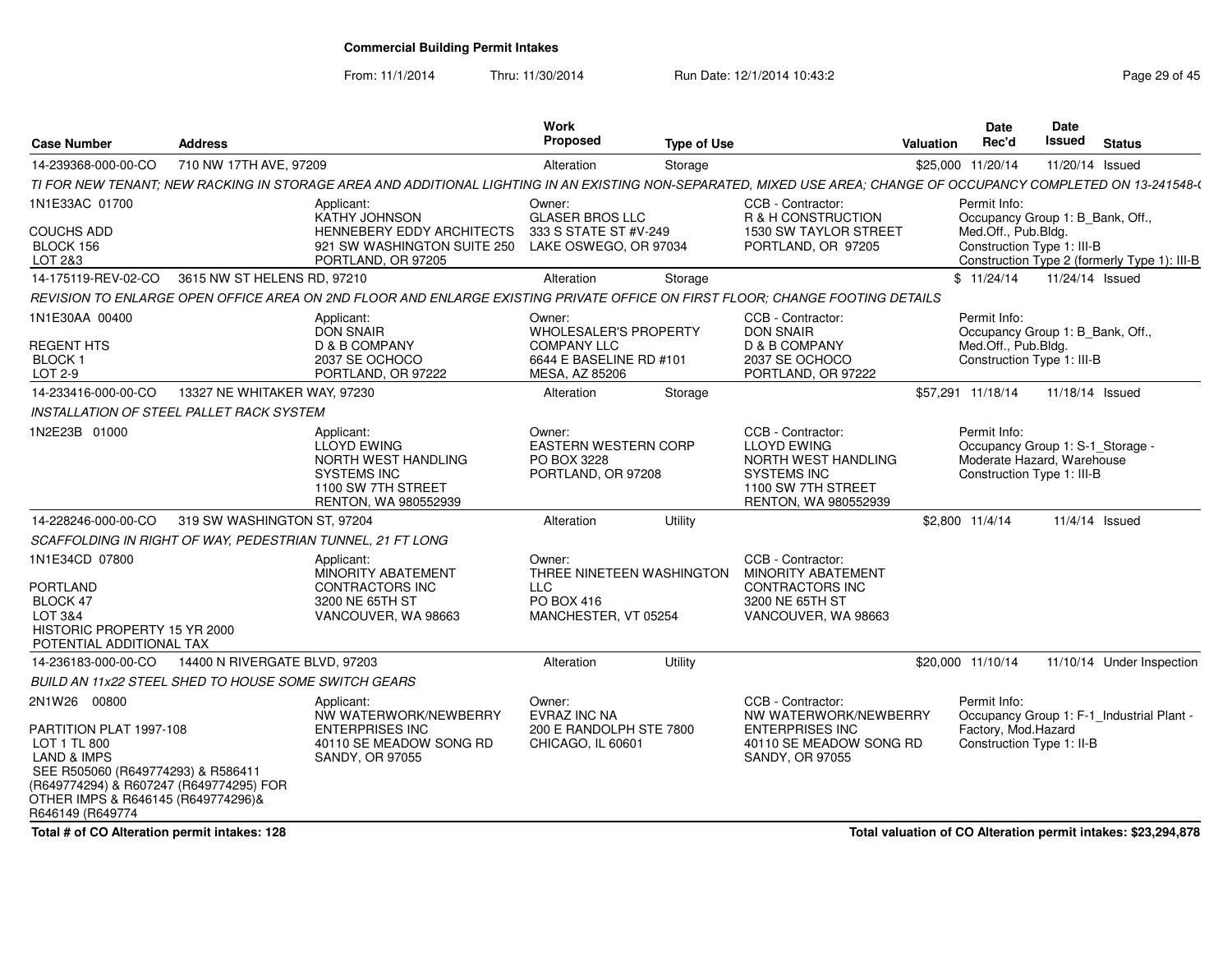# Commercial Building Permit Intakes

From: 11/1/2014 Thru: 11/30/2014 Run Date: 12/1/2014 10:43:2

| Case Number | Address | Work Proposed | Type of Use | Valuation | Date Rec'd | Date Issued | Status |
|---|---|---|---|---|---|---|---|
| 14-239368-000-00-CO | 710 NW 17TH AVE, 97209 | Alteration | Storage | $25,000 | 11/20/14 | 11/20/14 | Issued |

*TI FOR NEW TENANT; NEW RACKING IN STORAGE AREA AND ADDITIONAL LIGHTING IN AN EXISTING NON-SEPARATED, MIXED USE AREA; CHANGE OF OCCUPANCY COMPLETED ON 13-241548-(*

1N1E33AC 01700
COUCHS ADD
BLOCK 156
LOT 2&3

Applicant: KATHY JOHNSON, HENNEBERY EDDY ARCHITECTS, 921 SW WASHINGTON SUITE 250, PORTLAND, OR 97205

Owner: GLASER BROS LLC, 333 S STATE ST #V-249, LAKE OSWEGO, OR 97034

CCB - Contractor: R & H CONSTRUCTION, 1530 SW TAYLOR STREET, PORTLAND, OR 97205

Permit Info: Occupancy Group 1: B_Bank, Off., Med.Off., Pub.Bldg.; Construction Type 1: III-B; Construction Type 2 (formerly Type 1): III-B

| Case Number | Address | Work Proposed | Type of Use | Valuation | Date Rec'd | Date Issued | Status |
|---|---|---|---|---|---|---|---|
| 14-175119-REV-02-CO | 3615 NW ST HELENS RD, 97210 | Alteration | Storage | $ | 11/24/14 | 11/24/14 | Issued |

*REVISION TO ENLARGE OPEN OFFICE AREA ON 2ND FLOOR AND ENLARGE EXISTING PRIVATE OFFICE ON FIRST FLOOR; CHANGE FOOTING DETAILS*

1N1E30AA 00400
REGENT HTS
BLOCK 1
LOT 2-9

Applicant: DON SNAIR, D & B COMPANY, 2037 SE OCHOCO, PORTLAND, OR 97222

Owner: WHOLESALER'S PROPERTY COMPANY LLC, 6644 E BASELINE RD #101, MESA, AZ 85206

CCB - Contractor: DON SNAIR, D & B COMPANY, 2037 SE OCHOCO, PORTLAND, OR 97222

Permit Info: Occupancy Group 1: B_Bank, Off., Med.Off., Pub.Bldg.; Construction Type 1: III-B

| Case Number | Address | Work Proposed | Type of Use | Valuation | Date Rec'd | Date Issued | Status |
|---|---|---|---|---|---|---|---|
| 14-233416-000-00-CO | 13327 NE WHITAKER WAY, 97230 | Alteration | Storage | $57,291 | 11/18/14 | 11/18/14 | Issued |

*INSTALLATION OF STEEL PALLET RACK SYSTEM*

1N2E23B 01000

Applicant: LLOYD EWING, NORTH WEST HANDLING SYSTEMS INC, 1100 SW 7TH STREET, RENTON, WA 980552939

Owner: EASTERN WESTERN CORP, PO BOX 3228, PORTLAND, OR 97208

CCB - Contractor: LLOYD EWING, NORTH WEST HANDLING SYSTEMS INC, 1100 SW 7TH STREET, RENTON, WA 980552939

Permit Info: Occupancy Group 1: S-1_Storage - Moderate Hazard, Warehouse; Construction Type 1: III-B

| Case Number | Address | Work Proposed | Type of Use | Valuation | Date Rec'd | Date Issued | Status |
|---|---|---|---|---|---|---|---|
| 14-228246-000-00-CO | 319 SW WASHINGTON ST, 97204 | Alteration | Utility | $2,800 | 11/4/14 | 11/4/14 | Issued |

*SCAFFOLDING IN RIGHT OF WAY, PEDESTRIAN TUNNEL, 21 FT LONG*

1N1E34CD 07800
PORTLAND
BLOCK 47
LOT 3&4
HISTORIC PROPERTY 15 YR 2000
POTENTIAL ADDITIONAL TAX

Applicant: MINORITY ABATEMENT CONTRACTORS INC, 3200 NE 65TH ST, VANCOUVER, WA 98663

Owner: THREE NINETEEN WASHINGTON LLC, PO BOX 416, MANCHESTER, VT 05254

CCB - Contractor: MINORITY ABATEMENT CONTRACTORS INC, 3200 NE 65TH ST, VANCOUVER, WA 98663

| Case Number | Address | Work Proposed | Type of Use | Valuation | Date Rec'd | Date Issued | Status |
|---|---|---|---|---|---|---|---|
| 14-236183-000-00-CO | 14400 N RIVERGATE BLVD, 97203 | Alteration | Utility | $20,000 | 11/10/14 | 11/10/14 | Under Inspection |

*BUILD AN 11x22 STEEL SHED TO HOUSE SOME SWITCH GEARS*

2N1W26 00800
PARTITION PLAT 1997-108
LOT 1 TL 800
LAND & IMPS
SEE R505060 (R649774293) & R586411 (R649774294) & R607247 (R649774295) FOR OTHER IMPS & R646145 (R649774296)& R646149 (R649774

Applicant: NW WATERWORK/NEWBERRY ENTERPRISES INC, 40110 SE MEADOW SONG RD, SANDY, OR 97055

Owner: EVRAZ INC NA, 200 E RANDOLPH STE 7800, CHICAGO, IL 60601

CCB - Contractor: NW WATERWORK/NEWBERRY ENTERPRISES INC, 40110 SE MEADOW SONG RD, SANDY, OR 97055

Permit Info: Occupancy Group 1: F-1_Industrial Plant - Factory, Mod.Hazard; Construction Type 1: II-B

**Total # of CO Alteration permit intakes: 128**

**Total valuation of CO Alteration permit intakes: $23,294,878**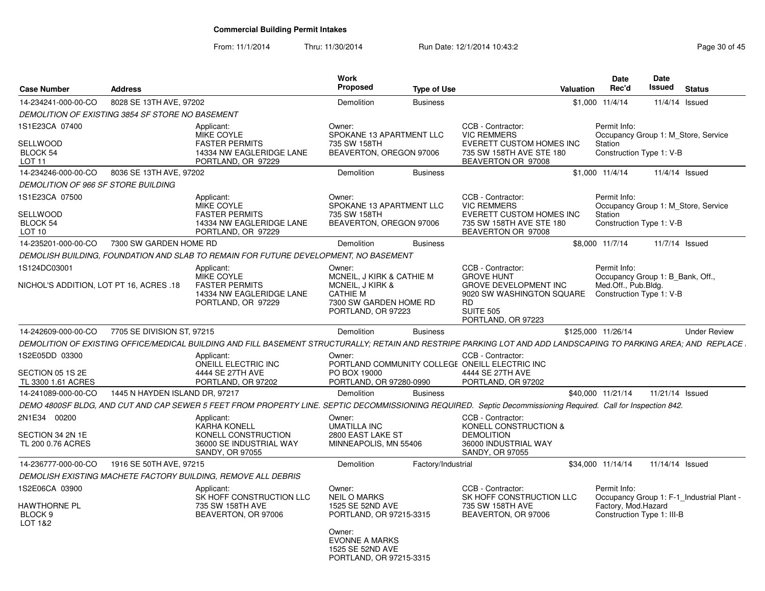# Commercial Building Permit Intakes

From: 11/1/2014 Thru: 11/30/2014 Run Date: 12/1/2014 10:43:2

| Case Number | Address | Work Proposed | Type of Use | Valuation | Date Rec'd | Date Issued | Status |
|---|---|---|---|---|---|---|---|
| 14-234241-000-00-CO | 8028 SE 13TH AVE, 97202 | Demolition | Business | $1,000 | 11/4/14 | 11/4/14 | Issued |

*DEMOLITION OF EXISTING 3854 SF STORE NO BASEMENT*

1S1E23CA 07400
SELLWOOD
BLOCK 54
LOT 11

Applicant: MIKE COYLE, FASTER PERMITS, 14334 NW EAGLERIDGE LANE, PORTLAND, OR 97229

Owner: SPOKANE 13 APARTMENT LLC, 735 SW 158TH, BEAVERTON, OREGON 97006

CCB - Contractor: VIC REMMERS, EVERETT CUSTOM HOMES INC, 735 SW 158TH AVE STE 180, BEAVERTON OR 97008

Permit Info: Occupancy Group 1: M_Store, Service Station; Construction Type 1: V-B

| Case Number | Address | Work Proposed | Type of Use | Valuation | Date Rec'd | Date Issued | Status |
|---|---|---|---|---|---|---|---|
| 14-234246-000-00-CO | 8036 SE 13TH AVE, 97202 | Demolition | Business | $1,000 | 11/4/14 | 11/4/14 | Issued |

*DEMOLITION OF 966 SF STORE BUILDING*

1S1E23CA 07500
SELLWOOD
BLOCK 54
LOT 10

Applicant: MIKE COYLE, FASTER PERMITS, 14334 NW EAGLERIDGE LANE, PORTLAND, OR 97229

Owner: SPOKANE 13 APARTMENT LLC, 735 SW 158TH, BEAVERTON, OREGON 97006

CCB - Contractor: VIC REMMERS, EVERETT CUSTOM HOMES INC, 735 SW 158TH AVE STE 180, BEAVERTON OR 97008

Permit Info: Occupancy Group 1: M_Store, Service Station; Construction Type 1: V-B

| Case Number | Address | Work Proposed | Type of Use | Valuation | Date Rec'd | Date Issued | Status |
|---|---|---|---|---|---|---|---|
| 14-235201-000-00-CO | 7300 SW GARDEN HOME RD | Demolition | Business | $8,000 | 11/7/14 | 11/7/14 | Issued |

*DEMOLISH BUILDING, FOUNDATION AND SLAB TO REMAIN FOR FUTURE DEVELOPMENT, NO BASEMENT*

1S124DC03001
NICHOL'S ADDITION, LOT PT 16, ACRES .18

Applicant: MIKE COYLE, FASTER PERMITS, 14334 NW EAGLERIDGE LANE, PORTLAND, OR 97229

Owner: MCNEIL, J KIRK & CATHIE M, MCNEIL, J KIRK & CATHIE M, 7300 SW GARDEN HOME RD, PORTLAND, OR 97223

CCB - Contractor: GROVE HUNT, GROVE DEVELOPMENT INC, 9020 SW WASHINGTON SQUARE RD, SUITE 505, PORTLAND, OR 97223

Permit Info: Occupancy Group 1: B_Bank, Off., Med.Off., Pub.Bldg.; Construction Type 1: V-B

| Case Number | Address | Work Proposed | Type of Use | Valuation | Date Rec'd | Date Issued | Status |
|---|---|---|---|---|---|---|---|
| 14-242609-000-00-CO | 7705 SE DIVISION ST, 97215 | Demolition | Business | $125,000 | 11/26/14 | | Under Review |

*DEMOLITION OF EXISTING OFFICE/MEDICAL BUILDING AND FILL BASEMENT STRUCTURALLY; RETAIN AND RESTRIPE PARKING LOT AND ADD LANDSCAPING TO PARKING AREA; AND REPLACE*

1S2E05DD 03300
SECTION 05 1S 2E
TL 3300 1.61 ACRES

Applicant: ONEILL ELECTRIC INC, 4444 SE 27TH AVE, PORTLAND, OR 97202

Owner: PORTLAND COMMUNITY COLLEGE, PO BOX 19000, PORTLAND, OR 97280-0990

CCB - Contractor: ONEILL ELECTRIC INC, 4444 SE 27TH AVE, PORTLAND, OR 97202

| Case Number | Address | Work Proposed | Type of Use | Valuation | Date Rec'd | Date Issued | Status |
|---|---|---|---|---|---|---|---|
| 14-241089-000-00-CO | 1445 N HAYDEN ISLAND DR, 97217 | Demolition | Business | $40,000 | 11/21/14 | 11/21/14 | Issued |

*DEMO 4800SF BLDG, AND CUT AND CAP SEWER 5 FEET FROM PROPERTY LINE. SEPTIC DECOMMISSIONING REQUIRED. Septic Decommissioning Required. Call for Inspection 842.*

2N1E34 00200
SECTION 34 2N 1E
TL 200 0.76 ACRES

Applicant: KARHA KONELL, KONELL CONSTRUCTION, 36000 SE INDUSTRIAL WAY, SANDY, OR 97055

Owner: UMATILLA INC, 2800 EAST LAKE ST, MINNEAPOLIS, MN 55406

CCB - Contractor: KONELL CONSTRUCTION & DEMOLITION, 36000 INDUSTRIAL WAY, SANDY, OR 97055

| Case Number | Address | Work Proposed | Type of Use | Valuation | Date Rec'd | Date Issued | Status |
|---|---|---|---|---|---|---|---|
| 14-236777-000-00-CO | 1916 SE 50TH AVE, 97215 | Demolition | Factory/Industrial | $34,000 | 11/14/14 | 11/14/14 | Issued |

*DEMOLISH EXISTING MACHETE FACTORY BUILDING, REMOVE ALL DEBRIS*

1S2E06CA 03900
HAWTHORNE PL
BLOCK 9
LOT 1&2

Applicant: SK HOFF CONSTRUCTION LLC, 735 SW 158TH AVE, BEAVERTON, OR 97006

Owner: NEIL O MARKS, 1525 SE 52ND AVE, PORTLAND, OR 97215-3315

Owner: EVONNE A MARKS, 1525 SE 52ND AVE, PORTLAND, OR 97215-3315

CCB - Contractor: SK HOFF CONSTRUCTION LLC, 735 SW 158TH AVE, BEAVERTON, OR 97006

Permit Info: Occupancy Group 1: F-1_Industrial Plant - Factory, Mod.Hazard; Construction Type 1: III-B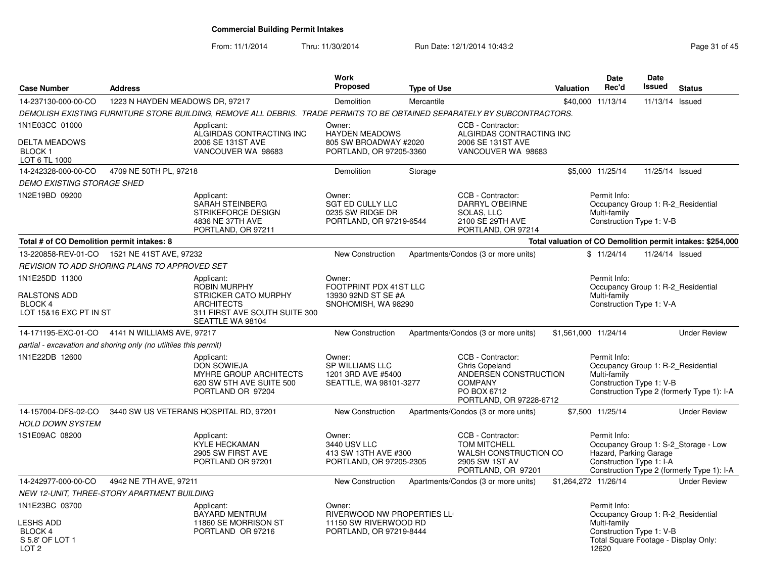# Commercial Building Permit Intakes

From: 11/1/2014 Thru: 11/30/2014 Run Date: 12/1/2014 10:43:2

| Case Number | Address | Work Proposed | Type of Use | Valuation | Date Rec'd | Date Issued | Status |
|---|---|---|---|---|---|---|---|
| 14-237130-000-00-CO | 1223 N HAYDEN MEADOWS DR, 97217 | Demolition | Mercantile | $40,000 | 11/13/14 | 11/13/14 | Issued |

*DEMOLISH EXISTING FURNITURE STORE BUILDING, REMOVE ALL DEBRIS. TRADE PERMITS TO BE OBTAINED SEPARATELY BY SUBCONTRACTORS.*

1N1E03CC 01000
DELTA MEADOWS
BLOCK 1
LOT 6 TL 1000

Applicant: ALGIRDAS CONTRACTING INC, 2006 SE 131ST AVE, VANCOUVER WA 98683
Owner: HAYDEN MEADOWS, 805 SW BROADWAY #2020, PORTLAND, OR 97205-3360
CCB - Contractor: ALGIRDAS CONTRACTING INC, 2006 SE 131ST AVE, VANCOUVER WA 98683

| Case Number | Address | Work Proposed | Type of Use | Valuation | Date Rec'd | Date Issued | Status |
|---|---|---|---|---|---|---|---|
| 14-242328-000-00-CO | 4709 NE 50TH PL, 97218 | Demolition | Storage | $5,000 | 11/25/14 | 11/25/14 | Issued |

*DEMO EXISTING STORAGE SHED*

1N2E19BD 09200

Applicant: SARAH STEINBERG, STRIKEFORCE DESIGN, 4836 NE 37TH AVE, PORTLAND, OR 97211
Owner: SGT ED CULLY LLC, 0235 SW RIDGE DR, PORTLAND, OR 97219-6544
CCB - Contractor: DARRYL O'BEIRNE, SOLAS, LLC, 2100 SE 29TH AVE, PORTLAND, OR 97214
Permit Info: Occupancy Group 1: R-2_Residential Multi-family; Construction Type 1: V-B

**Total # of CO Demolition permit intakes: 8**

**Total valuation of CO Demolition permit intakes: $254,000**

| Case Number | Address | Work Proposed | Type of Use | Valuation | Date Rec'd | Date Issued | Status |
|---|---|---|---|---|---|---|---|
| 13-220858-REV-01-CO | 1521 NE 41ST AVE, 97232 | New Construction | Apartments/Condos (3 or more units) | $ | 11/24/14 | 11/24/14 | Issued |

*REVISION TO ADD SHORING PLANS TO APPROVED SET*

1N1E25DD 11300
RALSTONS ADD
BLOCK 4
LOT 15&16 EXC PT IN ST

Applicant: ROBIN MURPHY, STRICKER CATO MURPHY ARCHITECTS, 311 FIRST AVE SOUTH SUITE 300, SEATTLE WA 98104
Owner: FOOTPRINT PDX 41ST LLC, 13930 92ND ST SE #A, SNOHOMISH, WA 98290
Permit Info: Occupancy Group 1: R-2_Residential Multi-family; Construction Type 1: V-A

| Case Number | Address | Work Proposed | Type of Use | Valuation | Date Rec'd | Date Issued | Status |
|---|---|---|---|---|---|---|---|
| 14-171195-EXC-01-CO | 4141 N WILLIAMS AVE, 97217 | New Construction | Apartments/Condos (3 or more units) | $1,561,000 | 11/24/14 | | Under Review |

*partial - excavation and shoring only (no utiltiies this permit)*

1N1E22DB 12600

Applicant: DON SOWIEJA, MYHRE GROUP ARCHITECTS, 620 SW 5TH AVE SUITE 500, PORTLAND OR 97204
Owner: SP WILLIAMS LLC, 1201 3RD AVE #5400, SEATTLE, WA 98101-3277
CCB - Contractor: Chris Copeland, ANDERSEN CONSTRUCTION COMPANY, PO BOX 6712, PORTLAND, OR 97228-6712
Permit Info: Occupancy Group 1: R-2_Residential Multi-family; Construction Type 1: V-B; Construction Type 2 (formerly Type 1): I-A

| Case Number | Address | Work Proposed | Type of Use | Valuation | Date Rec'd | Date Issued | Status |
|---|---|---|---|---|---|---|---|
| 14-157004-DFS-02-CO | 3440 SW US VETERANS HOSPITAL RD, 97201 | New Construction | Apartments/Condos (3 or more units) | $7,500 | 11/25/14 | | Under Review |

*HOLD DOWN SYSTEM*

1S1E09AC 08200

Applicant: KYLE HECKAMAN, 2905 SW FIRST AVE, PORTLAND OR 97201
Owner: 3440 USV LLC, 413 SW 13TH AVE #300, PORTLAND, OR 97205-2305
CCB - Contractor: TOM MITCHELL, WALSH CONSTRUCTION CO, 2905 SW 1ST AV, PORTLAND, OR 97201
Permit Info: Occupancy Group 1: S-2_Storage - Low Hazard, Parking Garage; Construction Type 1: I-A; Construction Type 2 (formerly Type 1): I-A

| Case Number | Address | Work Proposed | Type of Use | Valuation | Date Rec'd | Date Issued | Status |
|---|---|---|---|---|---|---|---|
| 14-242977-000-00-CO | 4942 NE 7TH AVE, 97211 | New Construction | Apartments/Condos (3 or more units) | $1,264,272 | 11/26/14 | | Under Review |

*NEW 12-UNIT, THREE-STORY APARTMENT BUILDING*

1N1E23BC 03700
LESHS ADD
BLOCK 4
S 5.8' OF LOT 1
LOT 2

Applicant: BAYARD MENTRUM, 11860 SE MORRISON ST, PORTLAND OR 97216
Owner: RIVERWOOD NW PROPERTIES LL, 11150 SW RIVERWOOD RD, PORTLAND, OR 97219-8444
Permit Info: Occupancy Group 1: R-2_Residential Multi-family; Construction Type 1: V-B; Total Square Footage - Display Only: 12620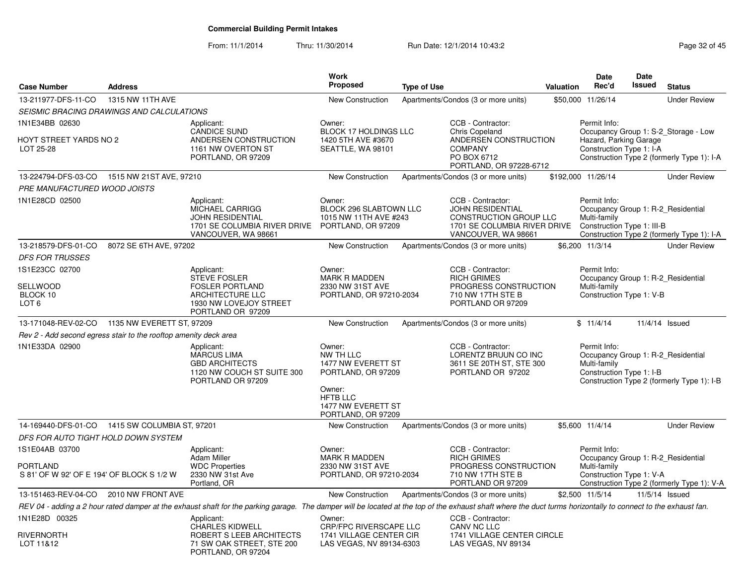# Commercial Building Permit Intakes

From: 11/1/2014 Thru: 11/30/2014 Run Date: 12/1/2014 10:43:2

| Case Number | Address | Work Proposed | Type of Use | Valuation | Date Rec'd | Date Issued | Status |
|---|---|---|---|---|---|---|---|
| 13-211977-DFS-11-CO | 1315 NW 11TH AVE | New Construction | Apartments/Condos (3 or more units) | $50,000 | 11/26/14 | | Under Review |

*SEISMIC BRACING DRAWINGS AND CALCULATIONS*

1N1E34BB 02630

HOYT STREET YARDS NO 2
LOT 25-28

Applicant:
CANDICE SUND
ANDERSEN CONSTRUCTION
1161 NW OVERTON ST
PORTLAND, OR 97209

Owner:
BLOCK 17 HOLDINGS LLC
1420 5TH AVE #3670
SEATTLE, WA 98101

CCB - Contractor:
Chris Copeland
ANDERSEN CONSTRUCTION COMPANY
PO BOX 6712
PORTLAND, OR 97228-6712

Permit Info:
Occupancy Group 1: S-2_Storage - Low Hazard, Parking Garage
Construction Type 1: I-A
Construction Type 2 (formerly Type 1): I-A

| Case Number | Address | Work Proposed | Type of Use | Valuation | Date Rec'd | Date Issued | Status |
|---|---|---|---|---|---|---|---|
| 13-224794-DFS-03-CO | 1515 NW 21ST AVE, 97210 | New Construction | Apartments/Condos (3 or more units) | $192,000 | 11/26/14 | | Under Review |

*PRE MANUFACTURED WOOD JOISTS*

1N1E28CD 02500

Applicant:
MICHAEL CARRIGG
JOHN RESIDENTIAL
1701 SE COLUMBIA RIVER DRIVE
VANCOUVER, WA 98661

Owner:
BLOCK 296 SLABTOWN LLC
1015 NW 11TH AVE #243
PORTLAND, OR 97209

CCB - Contractor:
JOHN RESIDENTIAL CONSTRUCTION GROUP LLC
1701 SE COLUMBIA RIVER DRIVE
VANCOUVER, WA 98661

Permit Info:
Occupancy Group 1: R-2_Residential Multi-family
Construction Type 1: III-B
Construction Type 2 (formerly Type 1): I-A

| Case Number | Address | Work Proposed | Type of Use | Valuation | Date Rec'd | Date Issued | Status |
|---|---|---|---|---|---|---|---|
| 13-218579-DFS-01-CO | 8072 SE 6TH AVE, 97202 | New Construction | Apartments/Condos (3 or more units) | $6,200 | 11/3/14 | | Under Review |

*DFS FOR TRUSSES*

1S1E23CC 02700

SELLWOOD
BLOCK 10
LOT 6

Applicant:
STEVE FOSLER
FOSLER PORTLAND ARCHITECTURE LLC
1930 NW LOVEJOY STREET
PORTLAND OR 97209

Owner:
MARK R MADDEN
2330 NW 31ST AVE
PORTLAND, OR 97210-2034

CCB - Contractor:
RICH GRIMES
PROGRESS CONSTRUCTION
710 NW 17TH STE B
PORTLAND OR 97209

Permit Info:
Occupancy Group 1: R-2_Residential Multi-family
Construction Type 1: V-B

| Case Number | Address | Work Proposed | Type of Use | Valuation | Date Rec'd | Date Issued | Status |
|---|---|---|---|---|---|---|---|
| 13-171048-REV-02-CO | 1135 NW EVERETT ST, 97209 | New Construction | Apartments/Condos (3 or more units) | $ | 11/4/14 | 11/4/14 | Issued |

*Rev 2 - Add second egress stair to the rooftop amenity deck area*

1N1E33DA 02900

Applicant:
MARCUS LIMA
GBD ARCHITECTS
1120 NW COUCH ST SUITE 300
PORTLAND OR 97209

Owner:
NW TH LLC
1477 NW EVERETT ST
PORTLAND, OR 97209

Owner:
HFTB LLC
1477 NW EVERETT ST
PORTLAND, OR 97209

CCB - Contractor:
LORENTZ BRUUN CO INC
3611 SE 20TH ST, STE 300
PORTLAND OR 97202

Permit Info:
Occupancy Group 1: R-2_Residential Multi-family
Construction Type 1: I-B
Construction Type 2 (formerly Type 1): I-B

| Case Number | Address | Work Proposed | Type of Use | Valuation | Date Rec'd | Date Issued | Status |
|---|---|---|---|---|---|---|---|
| 14-169440-DFS-01-CO | 1415 SW COLUMBIA ST, 97201 | New Construction | Apartments/Condos (3 or more units) | $5,600 | 11/4/14 | | Under Review |

*DFS FOR AUTO TIGHT HOLD DOWN SYSTEM*

1S1E04AB 03700

PORTLAND
S 81' OF W 92' OF E 194' OF BLOCK S 1/2 W

Applicant:
Adam Miller
WDC Properties
2330 NW 31st Ave
Portland, OR

Owner:
MARK R MADDEN
2330 NW 31ST AVE
PORTLAND, OR 97210-2034

CCB - Contractor:
RICH GRIMES
PROGRESS CONSTRUCTION
710 NW 17TH STE B
PORTLAND OR 97209

Permit Info:
Occupancy Group 1: R-2_Residential Multi-family
Construction Type 1: V-A
Construction Type 2 (formerly Type 1): V-A

| Case Number | Address | Work Proposed | Type of Use | Valuation | Date Rec'd | Date Issued | Status |
|---|---|---|---|---|---|---|---|
| 13-151463-REV-04-CO | 2010 NW FRONT AVE | New Construction | Apartments/Condos (3 or more units) | $2,500 | 11/5/14 | 11/5/14 | Issued |

*REV 04 - adding a 2 hour rated damper at the exhaust shaft for the parking garage. The damper will be located at the top of the exhaust shaft where the duct turns horizontally to connect to the exhaust fan.*

1N1E28D 00325

RIVERNORTH
LOT 11&12

Applicant:
CHARLES KIDWELL
ROBERT S LEEB ARCHITECTS
71 SW OAK STREET, STE 200
PORTLAND, OR 97204

Owner:
CRP/FPC RIVERSCAPE LLC
1741 VILLAGE CENTER CIR
LAS VEGAS, NV 89134-6303

CCB - Contractor:
CANV NC LLC
1741 VILLAGE CENTER CIRCLE
LAS VEGAS, NV 89134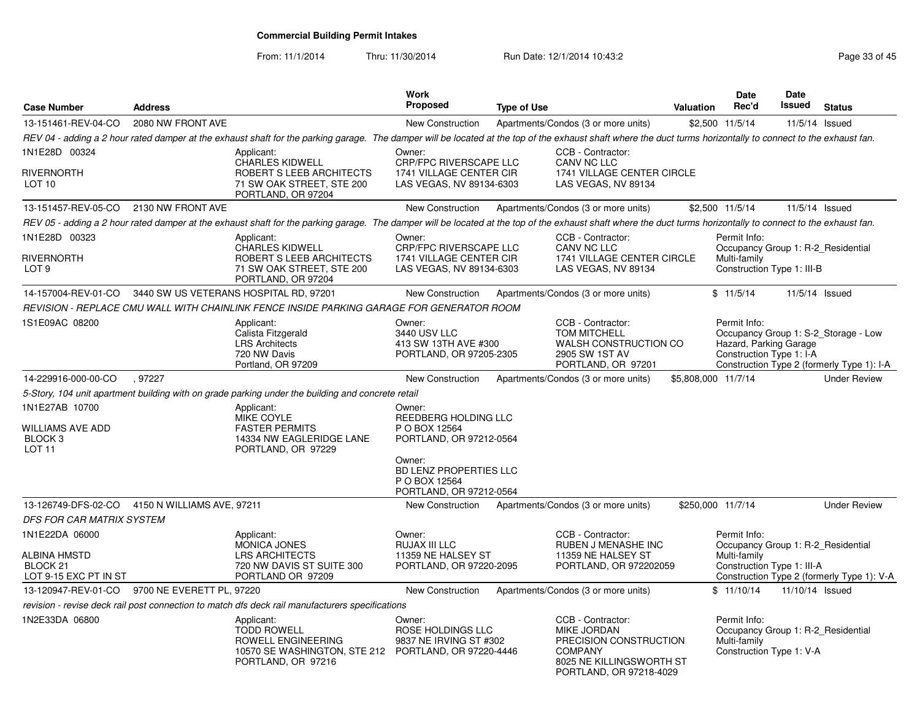# Commercial Building Permit Intakes

From: 11/1/2014 Thru: 11/30/2014 Run Date: 12/1/2014 10:43:2

| Case Number | Address | Work Proposed | Type of Use | Valuation | Date Rec'd | Date Issued | Status |
|---|---|---|---|---|---|---|---|
| 13-151461-REV-04-CO | 2080 NW FRONT AVE | New Construction | Apartments/Condos (3 or more units) | $2,500 | 11/5/14 | 11/5/14 | Issued |

*REV 04 - adding a 2 hour rated damper at the exhaust shaft for the parking garage. The damper will be located at the top of the exhaust shaft where the duct turns horizontally to connect to the exhaust fan.*

1N1E28D 00324
RIVERNORTH
LOT 10

Applicant: CHARLES KIDWELL, ROBERT S LEEB ARCHITECTS, 71 SW OAK STREET, STE 200, PORTLAND, OR 97204

Owner: CRP/FPC RIVERSCAPE LLC, 1741 VILLAGE CENTER CIR, LAS VEGAS, NV 89134-6303

CCB - Contractor: CANV NC LLC, 1741 VILLAGE CENTER CIRCLE, LAS VEGAS, NV 89134

---

| Case Number | Address | Work Proposed | Type of Use | Valuation | Date Rec'd | Date Issued | Status |
|---|---|---|---|---|---|---|---|
| 13-151457-REV-05-CO | 2130 NW FRONT AVE | New Construction | Apartments/Condos (3 or more units) | $2,500 | 11/5/14 | 11/5/14 | Issued |

*REV 05 - adding a 2 hour rated damper at the exhaust shaft for the parking garage. The damper will be located at the top of the exhaust shaft where the duct turns horizontally to connect to the exhaust fan.*

1N1E28D 00323
RIVERNORTH
LOT 9

Applicant: CHARLES KIDWELL, ROBERT S LEEB ARCHITECTS, 71 SW OAK STREET, STE 200, PORTLAND, OR 97204

Owner: CRP/FPC RIVERSCAPE LLC, 1741 VILLAGE CENTER CIR, LAS VEGAS, NV 89134-6303

CCB - Contractor: CANV NC LLC, 1741 VILLAGE CENTER CIRCLE, LAS VEGAS, NV 89134

Permit Info: Occupancy Group 1: R-2_Residential Multi-family; Construction Type 1: III-B

---

| Case Number | Address | Work Proposed | Type of Use | Valuation | Date Rec'd | Date Issued | Status |
|---|---|---|---|---|---|---|---|
| 14-157004-REV-01-CO | 3440 SW US VETERANS HOSPITAL RD, 97201 | New Construction | Apartments/Condos (3 or more units) | $ | 11/5/14 | 11/5/14 | Issued |

*REVISION - REPLACE CMU WALL WITH CHAINLINK FENCE INSIDE PARKING GARAGE FOR GENERATOR ROOM*

1S1E09AC 08200

Applicant: Calista Fitzgerald, LRS Architects, 720 NW Davis, Portland, OR 97209

Owner: 3440 USV LLC, 413 SW 13TH AVE #300, PORTLAND, OR 97205-2305

CCB - Contractor: TOM MITCHELL, WALSH CONSTRUCTION CO, 2905 SW 1ST AV, PORTLAND, OR 97201

Permit Info: Occupancy Group 1: S-2_Storage - Low Hazard, Parking Garage; Construction Type 1: I-A; Construction Type 2 (formerly Type 1): I-A

---

| Case Number | Address | Work Proposed | Type of Use | Valuation | Date Rec'd | Date Issued | Status |
|---|---|---|---|---|---|---|---|
| 14-229916-000-00-CO | , 97227 | New Construction | Apartments/Condos (3 or more units) | $5,808,000 | 11/7/14 | | Under Review |

*5-Story, 104 unit apartment building with on grade parking under the building and concrete retail*

1N1E27AB 10700
WILLIAMS AVE ADD
BLOCK 3
LOT 11

Applicant: MIKE COYLE, FASTER PERMITS, 14334 NW EAGLERIDGE LANE, PORTLAND, OR 97229

Owner: REEDBERG HOLDING LLC, P O BOX 12564, PORTLAND, OR 97212-0564

Owner: BD LENZ PROPERTIES LLC, P O BOX 12564, PORTLAND, OR 97212-0564

---

| Case Number | Address | Work Proposed | Type of Use | Valuation | Date Rec'd | Date Issued | Status |
|---|---|---|---|---|---|---|---|
| 13-126749-DFS-02-CO | 4150 N WILLIAMS AVE, 97211 | New Construction | Apartments/Condos (3 or more units) | $250,000 | 11/7/14 | | Under Review |

*DFS FOR CAR MATRIX SYSTEM*

1N1E22DA 06000
ALBINA HMSTD
BLOCK 21
LOT 9-15 EXC PT IN ST

Applicant: MONICA JONES, LRS ARCHITECTS, 720 NW DAVIS ST SUITE 300, PORTLAND OR 97209

Owner: RUJAX III LLC, 11359 NE HALSEY ST, PORTLAND, OR 97220-2095

CCB - Contractor: RUBEN J MENASHE INC, 11359 NE HALSEY ST, PORTLAND, OR 972202059

Permit Info: Occupancy Group 1: R-2_Residential Multi-family; Construction Type 1: III-A; Construction Type 2 (formerly Type 1): V-A

---

| Case Number | Address | Work Proposed | Type of Use | Valuation | Date Rec'd | Date Issued | Status |
|---|---|---|---|---|---|---|---|
| 13-120947-REV-01-CO | 9700 NE EVERETT PL, 97220 | New Construction | Apartments/Condos (3 or more units) | $ | 11/10/14 | 11/10/14 | Issued |

*revision - revise deck rail post connection to match dfs deck rail manufacturers specifications*

1N2E33DA 06800

Applicant: TODD ROWELL, ROWELL ENGINEERING, 10570 SE WASHINGTON, STE 212, PORTLAND, OR 97216

Owner: ROSE HOLDINGS LLC, 9837 NE IRVING ST #302, PORTLAND, OR 97220-4446

CCB - Contractor: MIKE JORDAN, PRECISION CONSTRUCTION COMPANY, 8025 NE KILLINGSWORTH ST, PORTLAND, OR 97218-4029

Permit Info: Occupancy Group 1: R-2_Residential Multi-family; Construction Type 1: V-A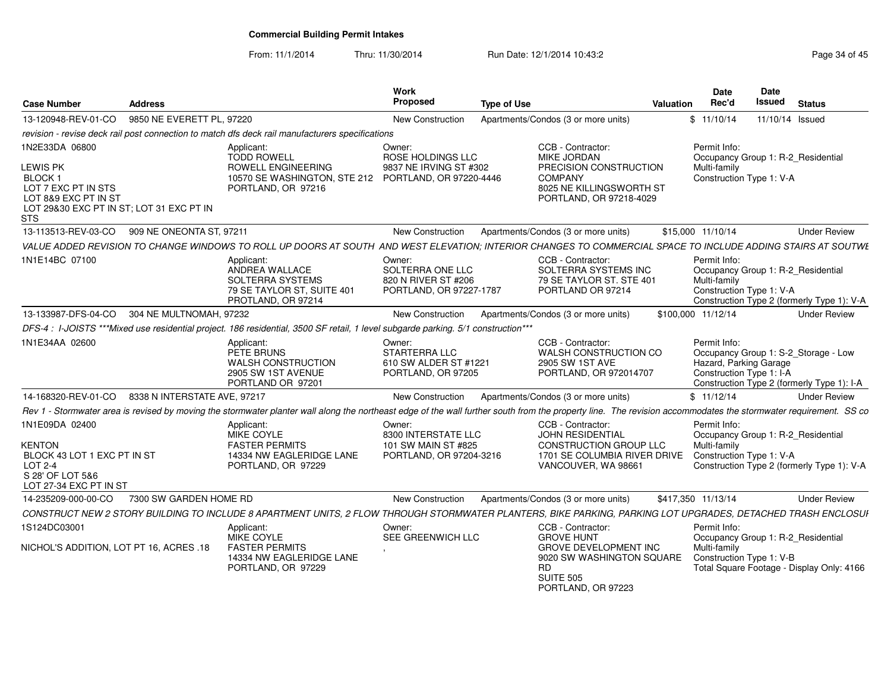## Commercial Building Permit Intakes

From: 11/1/2014 Thru: 11/30/2014 Run Date: 12/1/2014 10:43:2

| Case Number | Address | Work Proposed | Type of Use | Valuation | Date Rec'd | Date Issued | Status |
|---|---|---|---|---|---|---|---|
| 13-120948-REV-01-CO | 9850 NE EVERETT PL, 97220 | New Construction | Apartments/Condos (3 or more units) | $ | 11/10/14 | 11/10/14 | Issued |

*revision - revise deck rail post connection to match dfs deck rail manufacturers specifications*

1N2E33DA 06800

LEWIS PK
BLOCK 1
LOT 7 EXC PT IN STS
LOT 8&9 EXC PT IN ST
LOT 29&30 EXC PT IN ST; LOT 31 EXC PT IN STS

Applicant: TODD ROWELL, ROWELL ENGINEERING, 10570 SE WASHINGTON, STE 212, PORTLAND, OR 97216

Owner: ROSE HOLDINGS LLC, 9837 NE IRVING ST #302, PORTLAND, OR 97220-4446

CCB - Contractor: MIKE JORDAN, PRECISION CONSTRUCTION COMPANY, 8025 NE KILLINGSWORTH ST, PORTLAND, OR 97218-4029

Permit Info: Occupancy Group 1: R-2_Residential Multi-family; Construction Type 1: V-A

| Case Number | Address | Work Proposed | Type of Use | Valuation | Date Rec'd | Date Issued | Status |
|---|---|---|---|---|---|---|---|
| 13-113513-REV-03-CO | 909 NE ONEONTA ST, 97211 | New Construction | Apartments/Condos (3 or more units) | $15,000 | 11/10/14 | | Under Review |

*VALUE ADDED REVISION TO CHANGE WINDOWS TO ROLL UP DOORS AT SOUTH AND WEST ELEVATION; INTERIOR CHANGES TO COMMERCIAL SPACE TO INCLUDE ADDING STAIRS AT SOUTWE*

1N1E14BC 07100

Applicant: ANDREA WALLACE, SOLTERRA SYSTEMS, 79 SE TAYLOR ST, SUITE 401, PROTLAND, OR 97214

Owner: SOLTERRA ONE LLC, 820 N RIVER ST #206, PORTLAND, OR 97227-1787

CCB - Contractor: SOLTERRA SYSTEMS INC, 79 SE TAYLOR ST. STE 401, PORTLAND OR 97214

Permit Info: Occupancy Group 1: R-2_Residential Multi-family; Construction Type 1: V-A; Construction Type 2 (formerly Type 1): V-A

| Case Number | Address | Work Proposed | Type of Use | Valuation | Date Rec'd | Date Issued | Status |
|---|---|---|---|---|---|---|---|
| 13-133987-DFS-04-CO | 304 NE MULTNOMAH, 97232 | New Construction | Apartments/Condos (3 or more units) | $100,000 | 11/12/14 | | Under Review |

*DFS-4 : I-JOISTS ***Mixed use residential project. 186 residential, 3500 SF retail, 1 level subgarde parking. 5/1 construction****

1N1E34AA 02600

Applicant: PETE BRUNS, WALSH CONSTRUCTION, 2905 SW 1ST AVENUE, PORTLAND OR 97201

Owner: STARTERRA LLC, 610 SW ALDER ST #1221, PORTLAND, OR 97205

CCB - Contractor: WALSH CONSTRUCTION CO, 2905 SW 1ST AVE, PORTLAND, OR 972014707

Permit Info: Occupancy Group 1: S-2_Storage - Low Hazard, Parking Garage; Construction Type 1: I-A; Construction Type 2 (formerly Type 1): I-A

| Case Number | Address | Work Proposed | Type of Use | Valuation | Date Rec'd | Date Issued | Status |
|---|---|---|---|---|---|---|---|
| 14-168320-REV-01-CO | 8338 N INTERSTATE AVE, 97217 | New Construction | Apartments/Condos (3 or more units) | $ | 11/12/14 | | Under Review |

*Rev 1 - Stormwater area is revised by moving the stormwater planter wall along the northeast edge of the wall further south from the property line. The revision accommodates the stormwater requirement. SS co*

1N1E09DA 02400

KENTON
BLOCK 43 LOT 1 EXC PT IN ST
LOT 2-4
S 28' OF LOT 5&6
LOT 27-34 EXC PT IN ST

Applicant: MIKE COYLE, FASTER PERMITS, 14334 NW EAGLERIDGE LANE, PORTLAND, OR 97229

Owner: 8300 INTERSTATE LLC, 101 SW MAIN ST #825, PORTLAND, OR 97204-3216

CCB - Contractor: JOHN RESIDENTIAL CONSTRUCTION GROUP LLC, 1701 SE COLUMBIA RIVER DRIVE, VANCOUVER, WA 98661

Permit Info: Occupancy Group 1: R-2_Residential Multi-family; Construction Type 1: V-A; Construction Type 2 (formerly Type 1): V-A

| Case Number | Address | Work Proposed | Type of Use | Valuation | Date Rec'd | Date Issued | Status |
|---|---|---|---|---|---|---|---|
| 14-235209-000-00-CO | 7300 SW GARDEN HOME RD | New Construction | Apartments/Condos (3 or more units) | $417,350 | 11/13/14 | | Under Review |

*CONSTRUCT NEW 2 STORY BUILDING TO INCLUDE 8 APARTMENT UNITS, 2 FLOW THROUGH STORMWATER PLANTERS, BIKE PARKING, PARKING LOT UPGRADES, DETACHED TRASH ENCLOSUI*

1S124DC03001

NICHOL'S ADDITION, LOT PT 16, ACRES .18

Applicant: MIKE COYLE, FASTER PERMITS, 14334 NW EAGLERIDGE LANE, PORTLAND, OR 97229

Owner: SEE GREENWICH LLC ,

CCB - Contractor: GROVE HUNT, GROVE DEVELOPMENT INC, 9020 SW WASHINGTON SQUARE RD, SUITE 505, PORTLAND, OR 97223

Permit Info: Occupancy Group 1: R-2_Residential Multi-family; Construction Type 1: V-B; Total Square Footage - Display Only: 4166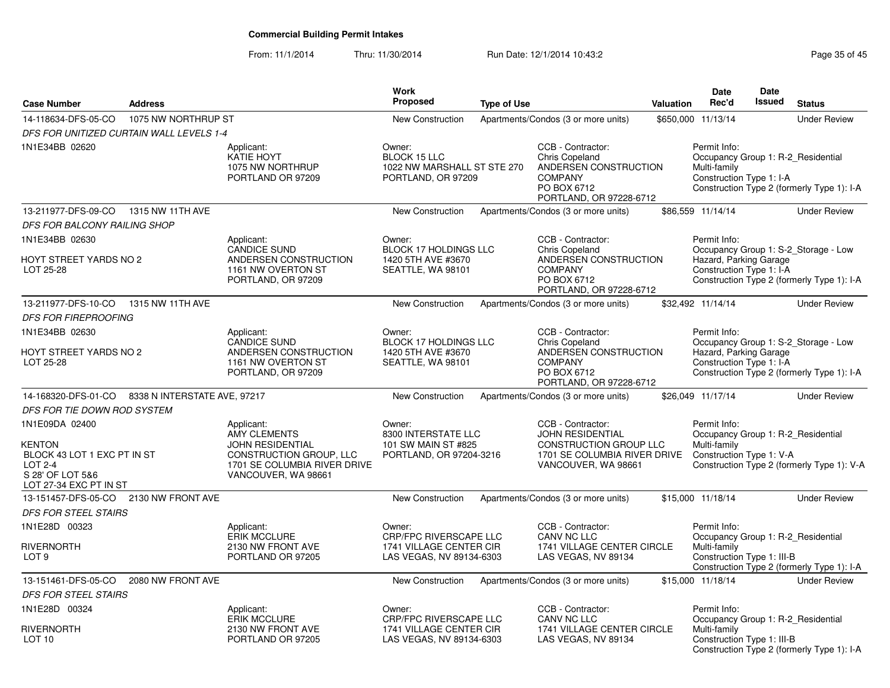# Commercial Building Permit Intakes

From: 11/1/2014 Thru: 11/30/2014 Run Date: 12/1/2014 10:43:2

| Case Number | Address | Work Proposed | Type of Use | Valuation | Date Rec'd | Date Issued | Status |
|---|---|---|---|---|---|---|---|
| 14-118634-DFS-05-CO | 1075 NW NORTHRUP ST | New Construction | Apartments/Condos (3 or more units) | $650,000 | 11/13/14 | | Under Review |
| 13-211977-DFS-09-CO | 1315 NW 11TH AVE | New Construction | Apartments/Condos (3 or more units) | $86,559 | 11/14/14 | | Under Review |
| 13-211977-DFS-10-CO | 1315 NW 11TH AVE | New Construction | Apartments/Condos (3 or more units) | $32,492 | 11/14/14 | | Under Review |
| 14-168320-DFS-01-CO | 8338 N INTERSTATE AVE, 97217 | New Construction | Apartments/Condos (3 or more units) | $26,049 | 11/17/14 | | Under Review |
| 13-151457-DFS-05-CO | 2130 NW FRONT AVE | New Construction | Apartments/Condos (3 or more units) | $15,000 | 11/18/14 | | Under Review |
| 13-151461-DFS-05-CO | 2080 NW FRONT AVE | New Construction | Apartments/Condos (3 or more units) | $15,000 | 11/18/14 | | Under Review |

**14-118634-DFS-05-CO** — *DFS FOR UNITIZED CURTAIN WALL LEVELS 1-4*

- 1N1E34BB 02620
- Applicant: KATIE HOYT, 1075 NW NORTHRUP, PORTLAND OR 97209
- Owner: BLOCK 15 LLC, 1022 NW MARSHALL ST STE 270, PORTLAND, OR 97209
- CCB - Contractor: Chris Copeland, ANDERSEN CONSTRUCTION COMPANY, PO BOX 6712, PORTLAND, OR 97228-6712
- Permit Info: Occupancy Group 1: R-2_Residential Multi-family; Construction Type 1: I-A; Construction Type 2 (formerly Type 1): I-A

**13-211977-DFS-09-CO** — *DFS FOR BALCONY RAILING SHOP*

- 1N1E34BB 02630
- HOYT STREET YARDS NO 2, LOT 25-28
- Applicant: CANDICE SUND, ANDERSEN CONSTRUCTION, 1161 NW OVERTON ST, PORTLAND, OR 97209
- Owner: BLOCK 17 HOLDINGS LLC, 1420 5TH AVE #3670, SEATTLE, WA 98101
- CCB - Contractor: Chris Copeland, ANDERSEN CONSTRUCTION COMPANY, PO BOX 6712, PORTLAND, OR 97228-6712
- Permit Info: Occupancy Group 1: S-2_Storage - Low Hazard, Parking Garage; Construction Type 1: I-A; Construction Type 2 (formerly Type 1): I-A

**13-211977-DFS-10-CO** — *DFS FOR FIREPROOFING*

- 1N1E34BB 02630
- HOYT STREET YARDS NO 2, LOT 25-28
- Applicant: CANDICE SUND, ANDERSEN CONSTRUCTION, 1161 NW OVERTON ST, PORTLAND, OR 97209
- Owner: BLOCK 17 HOLDINGS LLC, 1420 5TH AVE #3670, SEATTLE, WA 98101
- CCB - Contractor: Chris Copeland, ANDERSEN CONSTRUCTION COMPANY, PO BOX 6712, PORTLAND, OR 97228-6712
- Permit Info: Occupancy Group 1: S-2_Storage - Low Hazard, Parking Garage; Construction Type 1: I-A; Construction Type 2 (formerly Type 1): I-A

**14-168320-DFS-01-CO** — *DFS FOR TIE DOWN ROD SYSTEM*

- 1N1E09DA 02400
- KENTON, BLOCK 43 LOT 1 EXC PT IN ST, LOT 2-4, S 28' OF LOT 5&6, LOT 27-34 EXC PT IN ST
- Applicant: AMY CLEMENTS, JOHN RESIDENTIAL CONSTRUCTION GROUP, LLC, 1701 SE COLUMBIA RIVER DRIVE, VANCOUVER, WA 98661
- Owner: 8300 INTERSTATE LLC, 101 SW MAIN ST #825, PORTLAND, OR 97204-3216
- CCB - Contractor: JOHN RESIDENTIAL CONSTRUCTION GROUP LLC, 1701 SE COLUMBIA RIVER DRIVE, VANCOUVER, WA 98661
- Permit Info: Occupancy Group 1: R-2_Residential Multi-family; Construction Type 1: V-A; Construction Type 2 (formerly Type 1): V-A

**13-151457-DFS-05-CO** — *DFS FOR STEEL STAIRS*

- 1N1E28D 00323
- RIVERNORTH, LOT 9
- Applicant: ERIK MCCLURE, 2130 NW FRONT AVE, PORTLAND OR 97205
- Owner: CRP/FPC RIVERSCAPE LLC, 1741 VILLAGE CENTER CIR, LAS VEGAS, NV 89134-6303
- CCB - Contractor: CANV NC LLC, 1741 VILLAGE CENTER CIRCLE, LAS VEGAS, NV 89134
- Permit Info: Occupancy Group 1: R-2_Residential Multi-family; Construction Type 1: III-B; Construction Type 2 (formerly Type 1): I-A

**13-151461-DFS-05-CO** — *DFS FOR STEEL STAIRS*

- 1N1E28D 00324
- RIVERNORTH, LOT 10
- Applicant: ERIK MCCLURE, 2130 NW FRONT AVE, PORTLAND OR 97205
- Owner: CRP/FPC RIVERSCAPE LLC, 1741 VILLAGE CENTER CIR, LAS VEGAS, NV 89134-6303
- CCB - Contractor: CANV NC LLC, 1741 VILLAGE CENTER CIRCLE, LAS VEGAS, NV 89134
- Permit Info: Occupancy Group 1: R-2_Residential Multi-family; Construction Type 1: III-B; Construction Type 2 (formerly Type 1): I-A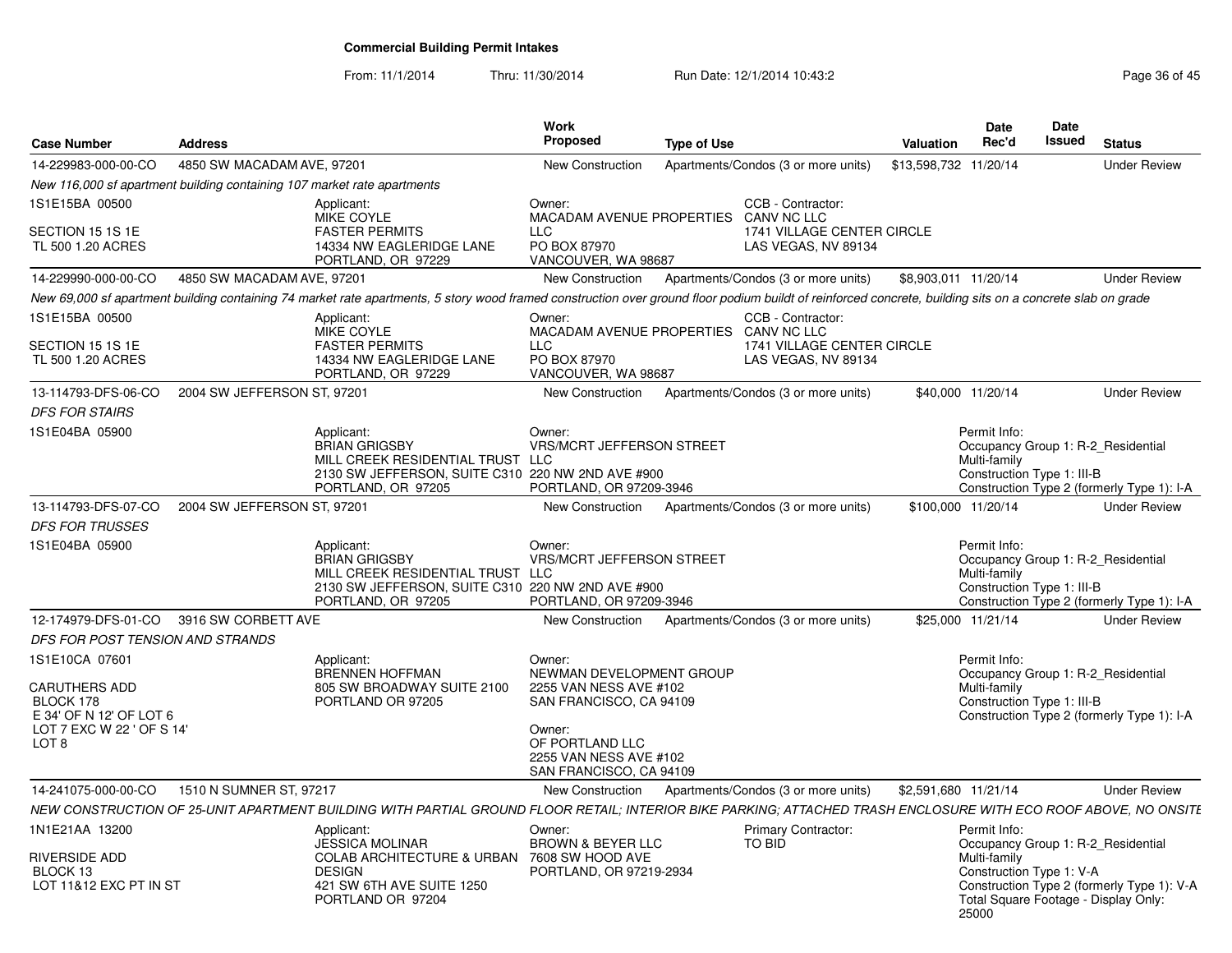## Commercial Building Permit Intakes

From: 11/1/2014 Thru: 11/30/2014 Run Date: 12/1/2014 10:43:2

| Case Number | Address | Work Proposed | Type of Use | Valuation | Date Rec'd | Date Issued | Status |
|---|---|---|---|---|---|---|---|
| 14-229983-000-00-CO | 4850 SW MACADAM AVE, 97201 | New Construction | Apartments/Condos (3 or more units) | $13,598,732 | 11/20/14 | | Under Review |

*New 116,000 sf apartment building containing 107 market rate apartments*

1S1E15BA 00500

SECTION 15 1S 1E
TL 500 1.20 ACRES

Applicant:
MIKE COYLE
FASTER PERMITS
14334 NW EAGLERIDGE LANE
PORTLAND, OR 97229

Owner:
MACADAM AVENUE PROPERTIES LLC
PO BOX 87970
VANCOUVER, WA 98687

CCB - Contractor:
CANV NC LLC
1741 VILLAGE CENTER CIRCLE
LAS VEGAS, NV 89134

| Case Number | Address | Work Proposed | Type of Use | Valuation | Date Rec'd | Date Issued | Status |
|---|---|---|---|---|---|---|---|
| 14-229990-000-00-CO | 4850 SW MACADAM AVE, 97201 | New Construction | Apartments/Condos (3 or more units) | $8,903,011 | 11/20/14 | | Under Review |

*New 69,000 sf apartment building containing 74 market rate apartments, 5 story wood framed construction over ground floor podium buildt of reinforced concrete, building sits on a concrete slab on grade*

1S1E15BA 00500

SECTION 15 1S 1E
TL 500 1.20 ACRES

Applicant:
MIKE COYLE
FASTER PERMITS
14334 NW EAGLERIDGE LANE
PORTLAND, OR 97229

Owner:
MACADAM AVENUE PROPERTIES LLC
PO BOX 87970
VANCOUVER, WA 98687

CCB - Contractor:
CANV NC LLC
1741 VILLAGE CENTER CIRCLE
LAS VEGAS, NV 89134

| Case Number | Address | Work Proposed | Type of Use | Valuation | Date Rec'd | Date Issued | Status |
|---|---|---|---|---|---|---|---|
| 13-114793-DFS-06-CO | 2004 SW JEFFERSON ST, 97201 | New Construction | Apartments/Condos (3 or more units) | $40,000 | 11/20/14 | | Under Review |

*DFS FOR STAIRS*

1S1E04BA 05900

Applicant:
BRIAN GRIGSBY
MILL CREEK RESIDENTIAL TRUST
2130 SW JEFFERSON, SUITE C310
PORTLAND, OR 97205

Owner:
VRS/MCRT JEFFERSON STREET LLC
220 NW 2ND AVE #900
PORTLAND, OR 97209-3946

Permit Info:
Occupancy Group 1: R-2_Residential Multi-family
Construction Type 1: III-B
Construction Type 2 (formerly Type 1): I-A

| Case Number | Address | Work Proposed | Type of Use | Valuation | Date Rec'd | Date Issued | Status |
|---|---|---|---|---|---|---|---|
| 13-114793-DFS-07-CO | 2004 SW JEFFERSON ST, 97201 | New Construction | Apartments/Condos (3 or more units) | $100,000 | 11/20/14 | | Under Review |

*DFS FOR TRUSSES*

1S1E04BA 05900

Applicant:
BRIAN GRIGSBY
MILL CREEK RESIDENTIAL TRUST
2130 SW JEFFERSON, SUITE C310
PORTLAND, OR 97205

Owner:
VRS/MCRT JEFFERSON STREET LLC
220 NW 2ND AVE #900
PORTLAND, OR 97209-3946

Permit Info:
Occupancy Group 1: R-2_Residential Multi-family
Construction Type 1: III-B
Construction Type 2 (formerly Type 1): I-A

| Case Number | Address | Work Proposed | Type of Use | Valuation | Date Rec'd | Date Issued | Status |
|---|---|---|---|---|---|---|---|
| 12-174979-DFS-01-CO | 3916 SW CORBETT AVE | New Construction | Apartments/Condos (3 or more units) | $25,000 | 11/21/14 | | Under Review |

*DFS FOR POST TENSION AND STRANDS*

1S1E10CA 07601

CARUTHERS ADD
BLOCK 178
E 34' OF N 12' OF LOT 6
LOT 7 EXC W 22 ' OF S 14'
LOT 8

Applicant:
BRENNEN HOFFMAN
805 SW BROADWAY SUITE 2100
PORTLAND OR 97205

Owner:
NEWMAN DEVELOPMENT GROUP
2255 VAN NESS AVE #102
SAN FRANCISCO, CA 94109

Owner:
OF PORTLAND LLC
2255 VAN NESS AVE #102
SAN FRANCISCO, CA 94109

Permit Info:
Occupancy Group 1: R-2_Residential Multi-family
Construction Type 1: III-B
Construction Type 2 (formerly Type 1): I-A

| Case Number | Address | Work Proposed | Type of Use | Valuation | Date Rec'd | Date Issued | Status |
|---|---|---|---|---|---|---|---|
| 14-241075-000-00-CO | 1510 N SUMNER ST, 97217 | New Construction | Apartments/Condos (3 or more units) | $2,591,680 | 11/21/14 | | Under Review |

*NEW CONSTRUCTION OF 25-UNIT APARTMENT BUILDING WITH PARTIAL GROUND FLOOR RETAIL; INTERIOR BIKE PARKING; ATTACHED TRASH ENCLOSURE WITH ECO ROOF ABOVE, NO ONSITE*

1N1E21AA 13200

RIVERSIDE ADD
BLOCK 13
LOT 11&12 EXC PT IN ST

Applicant:
JESSICA MOLINAR
COLAB ARCHITECTURE & URBAN DESIGN
421 SW 6TH AVE SUITE 1250
PORTLAND OR 97204

Owner:
BROWN & BEYER LLC
7608 SW HOOD AVE
PORTLAND, OR 97219-2934

Primary Contractor:
TO BID

Permit Info:
Occupancy Group 1: R-2_Residential Multi-family
Construction Type 1: V-A
Construction Type 2 (formerly Type 1): V-A
Total Square Footage - Display Only: 25000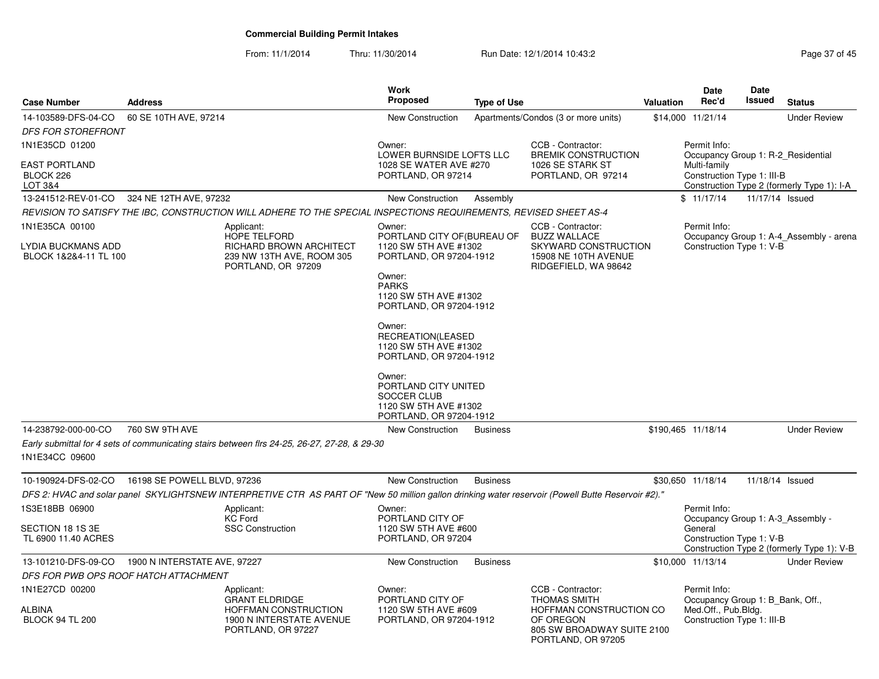# Commercial Building Permit Intakes

From: 11/1/2014 Thru: 11/30/2014 Run Date: 12/1/2014 10:43:2

| Case Number | Address | Work Proposed | Type of Use | Valuation | Date Rec'd | Date Issued | Status |
|---|---|---|---|---|---|---|---|
| 14-103589-DFS-04-CO | 60 SE 10TH AVE, 97214 | New Construction | Apartments/Condos (3 or more units) | $14,000 | 11/21/14 | | Under Review |

*DFS FOR STOREFRONT*

1N1E35CD 01200

EAST PORTLAND
BLOCK 226
LOT 3&4

Owner:
LOWER BURNSIDE LOFTS LLC
1028 SE WATER AVE #270
PORTLAND, OR 97214

CCB - Contractor:
BREMIK CONSTRUCTION
1026 SE STARK ST
PORTLAND, OR 97214

Permit Info:
Occupancy Group 1: R-2_Residential Multi-family
Construction Type 1: III-B
Construction Type 2 (formerly Type 1): I-A

---

| Case Number | Address | Work Proposed | Type of Use | Valuation | Date Rec'd | Date Issued | Status |
|---|---|---|---|---|---|---|---|
| 13-241512-REV-01-CO | 324 NE 12TH AVE, 97232 | New Construction | Assembly | $ | 11/17/14 | 11/17/14 | Issued |

*REVISION TO SATISFY THE IBC, CONSTRUCTION WILL ADHERE TO THE SPECIAL INSPECTIONS REQUIREMENTS, REVISED SHEET AS-4*

1N1E35CA 00100

LYDIA BUCKMANS ADD
BLOCK 1&2&4-11 TL 100

Applicant:
HOPE TELFORD
RICHARD BROWN ARCHITECT
239 NW 13TH AVE, ROOM 305
PORTLAND, OR 97209

Owner:
PORTLAND CITY OF(BUREAU OF
1120 SW 5TH AVE #1302
PORTLAND, OR 97204-1912

Owner:
PARKS
1120 SW 5TH AVE #1302
PORTLAND, OR 97204-1912

Owner:
RECREATION(LEASED
1120 SW 5TH AVE #1302
PORTLAND, OR 97204-1912

Owner:
PORTLAND CITY UNITED
SOCCER CLUB
1120 SW 5TH AVE #1302
PORTLAND, OR 97204-1912

CCB - Contractor:
BUZZ WALLACE
SKYWARD CONSTRUCTION
15908 NE 10TH AVENUE
RIDGEFIELD, WA 98642

Permit Info:
Occupancy Group 1: A-4_Assembly - arena
Construction Type 1: V-B

---

| Case Number | Address | Work Proposed | Type of Use | Valuation | Date Rec'd | Date Issued | Status |
|---|---|---|---|---|---|---|---|
| 14-238792-000-00-CO | 760 SW 9TH AVE | New Construction | Business | $190,465 | 11/18/14 | | Under Review |

*Early submittal for 4 sets of communicating stairs between flrs 24-25, 26-27, 27-28, & 29-30*

1N1E34CC 09600

---

| Case Number | Address | Work Proposed | Type of Use | Valuation | Date Rec'd | Date Issued | Status |
|---|---|---|---|---|---|---|---|
| 10-190924-DFS-02-CO | 16198 SE POWELL BLVD, 97236 | New Construction | Business | $30,650 | 11/18/14 | 11/18/14 | Issued |

*DFS 2: HVAC and solar panel SKYLIGHTSNEW INTERPRETIVE CTR AS PART OF "New 50 million gallon drinking water reservoir (Powell Butte Reservoir #2)."*

1S3E18BB 06900

SECTION 18 1S 3E
TL 6900 11.40 ACRES

Applicant:
KC Ford
SSC Construction

Owner:
PORTLAND CITY OF
1120 SW 5TH AVE #600
PORTLAND, OR 97204

Permit Info:
Occupancy Group 1: A-3_Assembly - General
Construction Type 1: V-B
Construction Type 2 (formerly Type 1): V-B

---

| Case Number | Address | Work Proposed | Type of Use | Valuation | Date Rec'd | Date Issued | Status |
|---|---|---|---|---|---|---|---|
| 13-101210-DFS-09-CO | 1900 N INTERSTATE AVE, 97227 | New Construction | Business | $10,000 | 11/13/14 | | Under Review |

*DFS FOR PWB OPS ROOF HATCH ATTACHMENT*

1N1E27CD 00200

ALBINA
BLOCK 94 TL 200

Applicant:
GRANT ELDRIDGE
HOFFMAN CONSTRUCTION
1900 N INTERSTATE AVENUE
PORTLAND, OR 97227

Owner:
PORTLAND CITY OF
1120 SW 5TH AVE #609
PORTLAND, OR 97204-1912

CCB - Contractor:
THOMAS SMITH
HOFFMAN CONSTRUCTION CO OF OREGON
805 SW BROADWAY SUITE 2100
PORTLAND, OR 97205

Permit Info:
Occupancy Group 1: B_Bank, Off., Med.Off., Pub.Bldg.
Construction Type 1: III-B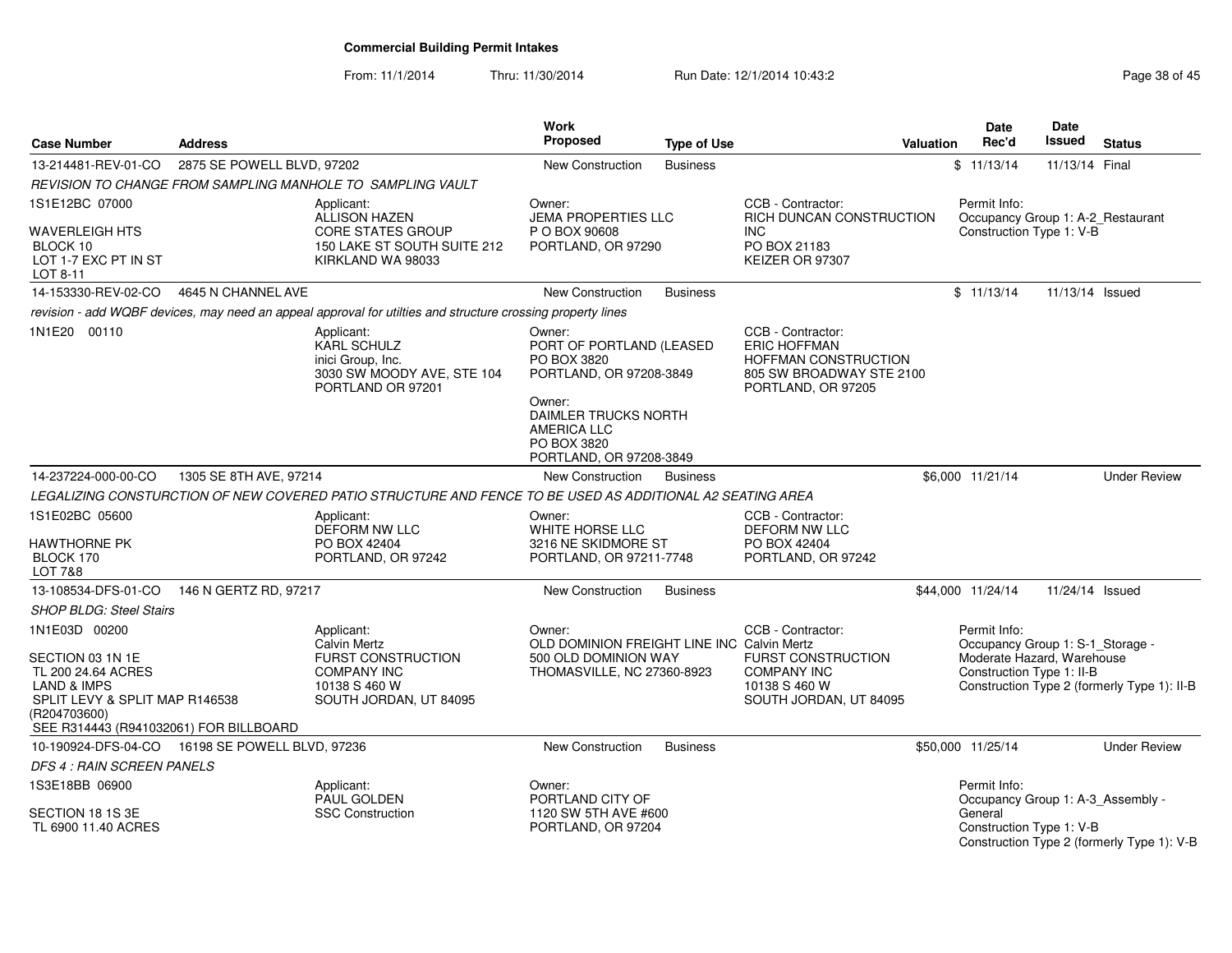# Commercial Building Permit Intakes

From: 11/1/2014 Thru: 11/30/2014 Run Date: 12/1/2014 10:43:2

| Case Number | Address | Work Proposed | Type of Use | Valuation | Date Rec'd | Date Issued | Status |
|---|---|---|---|---|---|---|---|
| 13-214481-REV-01-CO | 2875 SE POWELL BLVD, 97202 | New Construction | Business | $ | 11/13/14 | 11/13/14 | Final |

*REVISION TO CHANGE FROM SAMPLING MANHOLE TO SAMPLING VAULT*

1S1E12BC 07000

WAVERLEIGH HTS
BLOCK 10
LOT 1-7 EXC PT IN ST
LOT 8-11

Applicant:
ALLISON HAZEN
CORE STATES GROUP
150 LAKE ST SOUTH SUITE 212
KIRKLAND WA 98033

Owner:
JEMA PROPERTIES LLC
P O BOX 90608
PORTLAND, OR 97290

CCB - Contractor:
RICH DUNCAN CONSTRUCTION INC
PO BOX 21183
KEIZER OR 97307

Permit Info:
Occupancy Group 1: A-2_Restaurant
Construction Type 1: V-B

---

| Case Number | Address | Work Proposed | Type of Use | Valuation | Date Rec'd | Date Issued | Status |
|---|---|---|---|---|---|---|---|
| 14-153330-REV-02-CO | 4645 N CHANNEL AVE | New Construction | Business | $ | 11/13/14 | 11/13/14 | Issued |

*revision - add WQBF devices, may need an appeal approval for utilties and structure crossing property lines*

1N1E20 00110

Applicant:
KARL SCHULZ
inici Group, Inc.
3030 SW MOODY AVE, STE 104
PORTLAND OR 97201

Owner:
PORT OF PORTLAND (LEASED
PO BOX 3820
PORTLAND, OR 97208-3849

Owner:
DAIMLER TRUCKS NORTH AMERICA LLC
PO BOX 3820
PORTLAND, OR 97208-3849

CCB - Contractor:
ERIC HOFFMAN
HOFFMAN CONSTRUCTION
805 SW BROADWAY STE 2100
PORTLAND, OR 97205

---

| Case Number | Address | Work Proposed | Type of Use | Valuation | Date Rec'd | Date Issued | Status |
|---|---|---|---|---|---|---|---|
| 14-237224-000-00-CO | 1305 SE 8TH AVE, 97214 | New Construction | Business | $6,000 | 11/21/14 | | Under Review |

*LEGALIZING CONSTURCTION OF NEW COVERED PATIO STRUCTURE AND FENCE TO BE USED AS ADDITIONAL A2 SEATING AREA*

1S1E02BC 05600

HAWTHORNE PK
BLOCK 170
LOT 7&8

Applicant:
DEFORM NW LLC
PO BOX 42404
PORTLAND, OR 97242

Owner:
WHITE HORSE LLC
3216 NE SKIDMORE ST
PORTLAND, OR 97211-7748

CCB - Contractor:
DEFORM NW LLC
PO BOX 42404
PORTLAND, OR 97242

---

| Case Number | Address | Work Proposed | Type of Use | Valuation | Date Rec'd | Date Issued | Status |
|---|---|---|---|---|---|---|---|
| 13-108534-DFS-01-CO | 146 N GERTZ RD, 97217 | New Construction | Business | $44,000 | 11/24/14 | 11/24/14 | Issued |

*SHOP BLDG: Steel Stairs*

1N1E03D 00200

SECTION 03 1N 1E
TL 200 24.64 ACRES
LAND & IMPS
SPLIT LEVY & SPLIT MAP R146538 (R204703600)
SEE R314443 (R941032061) FOR BILLBOARD

Applicant:
Calvin Mertz
FURST CONSTRUCTION COMPANY INC
10138 S 460 W
SOUTH JORDAN, UT 84095

Owner:
OLD DOMINION FREIGHT LINE INC
500 OLD DOMINION WAY
THOMASVILLE, NC 27360-8923

CCB - Contractor:
Calvin Mertz
FURST CONSTRUCTION COMPANY INC
10138 S 460 W
SOUTH JORDAN, UT 84095

Permit Info:
Occupancy Group 1: S-1_Storage - Moderate Hazard, Warehouse
Construction Type 1: II-B
Construction Type 2 (formerly Type 1): II-B

---

| Case Number | Address | Work Proposed | Type of Use | Valuation | Date Rec'd | Date Issued | Status |
|---|---|---|---|---|---|---|---|
| 10-190924-DFS-04-CO | 16198 SE POWELL BLVD, 97236 | New Construction | Business | $50,000 | 11/25/14 | | Under Review |

*DFS 4 : RAIN SCREEN PANELS*

1S3E18BB 06900

SECTION 18 1S 3E
TL 6900 11.40 ACRES

Applicant:
PAUL GOLDEN
SSC Construction

Owner:
PORTLAND CITY OF
1120 SW 5TH AVE #600
PORTLAND, OR 97204

Permit Info:
Occupancy Group 1: A-3_Assembly - General
Construction Type 1: V-B
Construction Type 2 (formerly Type 1): V-B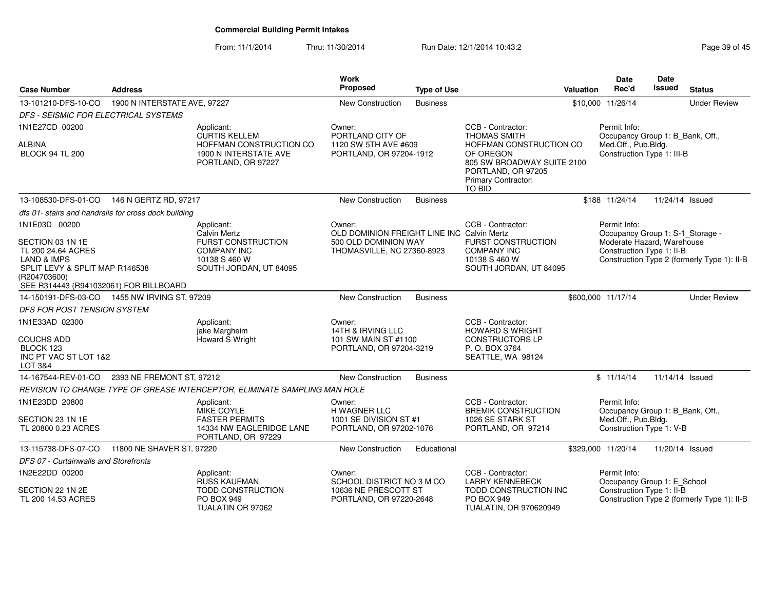# Commercial Building Permit Intakes

From: 11/1/2014 Thru: 11/30/2014 Run Date: 12/1/2014 10:43:2

| Case Number | Address | | Work Proposed | Type of Use | | Valuation | Date Rec'd | Date Issued | Status |
|---|---|---|---|---|---|---|---|---|---|
| 13-101210-DFS-10-CO | 1900 N INTERSTATE AVE, 97227 | | New Construction | Business | | $10,000 | 11/26/14 | | Under Review |
| *DFS - SEISMIC FOR ELECTRICAL SYSTEMS* | | | | | | | | | |
| 1N1E27CD 00200<br><br>ALBINA<br>BLOCK 94 TL 200 | | Applicant:<br>CURTIS KELLEM<br>HOFFMAN CONSTRUCTION CO<br>1900 N INTERSTATE AVE<br>PORTLAND, OR 97227 | Owner:<br>PORTLAND CITY OF<br>1120 SW 5TH AVE #609<br>PORTLAND, OR 97204-1912 | | CCB - Contractor:<br>THOMAS SMITH<br>HOFFMAN CONSTRUCTION CO OF OREGON<br>805 SW BROADWAY SUITE 2100<br>PORTLAND, OR 97205<br>Primary Contractor:<br>TO BID | | Permit Info:<br>Occupancy Group 1: B_Bank, Off., Med.Off., Pub.Bldg.<br>Construction Type 1: III-B | | |
| 13-108530-DFS-01-CO | 146 N GERTZ RD, 97217 | | New Construction | Business | | $188 | 11/24/14 | 11/24/14 | Issued |
| *dfs 01- stairs and handrails for cross dock building* | | | | | | | | | |
| 1N1E03D 00200<br><br>SECTION 03 1N 1E<br>TL 200 24.64 ACRES<br>LAND & IMPS<br>SPLIT LEVY & SPLIT MAP R146538 (R204703600)<br>SEE R314443 (R941032061) FOR BILLBOARD | | Applicant:<br>Calvin Mertz<br>FURST CONSTRUCTION COMPANY INC<br>10138 S 460 W<br>SOUTH JORDAN, UT 84095 | Owner:<br>OLD DOMINION FREIGHT LINE INC<br>500 OLD DOMINION WAY<br>THOMASVILLE, NC 27360-8923 | | CCB - Contractor:<br>Calvin Mertz<br>FURST CONSTRUCTION COMPANY INC<br>10138 S 460 W<br>SOUTH JORDAN, UT 84095 | | Permit Info:<br>Occupancy Group 1: S-1_Storage - Moderate Hazard, Warehouse<br>Construction Type 1: II-B<br>Construction Type 2 (formerly Type 1): II-B | | |
| 14-150191-DFS-03-CO | 1455 NW IRVING ST, 97209 | | New Construction | Business | | $600,000 | 11/17/14 | | Under Review |
| *DFS FOR POST TENSION SYSTEM* | | | | | | | | | |
| 1N1E33AD 02300<br><br>COUCHS ADD<br>BLOCK 123<br>INC PT VAC ST LOT 1&2<br>LOT 3&4 | | Applicant:<br>jake Margheim<br>Howard S Wright | Owner:<br>14TH & IRVING LLC<br>101 SW MAIN ST #1100<br>PORTLAND, OR 97204-3219 | | CCB - Contractor:<br>HOWARD S WRIGHT CONSTRUCTORS LP<br>P. O. BOX 3764<br>SEATTLE, WA 98124 | | | | |
| 14-167544-REV-01-CO | 2393 NE FREMONT ST, 97212 | | New Construction | Business | | $ | 11/14/14 | 11/14/14 | Issued |
| *REVISION TO CHANGE TYPE OF GREASE INTERCEPTOR, ELIMINATE SAMPLING MAN HOLE* | | | | | | | | | |
| 1N1E23DD 20800<br><br>SECTION 23 1N 1E<br>TL 20800 0.23 ACRES | | Applicant:<br>MIKE COYLE<br>FASTER PERMITS<br>14334 NW EAGLERIDGE LANE<br>PORTLAND, OR 97229 | Owner:<br>H WAGNER LLC<br>1001 SE DIVISION ST #1<br>PORTLAND, OR 97202-1076 | | CCB - Contractor:<br>BREMIK CONSTRUCTION<br>1026 SE STARK ST<br>PORTLAND, OR 97214 | | Permit Info:<br>Occupancy Group 1: B_Bank, Off., Med.Off., Pub.Bldg.<br>Construction Type 1: V-B | | |
| 13-115738-DFS-07-CO | 11800 NE SHAVER ST, 97220 | | New Construction | Educational | | $329,000 | 11/20/14 | 11/20/14 | Issued |
| *DFS 07 - Curtainwalls and Storefronts* | | | | | | | | | |
| 1N2E22DD 00200<br><br>SECTION 22 1N 2E<br>TL 200 14.53 ACRES | | Applicant:<br>RUSS KAUFMAN<br>TODD CONSTRUCTION<br>PO BOX 949<br>TUALATIN OR 97062 | Owner:<br>SCHOOL DISTRICT NO 3 M CO<br>10636 NE PRESCOTT ST<br>PORTLAND, OR 97220-2648 | | CCB - Contractor:<br>LARRY KENNEBECK<br>TODD CONSTRUCTION INC<br>PO BOX 949<br>TUALATIN, OR 970620949 | | Permit Info:<br>Occupancy Group 1: E_School<br>Construction Type 1: II-B<br>Construction Type 2 (formerly Type 1): II-B | | |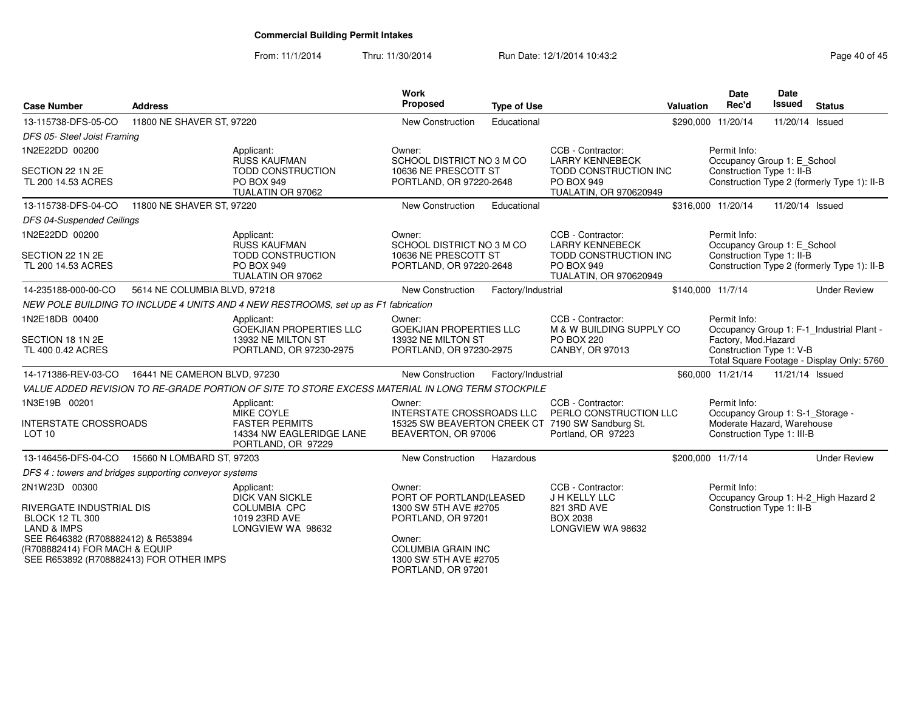# Commercial Building Permit Intakes

From: 11/1/2014 Thru: 11/30/2014 Run Date: 12/1/2014 10:43:2

| Case Number | Address | Work Proposed | Type of Use | Valuation | Date Rec'd | Date Issued | Status |
|---|---|---|---|---|---|---|---|
| 13-115738-DFS-05-CO | 11800 NE SHAVER ST, 97220 | New Construction | Educational | $290,000 | 11/20/14 | 11/20/14 | Issued |

*DFS 05- Steel Joist Framing*

1N2E22DD 00200
SECTION 22 1N 2E
TL 200 14.53 ACRES

Applicant: RUSS KAUFMAN, TODD CONSTRUCTION, PO BOX 949, TUALATIN OR 97062

Owner: SCHOOL DISTRICT NO 3 M CO, 10636 NE PRESCOTT ST, PORTLAND, OR 97220-2648

CCB - Contractor: LARRY KENNEBECK, TODD CONSTRUCTION INC, PO BOX 949, TUALATIN, OR 970620949

Permit Info: Occupancy Group 1: E_School; Construction Type 1: II-B; Construction Type 2 (formerly Type 1): II-B

| Case Number | Address | Work Proposed | Type of Use | Valuation | Date Rec'd | Date Issued | Status |
|---|---|---|---|---|---|---|---|
| 13-115738-DFS-04-CO | 11800 NE SHAVER ST, 97220 | New Construction | Educational | $316,000 | 11/20/14 | 11/20/14 | Issued |

*DFS 04-Suspended Ceilings*

1N2E22DD 00200
SECTION 22 1N 2E
TL 200 14.53 ACRES

Applicant: RUSS KAUFMAN, TODD CONSTRUCTION, PO BOX 949, TUALATIN OR 97062

Owner: SCHOOL DISTRICT NO 3 M CO, 10636 NE PRESCOTT ST, PORTLAND, OR 97220-2648

CCB - Contractor: LARRY KENNEBECK, TODD CONSTRUCTION INC, PO BOX 949, TUALATIN, OR 970620949

Permit Info: Occupancy Group 1: E_School; Construction Type 1: II-B; Construction Type 2 (formerly Type 1): II-B

| Case Number | Address | Work Proposed | Type of Use | Valuation | Date Rec'd | Date Issued | Status |
|---|---|---|---|---|---|---|---|
| 14-235188-000-00-CO | 5614 NE COLUMBIA BLVD, 97218 | New Construction | Factory/Industrial | $140,000 | 11/7/14 | | Under Review |

*NEW POLE BUILDING TO INCLUDE 4 UNITS AND 4 NEW RESTROOMS, set up as F1 fabrication*

1N2E18DB 00400
SECTION 18 1N 2E
TL 400 0.42 ACRES

Applicant: GOEKJIAN PROPERTIES LLC, 13932 NE MILTON ST, PORTLAND, OR 97230-2975

Owner: GOEKJIAN PROPERTIES LLC, 13932 NE MILTON ST, PORTLAND, OR 97230-2975

CCB - Contractor: M & W BUILDING SUPPLY CO, PO BOX 220, CANBY, OR 97013

Permit Info: Occupancy Group 1: F-1_Industrial Plant - Factory, Mod.Hazard; Construction Type 1: V-B; Total Square Footage - Display Only: 5760

| Case Number | Address | Work Proposed | Type of Use | Valuation | Date Rec'd | Date Issued | Status |
|---|---|---|---|---|---|---|---|
| 14-171386-REV-03-CO | 16441 NE CAMERON BLVD, 97230 | New Construction | Factory/Industrial | $60,000 | 11/21/14 | 11/21/14 | Issued |

*VALUE ADDED REVISION TO RE-GRADE PORTION OF SITE TO STORE EXCESS MATERIAL IN LONG TERM STOCKPILE*

1N3E19B 00201
INTERSTATE CROSSROADS
LOT 10

Applicant: MIKE COYLE, FASTER PERMITS, 14334 NW EAGLERIDGE LANE, PORTLAND, OR 97229

Owner: INTERSTATE CROSSROADS LLC, 15325 SW BEAVERTON CREEK CT, BEAVERTON, OR 97006

CCB - Contractor: PERLO CONSTRUCTION LLC, 7190 SW Sandburg St., Portland, OR 97223

Permit Info: Occupancy Group 1: S-1_Storage - Moderate Hazard, Warehouse; Construction Type 1: III-B

| Case Number | Address | Work Proposed | Type of Use | Valuation | Date Rec'd | Date Issued | Status |
|---|---|---|---|---|---|---|---|
| 13-146456-DFS-04-CO | 15660 N LOMBARD ST, 97203 | New Construction | Hazardous | $200,000 | 11/7/14 | | Under Review |

*DFS 4 : towers and bridges supporting conveyor systems*

2N1W23D 00300
RIVERGATE INDUSTRIAL DIS
BLOCK 12 TL 300
LAND & IMPS
SEE R646382 (R708882412) & R653894 (R708882414) FOR MACH & EQUIP
SEE R653892 (R708882413) FOR OTHER IMPS

Applicant: DICK VAN SICKLE, COLUMBIA CPC, 1019 23RD AVE, LONGVIEW WA 98632

Owner: PORT OF PORTLAND(LEASED, 1300 SW 5TH AVE #2705, PORTLAND, OR 97201

Owner: COLUMBIA GRAIN INC, 1300 SW 5TH AVE #2705, PORTLAND, OR 97201

CCB - Contractor: J H KELLY LLC, 821 3RD AVE, BOX 2038, LONGVIEW WA 98632

Permit Info: Occupancy Group 1: H-2_High Hazard 2; Construction Type 1: II-B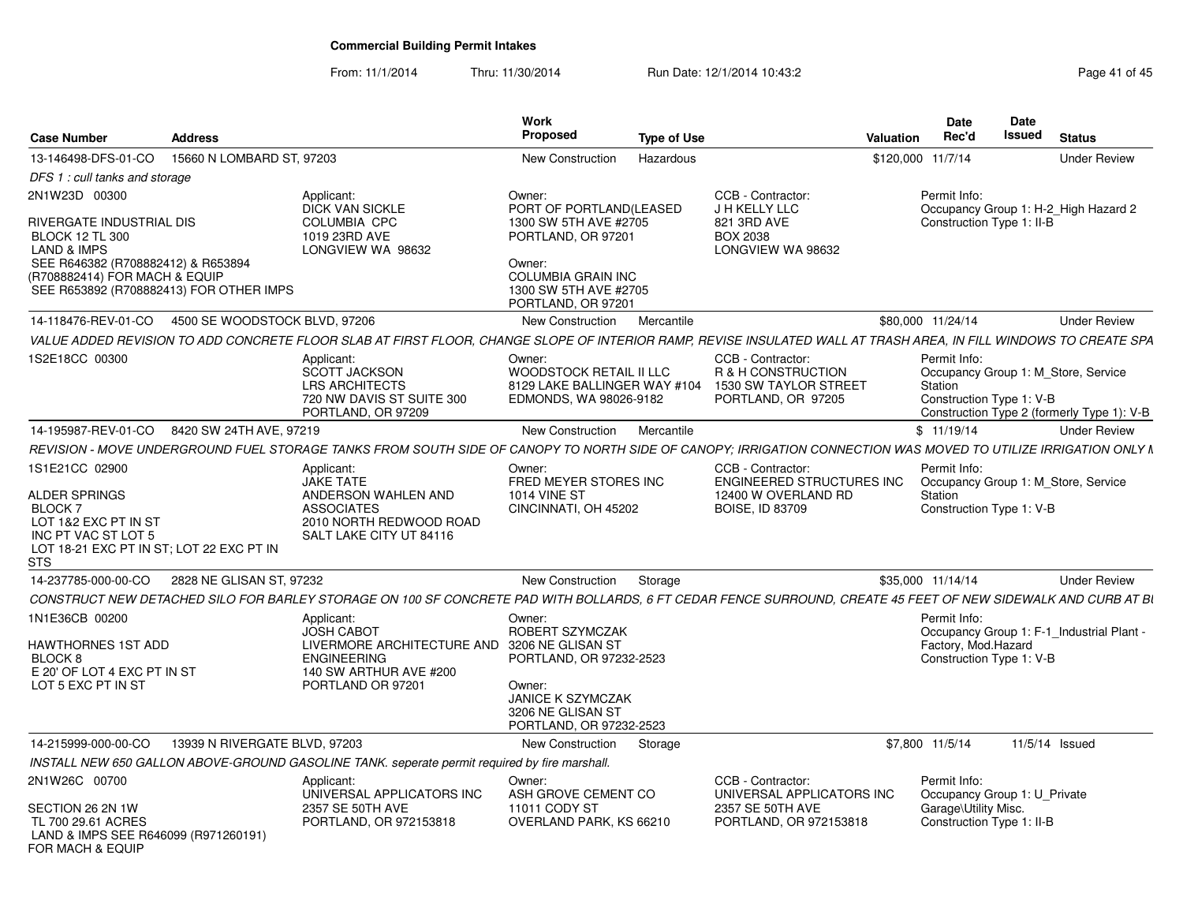# Commercial Building Permit Intakes

From: 11/1/2014 Thru: 11/30/2014 Run Date: 12/1/2014 10:43:2

| Case Number | Address | Work Proposed | Type of Use | Valuation | Date Rec'd | Date Issued | Status |
|---|---|---|---|---|---|---|---|
| 13-146498-DFS-01-CO | 15660 N LOMBARD ST, 97203 | New Construction | Hazardous | $120,000 | 11/7/14 | | Under Review |

*DFS 1 : cull tanks and storage*

2N1W23D 00300

RIVERGATE INDUSTRIAL DIS
BLOCK 12 TL 300
LAND & IMPS
SEE R646382 (R708882412) & R653894
(R708882414) FOR MACH & EQUIP
SEE R653892 (R708882413) FOR OTHER IMPS

Applicant:
DICK VAN SICKLE
COLUMBIA CPC
1019 23RD AVE
LONGVIEW WA 98632

Owner:
PORT OF PORTLAND(LEASED
1300 SW 5TH AVE #2705
PORTLAND, OR 97201

Owner:
COLUMBIA GRAIN INC
1300 SW 5TH AVE #2705
PORTLAND, OR 97201

CCB - Contractor:
J H KELLY LLC
821 3RD AVE
BOX 2038
LONGVIEW WA 98632

Permit Info:
Occupancy Group 1: H-2_High Hazard 2
Construction Type 1: II-B

---

| Case Number | Address | Work Proposed | Type of Use | Valuation | Date Rec'd | Date Issued | Status |
|---|---|---|---|---|---|---|---|
| 14-118476-REV-01-CO | 4500 SE WOODSTOCK BLVD, 97206 | New Construction | Mercantile | $80,000 | 11/24/14 | | Under Review |

*VALUE ADDED REVISION TO ADD CONCRETE FLOOR SLAB AT FIRST FLOOR, CHANGE SLOPE OF INTERIOR RAMP, REVISE INSULATED WALL AT TRASH AREA, IN FILL WINDOWS TO CREATE SPA*

1S2E18CC 00300

Applicant:
SCOTT JACKSON
LRS ARCHITECTS
720 NW DAVIS ST SUITE 300
PORTLAND, OR 97209

Owner:
WOODSTOCK RETAIL II LLC
8129 LAKE BALLINGER WAY #104
EDMONDS, WA 98026-9182

CCB - Contractor:
R & H CONSTRUCTION
1530 SW TAYLOR STREET
PORTLAND, OR 97205

Permit Info:
Occupancy Group 1: M_Store, Service Station
Construction Type 1: V-B
Construction Type 2 (formerly Type 1): V-B

---

| Case Number | Address | Work Proposed | Type of Use | Valuation | Date Rec'd | Date Issued | Status |
|---|---|---|---|---|---|---|---|
| 14-195987-REV-01-CO | 8420 SW 24TH AVE, 97219 | New Construction | Mercantile | $ | 11/19/14 | | Under Review |

*REVISION - MOVE UNDERGROUND FUEL STORAGE TANKS FROM SOUTH SIDE OF CANOPY TO NORTH SIDE OF CANOPY; IRRIGATION CONNECTION WAS MOVED TO UTILIZE IRRIGATION ONLY M*

1S1E21CC 02900

ALDER SPRINGS
BLOCK 7
LOT 1&2 EXC PT IN ST
INC PT VAC ST LOT 5
LOT 18-21 EXC PT IN ST; LOT 22 EXC PT IN STS

Applicant:
JAKE TATE
ANDERSON WAHLEN AND ASSOCIATES
2010 NORTH REDWOOD ROAD
SALT LAKE CITY UT 84116

Owner:
FRED MEYER STORES INC
1014 VINE ST
CINCINNATI, OH 45202

CCB - Contractor:
ENGINEERED STRUCTURES INC
12400 W OVERLAND RD
BOISE, ID 83709

Permit Info:
Occupancy Group 1: M_Store, Service Station
Construction Type 1: V-B

---

| Case Number | Address | Work Proposed | Type of Use | Valuation | Date Rec'd | Date Issued | Status |
|---|---|---|---|---|---|---|---|
| 14-237785-000-00-CO | 2828 NE GLISAN ST, 97232 | New Construction | Storage | $35,000 | 11/14/14 | | Under Review |

*CONSTRUCT NEW DETACHED SILO FOR BARLEY STORAGE ON 100 SF CONCRETE PAD WITH BOLLARDS, 6 FT CEDAR FENCE SURROUND, CREATE 45 FEET OF NEW SIDEWALK AND CURB AT BU*

1N1E36CB 00200

HAWTHORNES 1ST ADD
BLOCK 8
E 20' OF LOT 4 EXC PT IN ST
LOT 5 EXC PT IN ST

Applicant:
JOSH CABOT
LIVERMORE ARCHITECTURE AND ENGINEERING
140 SW ARTHUR AVE #200
PORTLAND OR 97201

Owner:
ROBERT SZYMCZAK
3206 NE GLISAN ST
PORTLAND, OR 97232-2523

Owner:
JANICE K SZYMCZAK
3206 NE GLISAN ST
PORTLAND, OR 97232-2523

Permit Info:
Occupancy Group 1: F-1_Industrial Plant - Factory, Mod.Hazard
Construction Type 1: V-B

---

| Case Number | Address | Work Proposed | Type of Use | Valuation | Date Rec'd | Date Issued | Status |
|---|---|---|---|---|---|---|---|
| 14-215999-000-00-CO | 13939 N RIVERGATE BLVD, 97203 | New Construction | Storage | $7,800 | 11/5/14 | 11/5/14 | Issued |

*INSTALL NEW 650 GALLON ABOVE-GROUND GASOLINE TANK. seperate permit required by fire marshall.*

2N1W26C 00700

SECTION 26 2N 1W
TL 700 29.61 ACRES
LAND & IMPS SEE R646099 (R971260191)
FOR MACH & EQUIP

Applicant:
UNIVERSAL APPLICATORS INC
2357 SE 50TH AVE
PORTLAND, OR 972153818

Owner:
ASH GROVE CEMENT CO
11011 CODY ST
OVERLAND PARK, KS 66210

CCB - Contractor:
UNIVERSAL APPLICATORS INC
2357 SE 50TH AVE
PORTLAND, OR 972153818

Permit Info:
Occupancy Group 1: U_Private Garage\Utility Misc.
Construction Type 1: II-B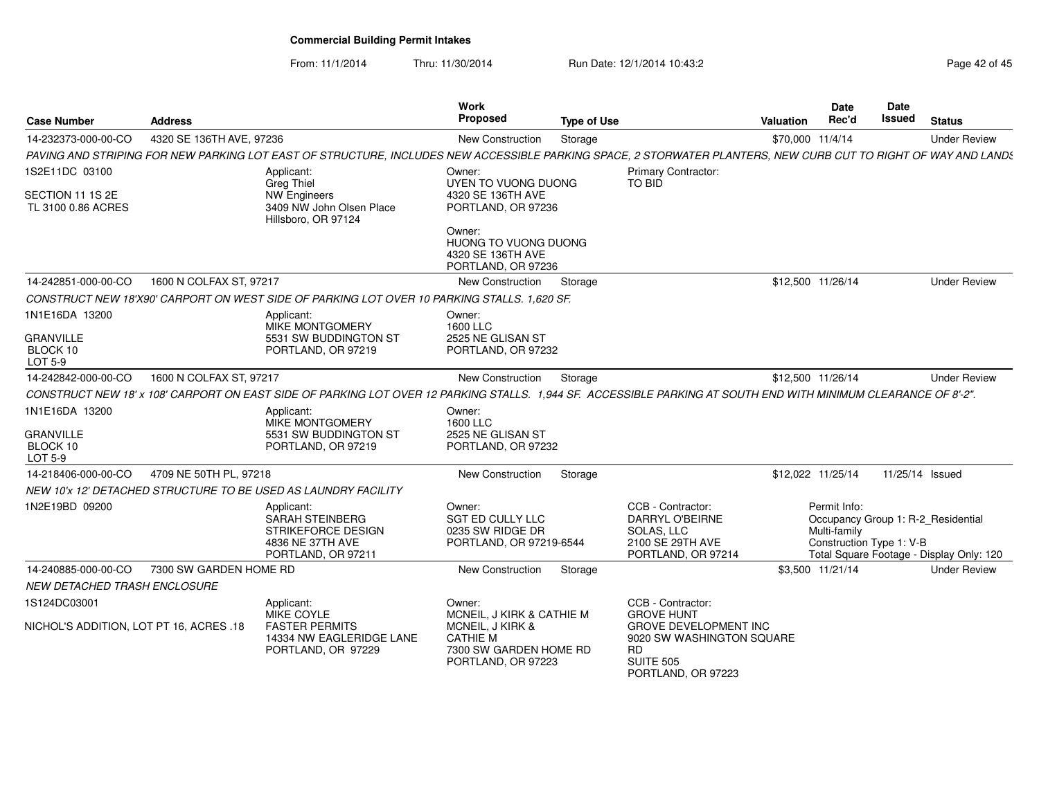**Commercial Building Permit Intakes**

From: 11/1/2014 Thru: 11/30/2014 Run Date: 12/1/2014 10:43:2

| Case Number | Address | Work Proposed | Type of Use | Valuation | Date Rec'd | Date Issued | Status |
|---|---|---|---|---|---|---|---|
| 14-232373-000-00-CO | 4320 SE 136TH AVE, 97236 | New Construction | Storage | $70,000 | 11/4/14 | | Under Review |

PAVING AND STRIPING FOR NEW PARKING LOT EAST OF STRUCTURE, INCLUDES NEW ACCESSIBLE PARKING SPACE, 2 STORWATER PLANTERS, NEW CURB CUT TO RIGHT OF WAY AND LANDS

1S2E11DC 03100

SECTION 11 1S 2E
TL 3100 0.86 ACRES

Applicant:
Greg Thiel
NW Engineers
3409 NW John Olsen Place
Hillsboro, OR 97124

Owner:
UYEN TO VUONG DUONG
4320 SE 136TH AVE
PORTLAND, OR 97236

Owner:
HUONG TO VUONG DUONG
4320 SE 136TH AVE
PORTLAND, OR 97236

Primary Contractor:
TO BID

| Case Number | Address | Work Proposed | Type of Use | Valuation | Date Rec'd | Date Issued | Status |
|---|---|---|---|---|---|---|---|
| 14-242851-000-00-CO | 1600 N COLFAX ST, 97217 | New Construction | Storage | $12,500 | 11/26/14 | | Under Review |

CONSTRUCT NEW 18'X90' CARPORT ON WEST SIDE OF PARKING LOT OVER 10 PARKING STALLS. 1,620 SF.

1N1E16DA 13200

GRANVILLE
BLOCK 10
LOT 5-9

Applicant:
MIKE MONTGOMERY
5531 SW BUDDINGTON ST
PORTLAND, OR 97219

Owner:
1600 LLC
2525 NE GLISAN ST
PORTLAND, OR 97232

| Case Number | Address | Work Proposed | Type of Use | Valuation | Date Rec'd | Date Issued | Status |
|---|---|---|---|---|---|---|---|
| 14-242842-000-00-CO | 1600 N COLFAX ST, 97217 | New Construction | Storage | $12,500 | 11/26/14 | | Under Review |

CONSTRUCT NEW 18' x 108' CARPORT ON EAST SIDE OF PARKING LOT OVER 12 PARKING STALLS. 1,944 SF. ACCESSIBLE PARKING AT SOUTH END WITH MINIMUM CLEARANCE OF 8'-2".

1N1E16DA 13200

GRANVILLE
BLOCK 10
LOT 5-9

Applicant:
MIKE MONTGOMERY
5531 SW BUDDINGTON ST
PORTLAND, OR 97219

Owner:
1600 LLC
2525 NE GLISAN ST
PORTLAND, OR 97232

| Case Number | Address | Work Proposed | Type of Use | Valuation | Date Rec'd | Date Issued | Status |
|---|---|---|---|---|---|---|---|
| 14-218406-000-00-CO | 4709 NE 50TH PL, 97218 | New Construction | Storage | $12,022 | 11/25/14 | 11/25/14 | Issued |

NEW 10'x 12' DETACHED STRUCTURE TO BE USED AS LAUNDRY FACILITY

1N2E19BD 09200

Applicant:
SARAH STEINBERG
STRIKEFORCE DESIGN
4836 NE 37TH AVE
PORTLAND, OR 97211

Owner:
SGT ED CULLY LLC
0235 SW RIDGE DR
PORTLAND, OR 97219-6544

CCB - Contractor:
DARRYL O'BEIRNE
SOLAS, LLC
2100 SE 29TH AVE
PORTLAND, OR 97214

Permit Info:
Occupancy Group 1: R-2_Residential Multi-family
Construction Type 1: V-B
Total Square Footage - Display Only: 120

| Case Number | Address | Work Proposed | Type of Use | Valuation | Date Rec'd | Date Issued | Status |
|---|---|---|---|---|---|---|---|
| 14-240885-000-00-CO | 7300 SW GARDEN HOME RD | New Construction | Storage | $3,500 | 11/21/14 | | Under Review |

NEW DETACHED TRASH ENCLOSURE

1S124DC03001

NICHOL'S ADDITION, LOT PT 16, ACRES .18

Applicant:
MIKE COYLE
FASTER PERMITS
14334 NW EAGLERIDGE LANE
PORTLAND, OR 97229

Owner:
MCNEIL, J KIRK & CATHIE M
MCNEIL, J KIRK &
CATHIE M
7300 SW GARDEN HOME RD
PORTLAND, OR 97223

CCB - Contractor:
GROVE HUNT
GROVE DEVELOPMENT INC
9020 SW WASHINGTON SQUARE RD
SUITE 505
PORTLAND, OR 97223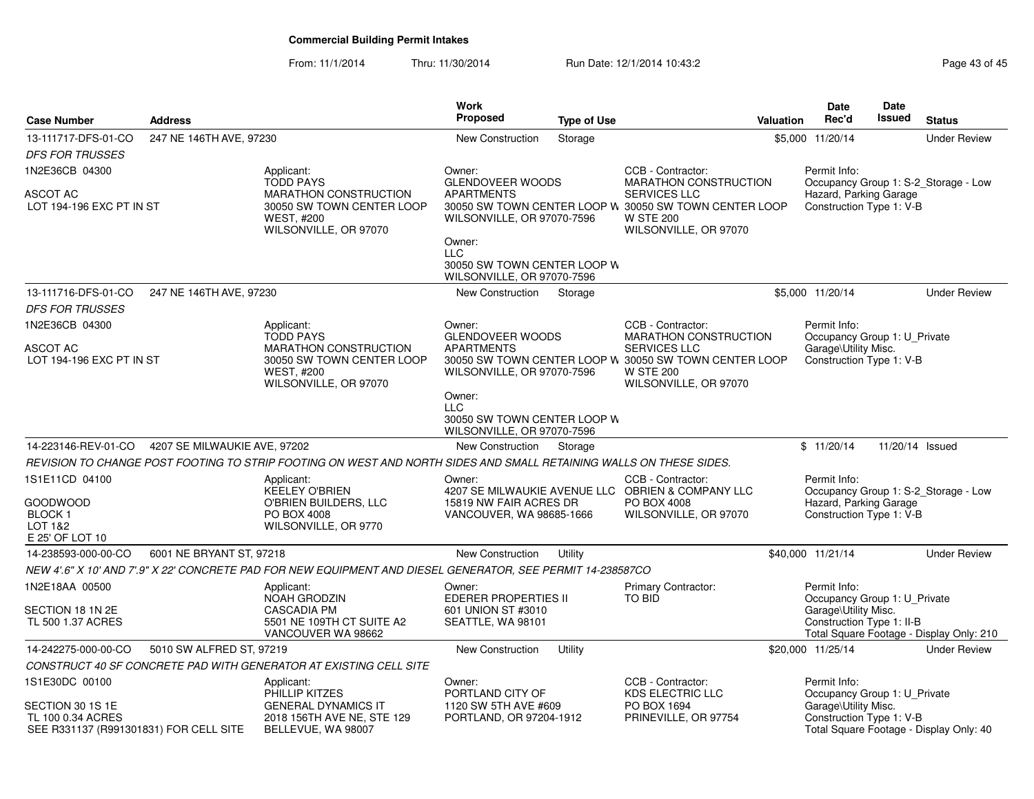**Commercial Building Permit Intakes**

From: 11/1/2014 Thru: 11/30/2014 Run Date: 12/1/2014 10:43:2

| Case Number | Address | Work Proposed | Type of Use | Valuation | Date Rec'd | Date Issued | Status |
|---|---|---|---|---|---|---|---|
| 13-111717-DFS-01-CO | 247 NE 146TH AVE, 97230 | New Construction | Storage | $5,000 | 11/20/14 | | Under Review |
| 13-111716-DFS-01-CO | 247 NE 146TH AVE, 97230 | New Construction | Storage | $5,000 | 11/20/14 | | Under Review |
| 14-223146-REV-01-CO | 4207 SE MILWAUKIE AVE, 97202 | New Construction | Storage | $ | 11/20/14 | 11/20/14 | Issued |
| 14-238593-000-00-CO | 6001 NE BRYANT ST, 97218 | New Construction | Utility | $40,000 | 11/21/14 | | Under Review |
| 14-242275-000-00-CO | 5010 SW ALFRED ST, 97219 | New Construction | Utility | $20,000 | 11/25/14 | | Under Review |

**13-111717-DFS-01-CO** — 247 NE 146TH AVE, 97230

*DFS FOR TRUSSES*

1N2E36CB 04300
ASCOT AC
LOT 194-196 EXC PT IN ST

Applicant: TODD PAYS, MARATHON CONSTRUCTION, 30050 SW TOWN CENTER LOOP WEST, #200, WILSONVILLE, OR 97070

Owner: GLENDOVEER WOODS APARTMENTS, 30050 SW TOWN CENTER LOOP W, WILSONVILLE, OR 97070-7596

Owner: LLC, 30050 SW TOWN CENTER LOOP W, WILSONVILLE, OR 97070-7596

CCB - Contractor: MARATHON CONSTRUCTION SERVICES LLC, 30050 SW TOWN CENTER LOOP W STE 200, WILSONVILLE, OR 97070

Permit Info: Occupancy Group 1: S-2_Storage - Low Hazard, Parking Garage; Construction Type 1: V-B

**13-111716-DFS-01-CO** — 247 NE 146TH AVE, 97230

*DFS FOR TRUSSES*

1N2E36CB 04300
ASCOT AC
LOT 194-196 EXC PT IN ST

Applicant: TODD PAYS, MARATHON CONSTRUCTION, 30050 SW TOWN CENTER LOOP WEST, #200, WILSONVILLE, OR 97070

Owner: GLENDOVEER WOODS APARTMENTS, 30050 SW TOWN CENTER LOOP W, WILSONVILLE, OR 97070-7596

Owner: LLC, 30050 SW TOWN CENTER LOOP W, WILSONVILLE, OR 97070-7596

CCB - Contractor: MARATHON CONSTRUCTION SERVICES LLC, 30050 SW TOWN CENTER LOOP W STE 200, WILSONVILLE, OR 97070

Permit Info: Occupancy Group 1: U_Private Garage\Utility Misc.; Construction Type 1: V-B

**14-223146-REV-01-CO** — 4207 SE MILWAUKIE AVE, 97202

*REVISION TO CHANGE POST FOOTING TO STRIP FOOTING ON WEST AND NORTH SIDES AND SMALL RETAINING WALLS ON THESE SIDES.*

1S1E11CD 04100
GOODWOOD
BLOCK 1
LOT 1&2
E 25' OF LOT 10

Applicant: KEELEY O'BRIEN, O'BRIEN BUILDERS, LLC, PO BOX 4008, WILSONVILLE, OR 9770

Owner: 4207 SE MILWAUKIE AVENUE LLC, 15819 NW FAIR ACRES DR, VANCOUVER, WA 98685-1666

CCB - Contractor: OBRIEN & COMPANY LLC, PO BOX 4008, WILSONVILLE, OR 97070

Permit Info: Occupancy Group 1: S-2_Storage - Low Hazard, Parking Garage; Construction Type 1: V-B

**14-238593-000-00-CO** — 6001 NE BRYANT ST, 97218

*NEW 4'.6" X 10' AND 7'.9" X 22' CONCRETE PAD FOR NEW EQUIPMENT AND DIESEL GENERATOR, SEE PERMIT 14-238587CO*

1N2E18AA 00500
SECTION 18 1N 2E
TL 500 1.37 ACRES

Applicant: NOAH GRODZIN, CASCADIA PM, 5501 NE 109TH CT SUITE A2, VANCOUVER WA 98662

Owner: EDERER PROPERTIES II, 601 UNION ST #3010, SEATTLE, WA 98101

Primary Contractor: TO BID

Permit Info: Occupancy Group 1: U_Private Garage\Utility Misc.; Construction Type 1: II-B; Total Square Footage - Display Only: 210

**14-242275-000-00-CO** — 5010 SW ALFRED ST, 97219

*CONSTRUCT 40 SF CONCRETE PAD WITH GENERATOR AT EXISTING CELL SITE*

1S1E30DC 00100
SECTION 30 1S 1E
TL 100 0.34 ACRES
SEE R331137 (R991301831) FOR CELL SITE

Applicant: PHILLIP KITZES, GENERAL DYNAMICS IT, 2018 156TH AVE NE, STE 129, BELLEVUE, WA 98007

Owner: PORTLAND CITY OF, 1120 SW 5TH AVE #609, PORTLAND, OR 97204-1912

CCB - Contractor: KDS ELECTRIC LLC, PO BOX 1694, PRINEVILLE, OR 97754

Permit Info: Occupancy Group 1: U_Private Garage\Utility Misc.; Construction Type 1: V-B; Total Square Footage - Display Only: 40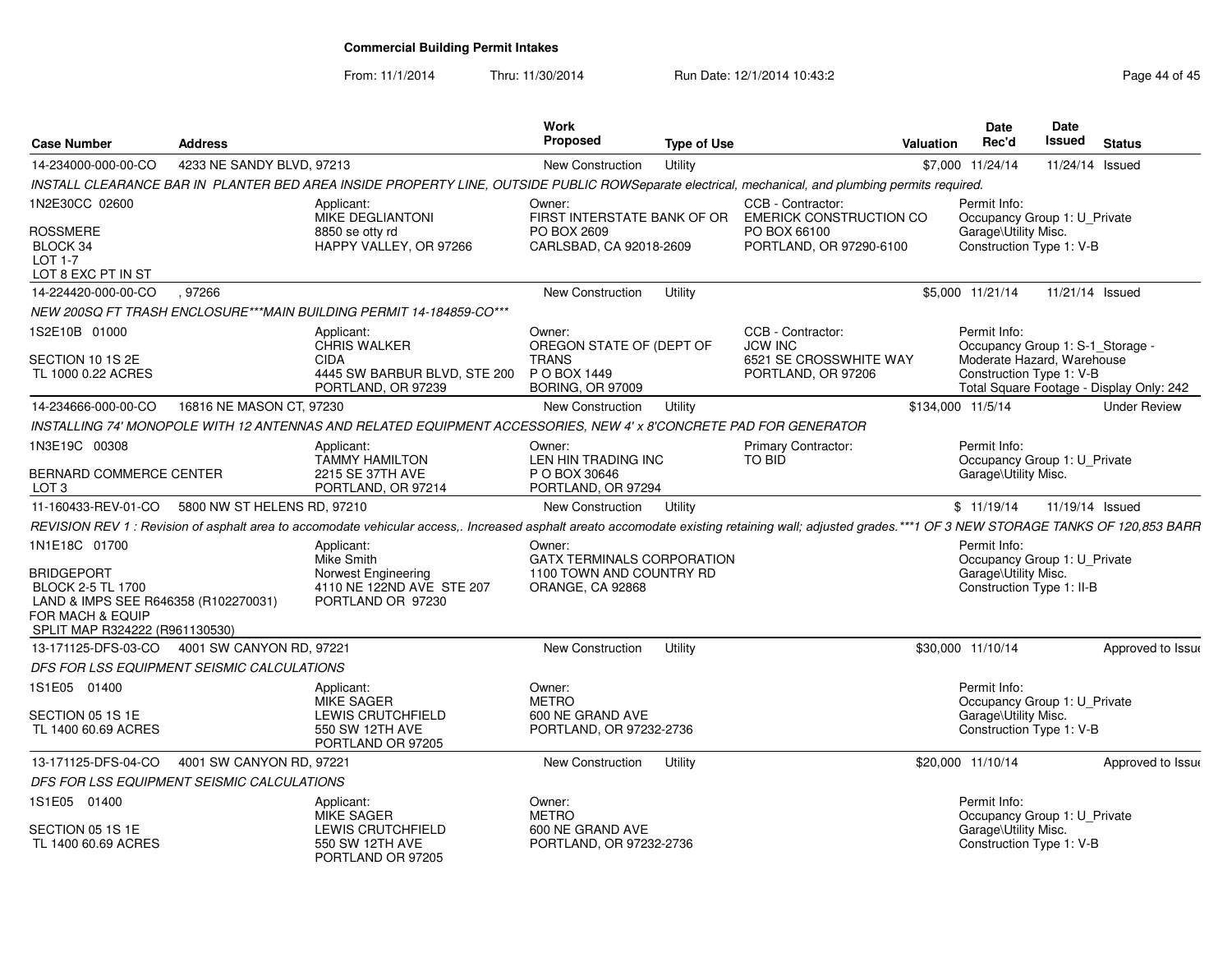# Commercial Building Permit Intakes

From: 11/1/2014 Thru: 11/30/2014 Run Date: 12/1/2014 10:43:2

| Case Number | Address | Work Proposed | Type of Use | Valuation | Date Rec'd | Date Issued | Status |
|---|---|---|---|---|---|---|---|
| 14-234000-000-00-CO | 4233 NE SANDY BLVD, 97213 | New Construction | Utility | $7,000 | 11/24/14 | 11/24/14 | Issued |

*INSTALL CLEARANCE BAR IN PLANTER BED AREA INSIDE PROPERTY LINE, OUTSIDE PUBLIC ROWSeparate electrical, mechanical, and plumbing permits required.*

1N2E30CC 02600
ROSSMERE
BLOCK 34
LOT 1-7
LOT 8 EXC PT IN ST

Applicant: MIKE DEGLIANTONI, 8850 se otty rd, HAPPY VALLEY, OR 97266

Owner: FIRST INTERSTATE BANK OF OR, PO BOX 2609, CARLSBAD, CA 92018-2609

CCB - Contractor: EMERICK CONSTRUCTION CO, PO BOX 66100, PORTLAND, OR 97290-6100

Permit Info: Occupancy Group 1: U_Private Garage\Utility Misc.; Construction Type 1: V-B

---

| Case Number | Address | Work Proposed | Type of Use | Valuation | Date Rec'd | Date Issued | Status |
|---|---|---|---|---|---|---|---|
| 14-224420-000-00-CO | , 97266 | New Construction | Utility | $5,000 | 11/21/14 | 11/21/14 | Issued |

*NEW 200SQ FT TRASH ENCLOSURE***MAIN BUILDING PERMIT 14-184859-CO****

1S2E10B 01000
SECTION 10 1S 2E
TL 1000 0.22 ACRES

Applicant: CHRIS WALKER, CIDA, 4445 SW BARBUR BLVD, STE 200, PORTLAND, OR 97239

Owner: OREGON STATE OF (DEPT OF TRANS, P O BOX 1449, BORING, OR 97009

CCB - Contractor: JCW INC, 6521 SE CROSSWHITE WAY, PORTLAND, OR 97206

Permit Info: Occupancy Group 1: S-1_Storage - Moderate Hazard, Warehouse; Construction Type 1: V-B; Total Square Footage - Display Only: 242

---

| Case Number | Address | Work Proposed | Type of Use | Valuation | Date Rec'd | Date Issued | Status |
|---|---|---|---|---|---|---|---|
| 14-234666-000-00-CO | 16816 NE MASON CT, 97230 | New Construction | Utility | $134,000 | 11/5/14 | | Under Review |

*INSTALLING 74' MONOPOLE WITH 12 ANTENNAS AND RELATED EQUIPMENT ACCESSORIES, NEW 4' x 8'CONCRETE PAD FOR GENERATOR*

1N3E19C 00308
BERNARD COMMERCE CENTER
LOT 3

Applicant: TAMMY HAMILTON, 2215 SE 37TH AVE, PORTLAND, OR 97214

Owner: LEN HIN TRADING INC, P O BOX 30646, PORTLAND, OR 97294

Primary Contractor: TO BID

Permit Info: Occupancy Group 1: U_Private Garage\Utility Misc.

---

| Case Number | Address | Work Proposed | Type of Use | Valuation | Date Rec'd | Date Issued | Status |
|---|---|---|---|---|---|---|---|
| 11-160433-REV-01-CO | 5800 NW ST HELENS RD, 97210 | New Construction | Utility | $ | 11/19/14 | 11/19/14 | Issued |

*REVISION REV 1 : Revision of asphalt area to accomodate vehicular access,. Increased asphalt areato accomodate existing retaining wall; adjusted grades.***1 OF 3 NEW STORAGE TANKS OF 120,853 BARR*

1N1E18C 01700
BRIDGEPORT
BLOCK 2-5 TL 1700
LAND & IMPS SEE R646358 (R102270031)
FOR MACH & EQUIP
SPLIT MAP R324222 (R961130530)

Applicant: Mike Smith, Norwest Engineering, 4110 NE 122ND AVE STE 207, PORTLAND OR 97230

Owner: GATX TERMINALS CORPORATION, 1100 TOWN AND COUNTRY RD, ORANGE, CA 92868

Permit Info: Occupancy Group 1: U_Private Garage\Utility Misc.; Construction Type 1: II-B

---

| Case Number | Address | Work Proposed | Type of Use | Valuation | Date Rec'd | Date Issued | Status |
|---|---|---|---|---|---|---|---|
| 13-171125-DFS-03-CO | 4001 SW CANYON RD, 97221 | New Construction | Utility | $30,000 | 11/10/14 | | Approved to Issue |

*DFS FOR LSS EQUIPMENT SEISMIC CALCULATIONS*

1S1E05 01400
SECTION 05 1S 1E
TL 1400 60.69 ACRES

Applicant: MIKE SAGER, LEWIS CRUTCHFIELD, 550 SW 12TH AVE, PORTLAND OR 97205

Owner: METRO, 600 NE GRAND AVE, PORTLAND, OR 97232-2736

Permit Info: Occupancy Group 1: U_Private Garage\Utility Misc.; Construction Type 1: V-B

---

| Case Number | Address | Work Proposed | Type of Use | Valuation | Date Rec'd | Date Issued | Status |
|---|---|---|---|---|---|---|---|
| 13-171125-DFS-04-CO | 4001 SW CANYON RD, 97221 | New Construction | Utility | $20,000 | 11/10/14 | | Approved to Issue |

*DFS FOR LSS EQUIPMENT SEISMIC CALCULATIONS*

1S1E05 01400
SECTION 05 1S 1E
TL 1400 60.69 ACRES

Applicant: MIKE SAGER, LEWIS CRUTCHFIELD, 550 SW 12TH AVE, PORTLAND OR 97205

Owner: METRO, 600 NE GRAND AVE, PORTLAND, OR 97232-2736

Permit Info: Occupancy Group 1: U_Private Garage\Utility Misc.; Construction Type 1: V-B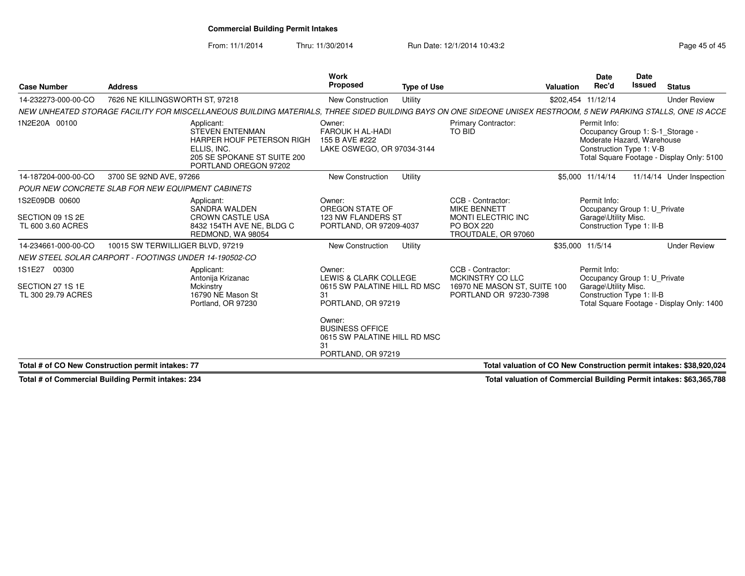**Commercial Building Permit Intakes**

From: 11/1/2014 Thru: 11/30/2014 Run Date: 12/1/2014 10:43:2

| Case Number | Address | Work Proposed | Type of Use | Valuation | Date Rec'd | Date Issued | Status |
|---|---|---|---|---|---|---|---|
| 14-232273-000-00-CO | 7626 NE KILLINGSWORTH ST, 97218 | New Construction | Utility | $202,454 | 11/12/14 | | Under Review |

*NEW UNHEATED STORAGE FACILITY FOR MISCELLANEOUS BUILDING MATERIALS, THREE SIDED BUILDING BAYS ON ONE SIDEONE UNISEX RESTROOM, 5 NEW PARKING STALLS, ONE IS ACCE*

1N2E20A 00100

Applicant: STEVEN ENTENMAN, HARPER HOUF PETERSON RIGH ELLIS, INC., 205 SE SPOKANE ST SUITE 200, PORTLAND OREGON 97202

Owner: FAROUK H AL-HADI, 155 B AVE #222, LAKE OSWEGO, OR 97034-3144

Primary Contractor: TO BID

Permit Info: Occupancy Group 1: S-1_Storage - Moderate Hazard, Warehouse; Construction Type 1: V-B; Total Square Footage - Display Only: 5100

| Case Number | Address | Work Proposed | Type of Use | Valuation | Date Rec'd | Date Issued | Status |
|---|---|---|---|---|---|---|---|
| 14-187204-000-00-CO | 3700 SE 92ND AVE, 97266 | New Construction | Utility | $5,000 | 11/14/14 | 11/14/14 | Under Inspection |

*POUR NEW CONCRETE SLAB FOR NEW EQUIPMENT CABINETS*

1S2E09DB 00600
SECTION 09 1S 2E
TL 600 3.60 ACRES

Applicant: SANDRA WALDEN, CROWN CASTLE USA, 8432 154TH AVE NE, BLDG C, REDMOND, WA 98054

Owner: OREGON STATE OF, 123 NW FLANDERS ST, PORTLAND, OR 97209-4037

CCB - Contractor: MIKE BENNETT, MONTI ELECTRIC INC, PO BOX 220, TROUTDALE, OR 97060

Permit Info: Occupancy Group 1: U_Private Garage\Utility Misc.; Construction Type 1: II-B

| Case Number | Address | Work Proposed | Type of Use | Valuation | Date Rec'd | Date Issued | Status |
|---|---|---|---|---|---|---|---|
| 14-234661-000-00-CO | 10015 SW TERWILLIGER BLVD, 97219 | New Construction | Utility | $35,000 | 11/5/14 | | Under Review |

*NEW STEEL SOLAR CARPORT - FOOTINGS UNDER 14-190502-CO*

1S1E27 00300
SECTION 27 1S 1E
TL 300 29.79 ACRES

Applicant: Antonija Krizanac, Mckinstry, 16790 NE Mason St, Portland, OR 97230

Owner: LEWIS & CLARK COLLEGE, 0615 SW PALATINE HILL RD MSC 31, PORTLAND, OR 97219

Owner: BUSINESS OFFICE, 0615 SW PALATINE HILL RD MSC 31, PORTLAND, OR 97219

CCB - Contractor: MCKINSTRY CO LLC, 16970 NE MASON ST, SUITE 100, PORTLAND OR 97230-7398

Permit Info: Occupancy Group 1: U_Private Garage\Utility Misc.; Construction Type 1: II-B; Total Square Footage - Display Only: 1400

**Total # of CO New Construction permit intakes: 77**

**Total valuation of CO New Construction permit intakes: $38,920,024**

**Total # of Commercial Building Permit intakes: 234**

**Total valuation of Commercial Building Permit intakes: $63,365,788**